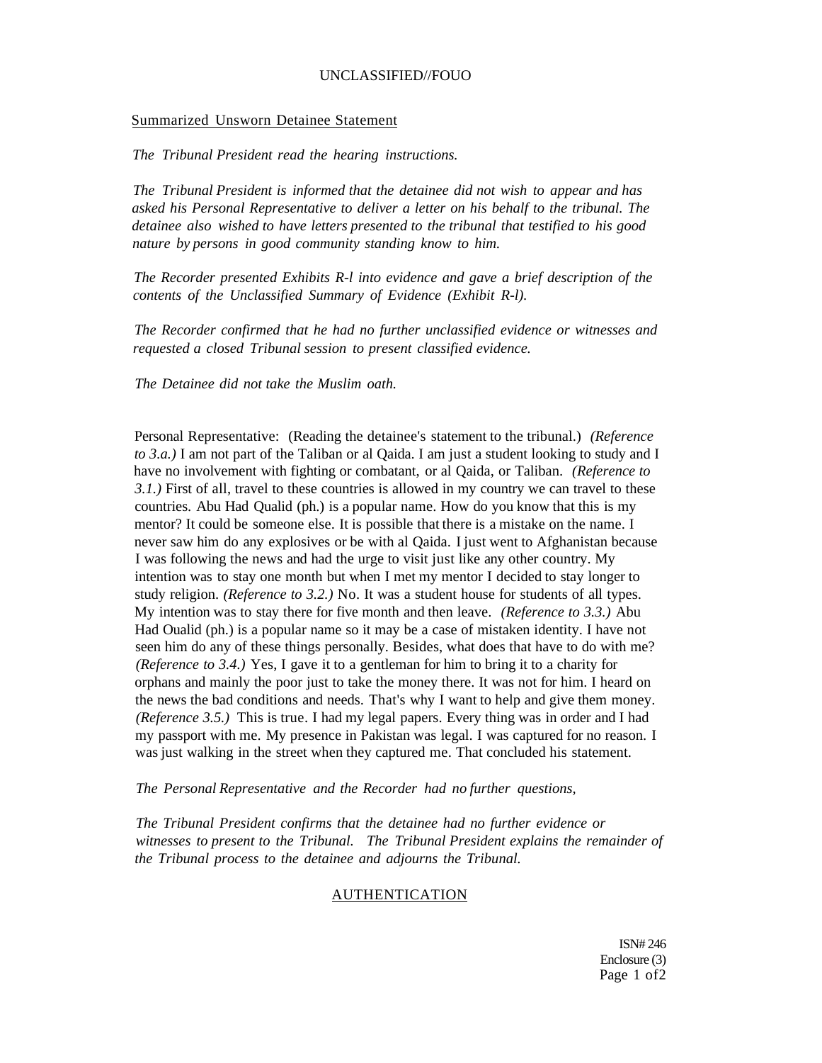UNCLASSIFIED//FOUO

## Summarized Unsworn Detainee Statement

*The Tribunal President read the hearing instructions.*

*The Tribunal President is informed that the detainee did not wish to appear and has asked his Personal Representative to deliver a letter on his behalf to the tribunal. The detainee also wished to have letters presented to the tribunal that testified to his good nature by persons in good community standing know to him.*

*The Recorder presented Exhibits R-l into evidence and gave a brief description of the contents of the Unclassified Summary of Evidence (Exhibit R-l).*

*The Recorder confirmed that he had no further unclassified evidence or witnesses and requested a closed Tribunal session to present classified evidence.*

*The Detainee did not take the Muslim oath.*

Personal Representative: (Reading the detainee's statement to the tribunal.) *(Reference to 3.a.)* I am not part of the Taliban or al Qaida. I am just a student looking to study and I have no involvement with fighting or combatant, or al Qaida, or Taliban. *(Reference to 3.1.)* First of all, travel to these countries is allowed in my country we can travel to these countries. Abu Had Qualid (ph.) is a popular name. How do you know that this is my mentor? It could be someone else. It is possible that there is a mistake on the name. I never saw him do any explosives or be with al Qaida. I just went to Afghanistan because I was following the news and had the urge to visit just like any other country. My intention was to stay one month but when I met my mentor I decided to stay longer to study religion. *(Reference to 3.2.)* No. It was a student house for students of all types. My intention was to stay there for five month and then leave. *(Reference to 3.3.)* Abu Had Oualid (ph.) is a popular name so it may be a case of mistaken identity. I have not seen him do any of these things personally. Besides, what does that have to do with me? *(Reference to 3.4.)* Yes, I gave it to a gentleman for him to bring it to a charity for orphans and mainly the poor just to take the money there. It was not for him. I heard on the news the bad conditions and needs. That's why I want to help and give them money. *(Reference 3.5.)* This is true. I had my legal papers. Every thing was in order and I had my passport with me. My presence in Pakistan was legal. I was captured for no reason. I was just walking in the street when they captured me. That concluded his statement.

*The Personal Representative and the Recorder had no further questions,*

*The Tribunal President confirms that the detainee had no further evidence or witnesses to present to the Tribunal. The Tribunal President explains the remainder of the Tribunal process to the detainee and adjourns the Tribunal.*

## AUTHENTICATION

ISN# 246
Enclosure (3)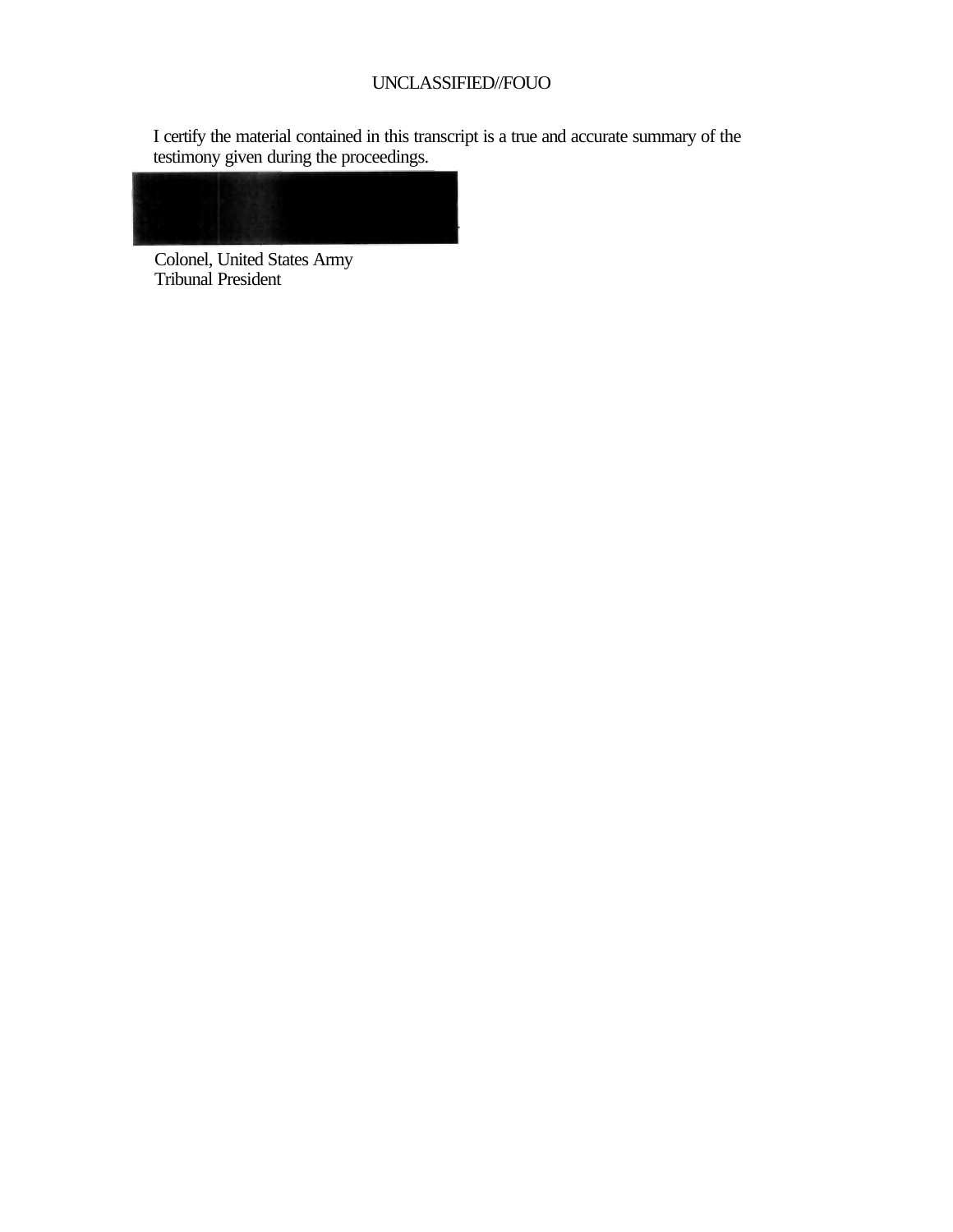UNCLASSIFIED//FOUO

I certify the material contained in this transcript is a true and accurate summary of the testimony given during the proceedings.

Colonel, United States Army
Tribunal President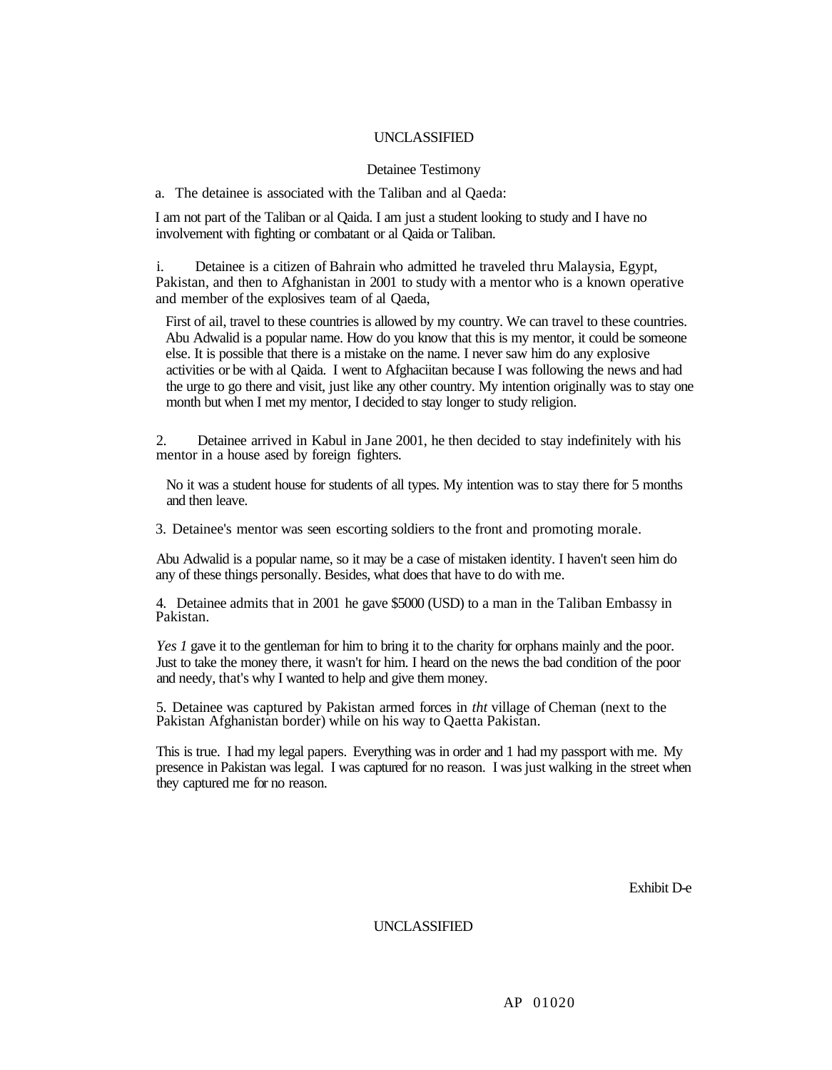UNCLASSIFIED

Detainee Testimony

a. The detainee is associated with the Taliban and al Qaeda:

I am not part of the Taliban or al Qaida. I am just a student looking to study and I have no involvement with fighting or combatant or al Qaida or Taliban.

i. Detainee is a citizen of Bahrain who admitted he traveled thru Malaysia, Egypt, Pakistan, and then to Afghanistan in 2001 to study with a mentor who is a known operative and member of the explosives team of al Qaeda,

First of ail, travel to these countries is allowed by my country. We can travel to these countries. Abu Adwalid is a popular name. How do you know that this is my mentor, it could be someone else. It is possible that there is a mistake on the name. I never saw him do any explosive activities or be with al Qaida. I went to Afghaciitan because I was following the news and had the urge to go there and visit, just like any other country. My intention originally was to stay one month but when I met my mentor, I decided to stay longer to study religion.

2. Detainee arrived in Kabul in Jane 2001, he then decided to stay indefinitely with his mentor in a house ased by foreign fighters.

No it was a student house for students of all types. My intention was to stay there for 5 months and then leave.

3. Detainee's mentor was seen escorting soldiers to the front and promoting morale.

Abu Adwalid is a popular name, so it may be a case of mistaken identity. I haven't seen him do any of these things personally. Besides, what does that have to do with me.

4. Detainee admits that in 2001 he gave $5000 (USD) to a man in the Taliban Embassy in Pakistan.

*Yes 1* gave it to the gentleman for him to bring it to the charity for orphans mainly and the poor. Just to take the money there, it wasn't for him. I heard on the news the bad condition of the poor and needy, that's why I wanted to help and give them money.

5. Detainee was captured by Pakistan armed forces in *tht* village of Cheman (next to the Pakistan Afghanistan border) while on his way to Qaetta Pakistan.

This is true. I had my legal papers. Everything was in order and 1 had my passport with me. My presence in Pakistan was legal. I was captured for no reason. I was just walking in the street when they captured me for no reason.

Exhibit D-e

UNCLASSIFIED

AP 01020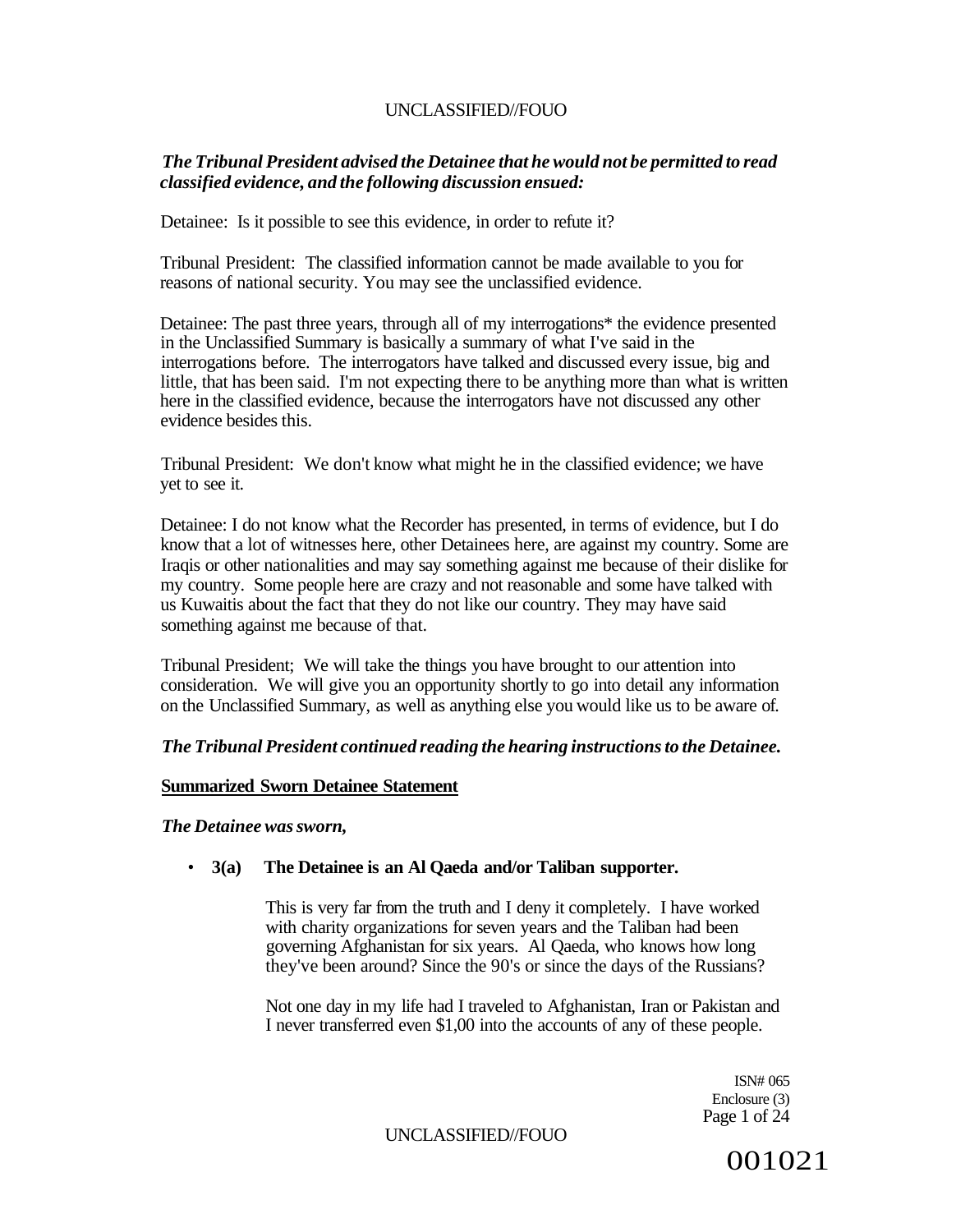*The Tribunal President advised the Detainee that he would not be permitted to read classified evidence, and the following discussion ensued:*

Detainee: Is it possible to see this evidence, in order to refute it?

Tribunal President: The classified information cannot be made available to you for reasons of national security. You may see the unclassified evidence.

Detainee: The past three years, through all of my interrogations* the evidence presented in the Unclassified Summary is basically a summary of what I've said in the interrogations before. The interrogators have talked and discussed every issue, big and little, that has been said. I'm not expecting there to be anything more than what is written here in the classified evidence, because the interrogators have not discussed any other evidence besides this.

Tribunal President: We don't know what might he in the classified evidence; we have yet to see it.

Detainee: I do not know what the Recorder has presented, in terms of evidence, but I do know that a lot of witnesses here, other Detainees here, are against my country. Some are Iraqis or other nationalities and may say something against me because of their dislike for my country. Some people here are crazy and not reasonable and some have talked with us Kuwaitis about the fact that they do not like our country. They may have said something against me because of that.

Tribunal President; We will take the things you have brought to our attention into consideration. We will give you an opportunity shortly to go into detail any information on the Unclassified Summary, as well as anything else you would like us to be aware of.

***The Tribunal President continued reading the hearing instructions to the Detainee.***

**Summarized Sworn Detainee Statement**

***The Detainee was sworn,***

- **3(a) The Detainee is an Al Qaeda and/or Taliban supporter.**

  This is very far from the truth and I deny it completely. I have worked with charity organizations for seven years and the Taliban had been governing Afghanistan for six years. Al Qaeda, who knows how long they've been around? Since the 90's or since the days of the Russians?

  Not one day in my life had I traveled to Afghanistan, Iran or Pakistan and I never transferred even $1,00 into the accounts of any of these people.

ISN# 065
Enclosure (3)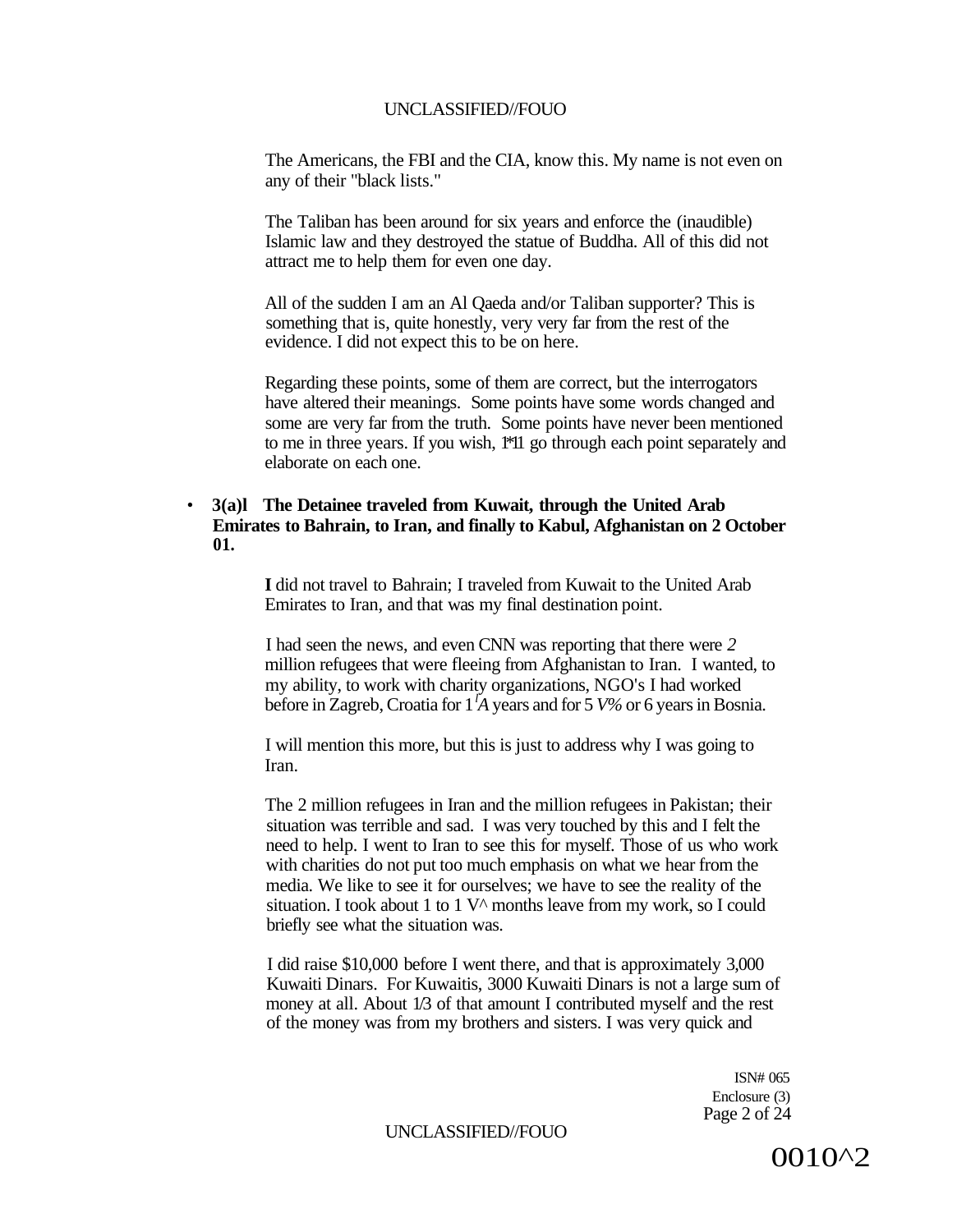The Americans, the FBI and the CIA, know this. My name is not even on any of their "black lists."

The Taliban has been around for six years and enforce the (inaudible) Islamic law and they destroyed the statue of Buddha. All of this did not attract me to help them for even one day.

All of the sudden I am an Al Qaeda and/or Taliban supporter? This is something that is, quite honestly, very very far from the rest of the evidence. I did not expect this to be on here.

Regarding these points, some of them are correct, but the interrogators have altered their meanings. Some points have some words changed and some are very far from the truth. Some points have never been mentioned to me in three years. If you wish, I*11 go through each point separately and elaborate on each one.

- **3(a)l The Detainee traveled from Kuwait, through the United Arab Emirates to Bahrain, to Iran, and finally to Kabul, Afghanistan on 2 October 01.**

  **I** did not travel to Bahrain; I traveled from Kuwait to the United Arab Emirates to Iran, and that was my final destination point.

  I had seen the news, and even CNN was reporting that there were *2* million refugees that were fleeing from Afghanistan to Iran. I wanted, to my ability, to work with charity organizations, NGO's I had worked before in Zagreb, Croatia for 1*'A* years and for 5 *V%* or 6 years in Bosnia.

  I will mention this more, but this is just to address why I was going to Iran.

  The 2 million refugees in Iran and the million refugees in Pakistan; their situation was terrible and sad. I was very touched by this and I felt the need to help. I went to Iran to see this for myself. Those of us who work with charities do not put too much emphasis on what we hear from the media. We like to see it for ourselves; we have to see the reality of the situation. I took about 1 to 1 V^ months leave from my work, so I could briefly see what the situation was.

  I did raise $10,000 before I went there, and that is approximately 3,000 Kuwaiti Dinars. For Kuwaitis, 3000 Kuwaiti Dinars is not a large sum of money at all. About 1/3 of that amount I contributed myself and the rest of the money was from my brothers and sisters. I was very quick and

ISN# 065
Enclosure (3)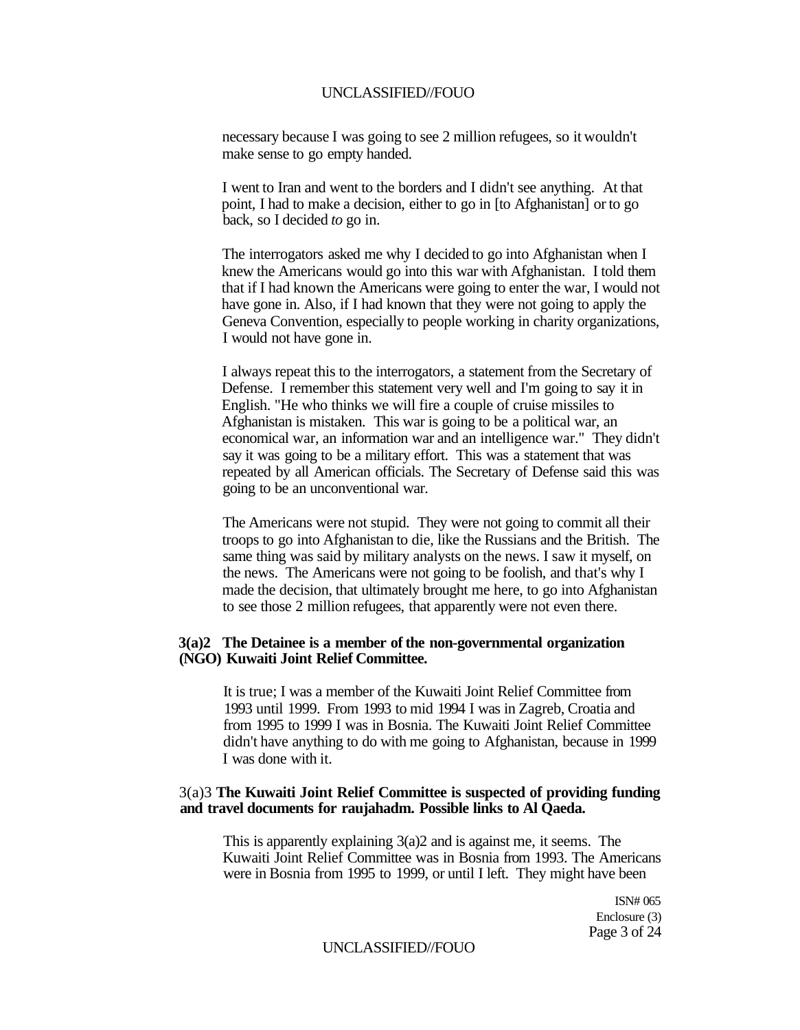necessary because I was going to see 2 million refugees, so it wouldn't make sense to go empty handed.

I went to Iran and went to the borders and I didn't see anything. At that point, I had to make a decision, either to go in [to Afghanistan] or to go back, so I decided *to* go in.

The interrogators asked me why I decided to go into Afghanistan when I knew the Americans would go into this war with Afghanistan. I told them that if I had known the Americans were going to enter the war, I would not have gone in. Also, if I had known that they were not going to apply the Geneva Convention, especially to people working in charity organizations, I would not have gone in.

I always repeat this to the interrogators, a statement from the Secretary of Defense. I remember this statement very well and I'm going to say it in English. "He who thinks we will fire a couple of cruise missiles to Afghanistan is mistaken. This war is going to be a political war, an economical war, an information war and an intelligence war." They didn't say it was going to be a military effort. This was a statement that was repeated by all American officials. The Secretary of Defense said this was going to be an unconventional war.

The Americans were not stupid. They were not going to commit all their troops to go into Afghanistan to die, like the Russians and the British. The same thing was said by military analysts on the news. I saw it myself, on the news. The Americans were not going to be foolish, and that's why I made the decision, that ultimately brought me here, to go into Afghanistan to see those 2 million refugees, that apparently were not even there.

**3(a)2 The Detainee is a member of the non-governmental organization (NGO) Kuwaiti Joint Relief Committee.**

It is true; I was a member of the Kuwaiti Joint Relief Committee from 1993 until 1999. From 1993 to mid 1994 I was in Zagreb, Croatia and from 1995 to 1999 I was in Bosnia. The Kuwaiti Joint Relief Committee didn't have anything to do with me going to Afghanistan, because in 1999 I was done with it.

3(a)3 **The Kuwaiti Joint Relief Committee is suspected of providing funding and travel documents for raujahadm. Possible links to Al Qaeda.**

This is apparently explaining 3(a)2 and is against me, it seems. The Kuwaiti Joint Relief Committee was in Bosnia from 1993. The Americans were in Bosnia from 1995 to 1999, or until I left. They might have been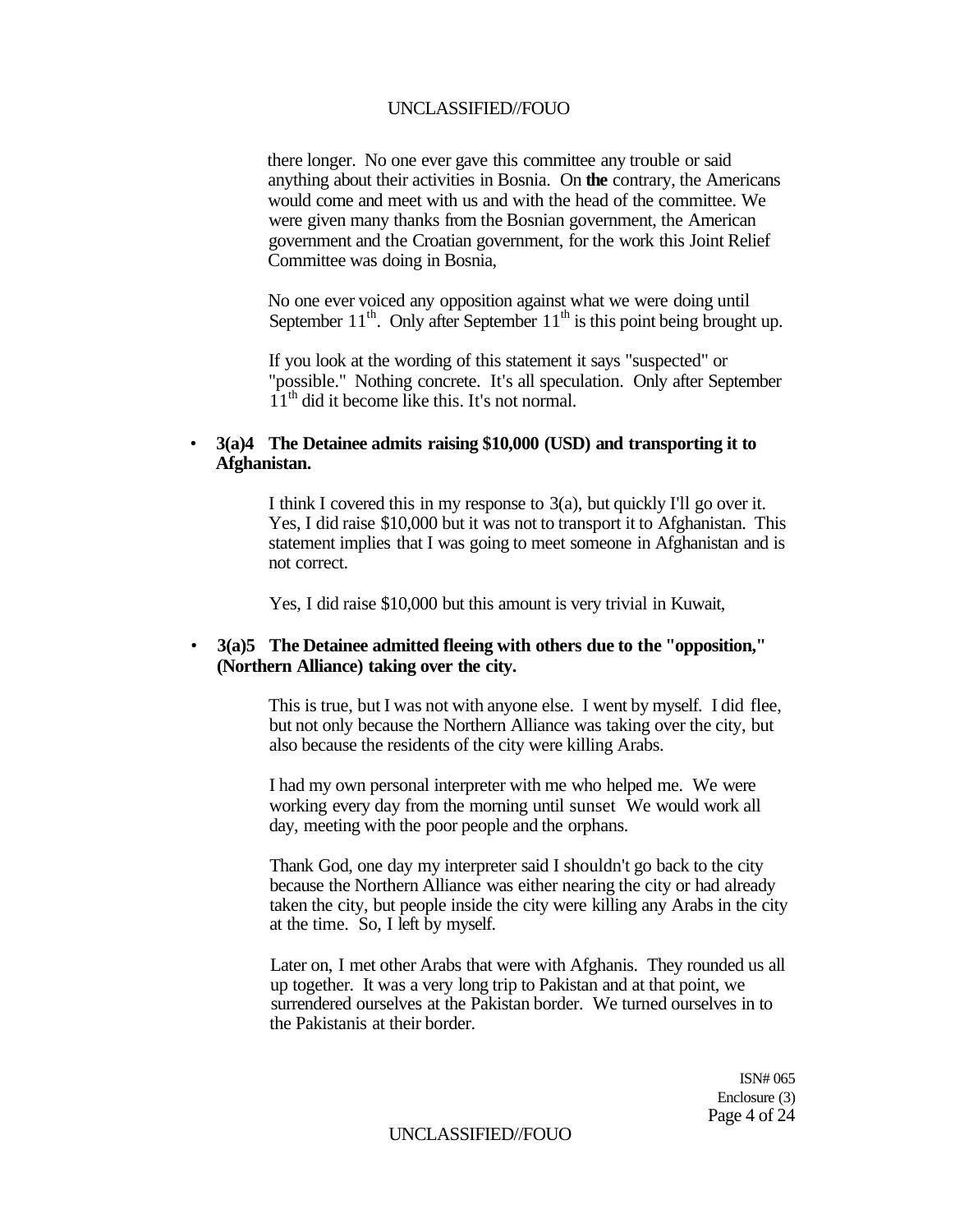there longer. No one ever gave this committee any trouble or said anything about their activities in Bosnia. On **the** contrary, the Americans would come and meet with us and with the head of the committee. We were given many thanks from the Bosnian government, the American government and the Croatian government, for the work this Joint Relief Committee was doing in Bosnia,

No one ever voiced any opposition against what we were doing until September 11th. Only after September 11th is this point being brought up.

If you look at the wording of this statement it says "suspected" or "possible." Nothing concrete. It's all speculation. Only after September 11th did it become like this. It's not normal.

- **3(a)4 The Detainee admits raising $10,000 (USD) and transporting it to Afghanistan.**

  I think I covered this in my response to 3(a), but quickly I'll go over it. Yes, I did raise $10,000 but it was not to transport it to Afghanistan. This statement implies that I was going to meet someone in Afghanistan and is not correct.

  Yes, I did raise $10,000 but this amount is very trivial in Kuwait,

- **3(a)5 The Detainee admitted fleeing with others due to the "opposition," (Northern Alliance) taking over the city.**

  This is true, but I was not with anyone else. I went by myself. I did flee, but not only because the Northern Alliance was taking over the city, but also because the residents of the city were killing Arabs.

  I had my own personal interpreter with me who helped me. We were working every day from the morning until sunset We would work all day, meeting with the poor people and the orphans.

  Thank God, one day my interpreter said I shouldn't go back to the city because the Northern Alliance was either nearing the city or had already taken the city, but people inside the city were killing any Arabs in the city at the time. So, I left by myself.

  Later on, I met other Arabs that were with Afghanis. They rounded us all up together. It was a very long trip to Pakistan and at that point, we surrendered ourselves at the Pakistan border. We turned ourselves in to the Pakistanis at their border.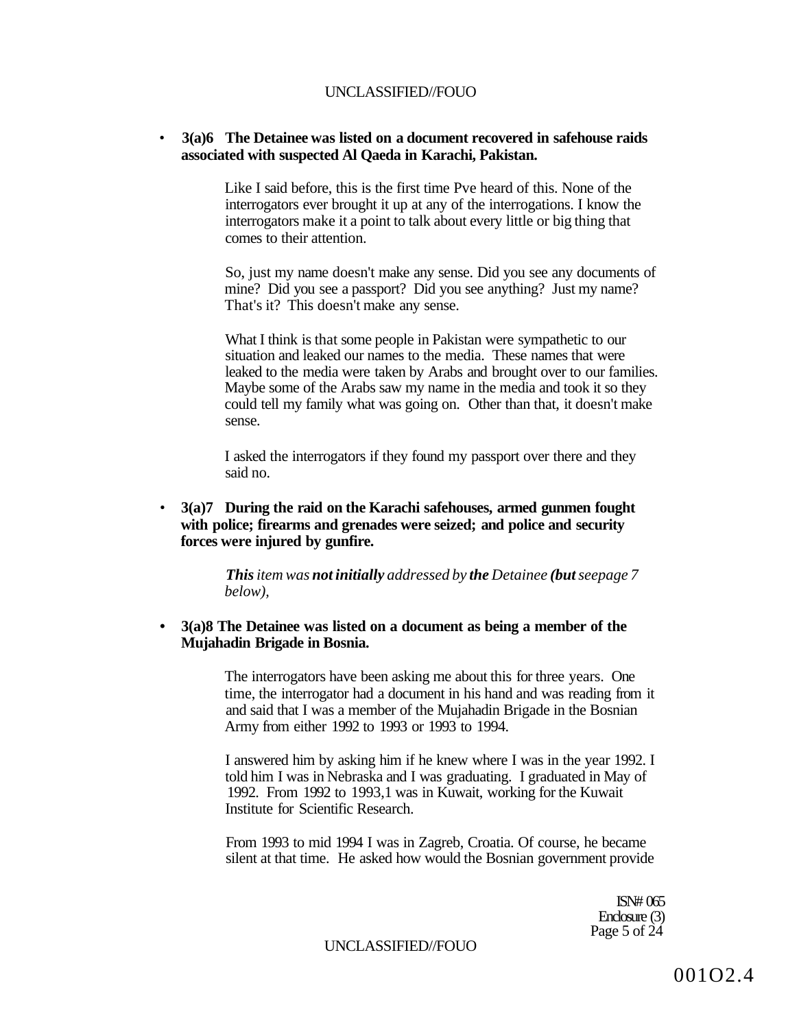- **3(a)6 The Detainee was listed on a document recovered in safehouse raids associated with suspected Al Qaeda in Karachi, Pakistan.**

  Like I said before, this is the first time Pve heard of this. None of the interrogators ever brought it up at any of the interrogations. I know the interrogators make it a point to talk about every little or big thing that comes to their attention.

  So, just my name doesn't make any sense. Did you see any documents of mine? Did you see a passport? Did you see anything? Just my name? That's it? This doesn't make any sense.

  What I think is that some people in Pakistan were sympathetic to our situation and leaked our names to the media. These names that were leaked to the media were taken by Arabs and brought over to our families. Maybe some of the Arabs saw my name in the media and took it so they could tell my family what was going on. Other than that, it doesn't make sense.

  I asked the interrogators if they found my passport over there and they said no.

- **3(a)7 During the raid on the Karachi safehouses, armed gunmen fought with police; firearms and grenades were seized; and police and security forces were injured by gunfire.**

  ***This** item was **not initially** addressed by **the** Detainee **(but** see page 7 below),*

- **3(a)8 The Detainee was listed on a document as being a member of the Mujahadin Brigade in Bosnia.**

  The interrogators have been asking me about this for three years. One time, the interrogator had a document in his hand and was reading from it and said that I was a member of the Mujahadin Brigade in the Bosnian Army from either 1992 to 1993 or 1993 to 1994.

  I answered him by asking him if he knew where I was in the year 1992. I told him I was in Nebraska and I was graduating. I graduated in May of 1992. From 1992 to 1993,1 was in Kuwait, working for the Kuwait Institute for Scientific Research.

  From 1993 to mid 1994 I was in Zagreb, Croatia. Of course, he became silent at that time. He asked how would the Bosnian government provide

ISN# 065
Enclosure (3)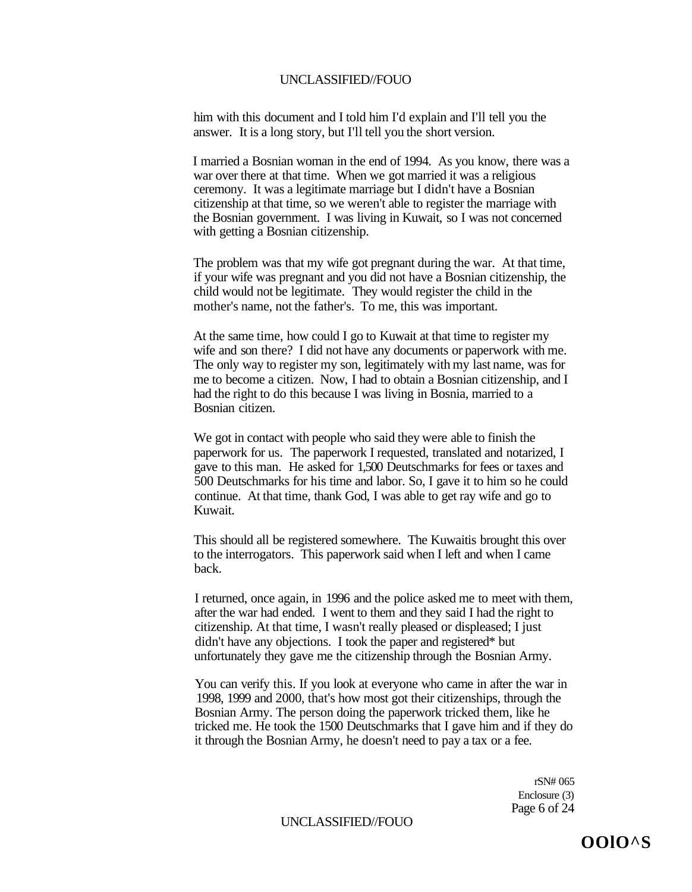him with this document and I told him I'd explain and I'll tell you the answer. It is a long story, but I'll tell you the short version.

I married a Bosnian woman in the end of 1994. As you know, there was a war over there at that time. When we got married it was a religious ceremony. It was a legitimate marriage but I didn't have a Bosnian citizenship at that time, so we weren't able to register the marriage with the Bosnian government. I was living in Kuwait, so I was not concerned with getting a Bosnian citizenship.

The problem was that my wife got pregnant during the war. At that time, if your wife was pregnant and you did not have a Bosnian citizenship, the child would not be legitimate. They would register the child in the mother's name, not the father's. To me, this was important.

At the same time, how could I go to Kuwait at that time to register my wife and son there? I did not have any documents or paperwork with me. The only way to register my son, legitimately with my last name, was for me to become a citizen. Now, I had to obtain a Bosnian citizenship, and I had the right to do this because I was living in Bosnia, married to a Bosnian citizen.

We got in contact with people who said they were able to finish the paperwork for us. The paperwork I requested, translated and notarized, I gave to this man. He asked for 1,500 Deutschmarks for fees or taxes and 500 Deutschmarks for his time and labor. So, I gave it to him so he could continue. At that time, thank God, I was able to get ray wife and go to Kuwait.

This should all be registered somewhere. The Kuwaitis brought this over to the interrogators. This paperwork said when I left and when I came back.

I returned, once again, in 1996 and the police asked me to meet with them, after the war had ended. I went to them and they said I had the right to citizenship. At that time, I wasn't really pleased or displeased; I just didn't have any objections. I took the paper and registered* but unfortunately they gave me the citizenship through the Bosnian Army.

You can verify this. If you look at everyone who came in after the war in 1998, 1999 and 2000, that's how most got their citizenships, through the Bosnian Army. The person doing the paperwork tricked them, like he tricked me. He took the 1500 Deutschmarks that I gave him and if they do it through the Bosnian Army, he doesn't need to pay a tax or a fee.

rSN# 065
Enclosure (3)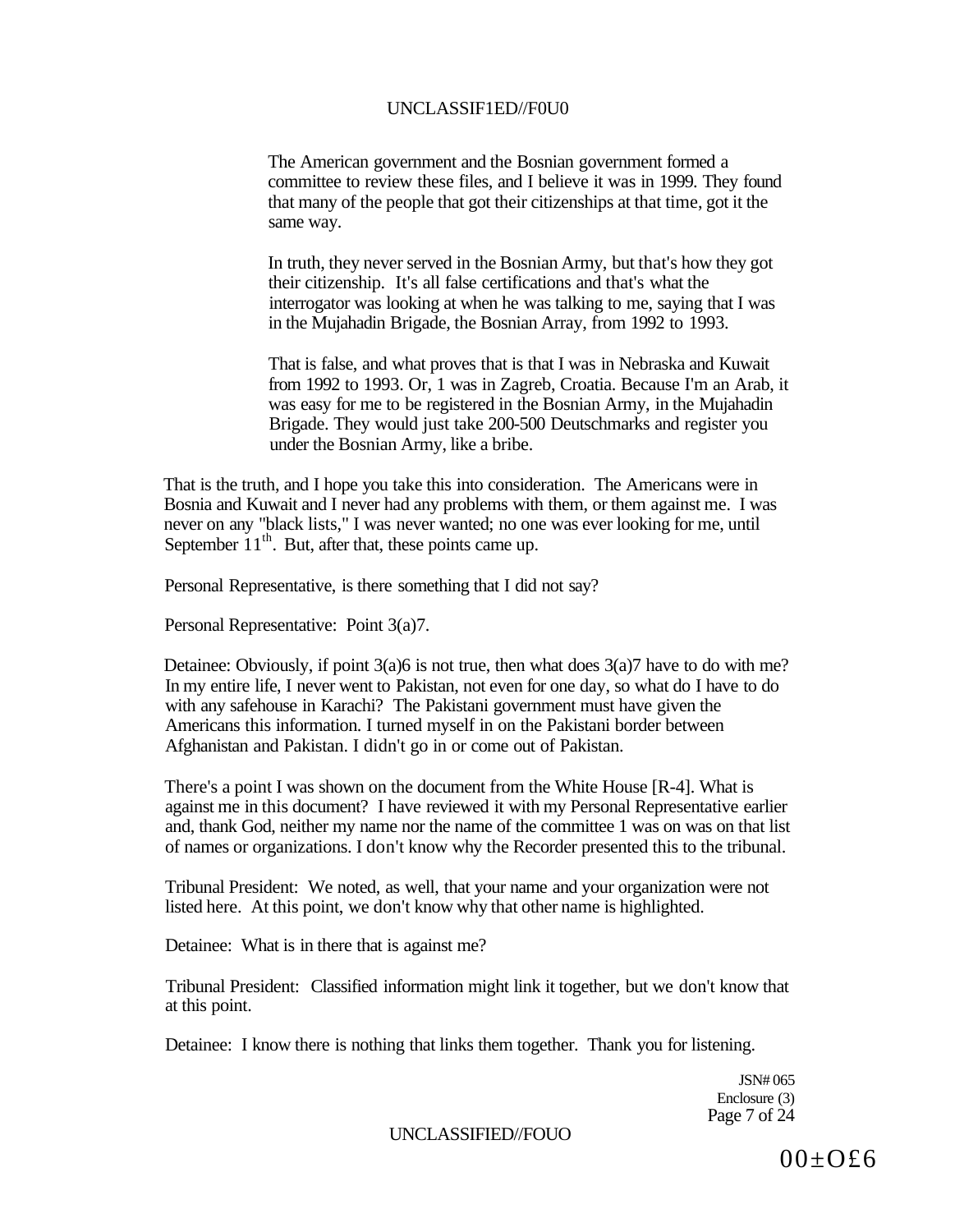The American government and the Bosnian government formed a committee to review these files, and I believe it was in 1999. They found that many of the people that got their citizenships at that time, got it the same way.

In truth, they never served in the Bosnian Army, but that's how they got their citizenship. It's all false certifications and that's what the interrogator was looking at when he was talking to me, saying that I was in the Mujahadin Brigade, the Bosnian Array, from 1992 to 1993.

That is false, and what proves that is that I was in Nebraska and Kuwait from 1992 to 1993. Or, 1 was in Zagreb, Croatia. Because I'm an Arab, it was easy for me to be registered in the Bosnian Army, in the Mujahadin Brigade. They would just take 200-500 Deutschmarks and register you under the Bosnian Army, like a bribe.

That is the truth, and I hope you take this into consideration. The Americans were in Bosnia and Kuwait and I never had any problems with them, or them against me. I was never on any "black lists," I was never wanted; no one was ever looking for me, until September 11th. But, after that, these points came up.

Personal Representative, is there something that I did not say?

Personal Representative: Point 3(a)7.

Detainee: Obviously, if point 3(a)6 is not true, then what does 3(a)7 have to do with me? In my entire life, I never went to Pakistan, not even for one day, so what do I have to do with any safehouse in Karachi? The Pakistani government must have given the Americans this information. I turned myself in on the Pakistani border between Afghanistan and Pakistan. I didn't go in or come out of Pakistan.

There's a point I was shown on the document from the White House [R-4]. What is against me in this document? I have reviewed it with my Personal Representative earlier and, thank God, neither my name nor the name of the committee 1 was on was on that list of names or organizations. I don't know why the Recorder presented this to the tribunal.

Tribunal President: We noted, as well, that your name and your organization were not listed here. At this point, we don't know why that other name is highlighted.

Detainee: What is in there that is against me?

Tribunal President: Classified information might link it together, but we don't know that at this point.

Detainee: I know there is nothing that links them together. Thank you for listening.

JSN# 065
Enclosure (3)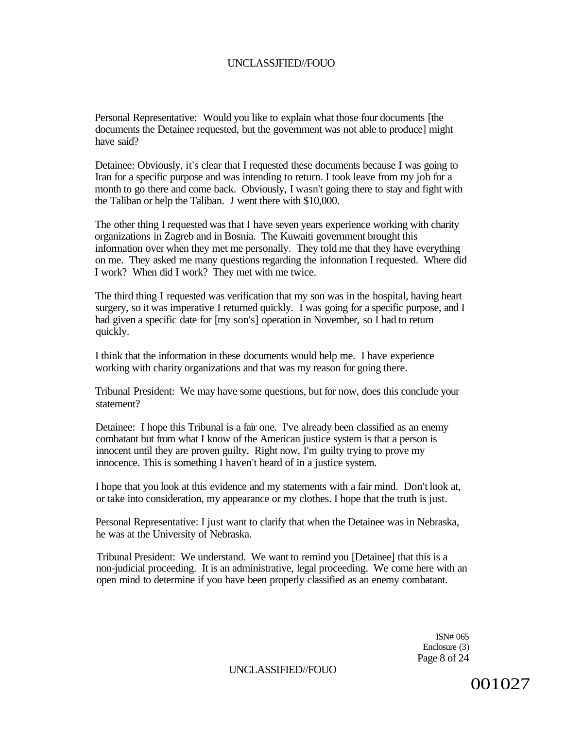Personal Representative: Would you like to explain what those four documents [the documents the Detainee requested, but the government was not able to produce] might have said?

Detainee: Obviously, it's clear that I requested these documents because I was going to Iran for a specific purpose and was intending to return. I took leave from my job for a month to go there and come back. Obviously, I wasn't going there to stay and fight with the Taliban or help the Taliban. *1* went there with $10,000.

The other thing I requested was that I have seven years experience working with charity organizations in Zagreb and in Bosnia. The Kuwaiti government brought this information over when they met me personally. They told me that they have everything on me. They asked me many questions regarding the infonnation I requested. Where did I work? When did I work? They met with me twice.

The third thing I requested was verification that my son was in the hospital, having heart surgery, so it was imperative I returned quickly. I was going for a specific purpose, and I had given a specific date for [my son's] operation in November, so I had to return quickly.

I think that the information in these documents would help me. I have experience working with charity organizations and that was my reason for going there.

Tribunal President: We may have some questions, but for now, does this conclude your statement?

Detainee: I hope this Tribunal is a fair one. I've already been classified as an enemy combatant but from what I know of the American justice system is that a person is innocent until they are proven guilty. Right now, I'm guilty trying to prove my innocence. This is something I haven't heard of in a justice system.

I hope that you look at this evidence and my statements with a fair mind. Don't look at, or take into consideration, my appearance or my clothes. I hope that the truth is just.

Personal Representative: I just want to clarify that when the Detainee was in Nebraska, he was at the University of Nebraska.

Tribunal President: We understand. We want to remind you [Detainee] that this is a non-judicial proceeding. It is an administrative, legal proceeding. We come here with an open mind to determine if you have been properly classified as an enemy combatant.

ISN# 065
Enclosure (3)

001027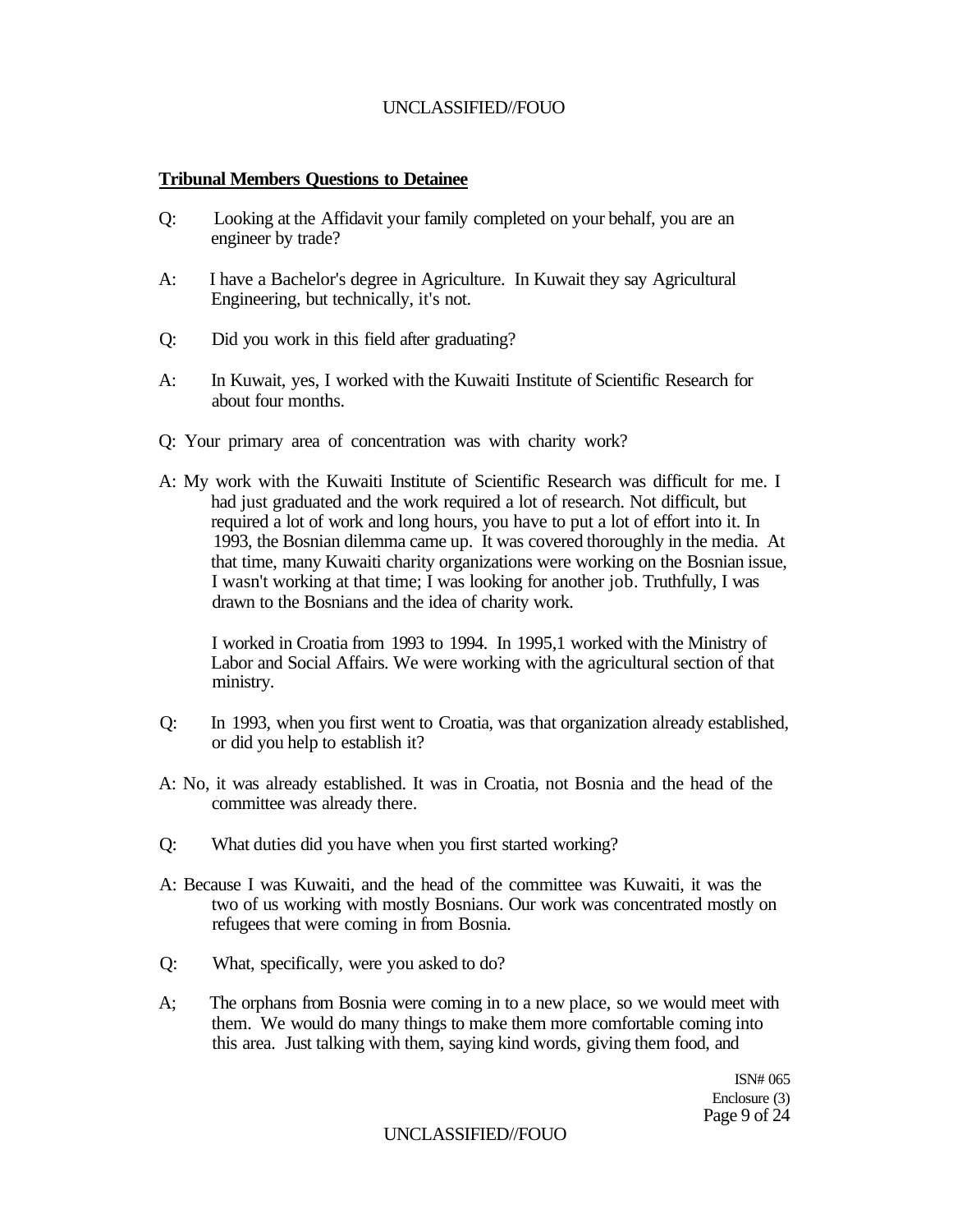**Tribunal Members Questions to Detainee**

Q: Looking at the Affidavit your family completed on your behalf, you are an engineer by trade?

A: I have a Bachelor's degree in Agriculture. In Kuwait they say Agricultural Engineering, but technically, it's not.

Q: Did you work in this field after graduating?

A: In Kuwait, yes, I worked with the Kuwaiti Institute of Scientific Research for about four months.

Q: Your primary area of concentration was with charity work?

A: My work with the Kuwaiti Institute of Scientific Research was difficult for me. I had just graduated and the work required a lot of research. Not difficult, but required a lot of work and long hours, you have to put a lot of effort into it. In 1993, the Bosnian dilemma came up. It was covered thoroughly in the media. At that time, many Kuwaiti charity organizations were working on the Bosnian issue, I wasn't working at that time; I was looking for another job. Truthfully, I was drawn to the Bosnians and the idea of charity work.

I worked in Croatia from 1993 to 1994. In 1995,1 worked with the Ministry of Labor and Social Affairs. We were working with the agricultural section of that ministry.

Q: In 1993, when you first went to Croatia, was that organization already established, or did you help to establish it?

A: No, it was already established. It was in Croatia, not Bosnia and the head of the committee was already there.

Q: What duties did you have when you first started working?

A: Because I was Kuwaiti, and the head of the committee was Kuwaiti, it was the two of us working with mostly Bosnians. Our work was concentrated mostly on refugees that were coming in from Bosnia.

Q: What, specifically, were you asked to do?

A; The orphans from Bosnia were coming in to a new place, so we would meet with them. We would do many things to make them more comfortable coming into this area. Just talking with them, saying kind words, giving them food, and

ISN# 065
Enclosure (3)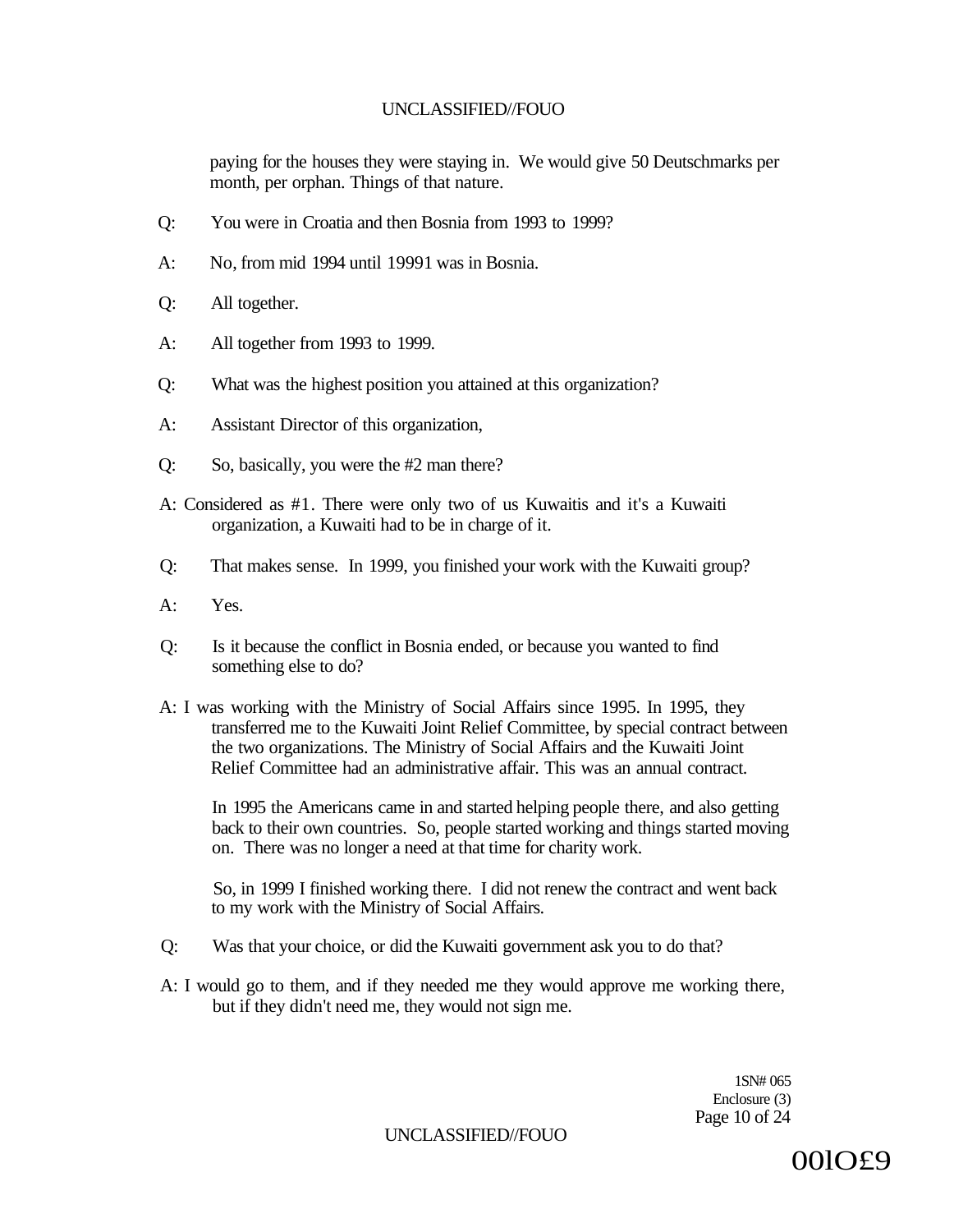paying for the houses they were staying in. We would give 50 Deutschmarks per month, per orphan. Things of that nature.

Q: You were in Croatia and then Bosnia from 1993 to 1999?

A: No, from mid 1994 until 19991 was in Bosnia.

Q: All together.

A: All together from 1993 to 1999.

Q: What was the highest position you attained at this organization?

A: Assistant Director of this organization,

Q: So, basically, you were the #2 man there?

A: Considered as #1. There were only two of us Kuwaitis and it's a Kuwaiti organization, a Kuwaiti had to be in charge of it.

Q: That makes sense. In 1999, you finished your work with the Kuwaiti group?

A: Yes.

Q: Is it because the conflict in Bosnia ended, or because you wanted to find something else to do?

A: I was working with the Ministry of Social Affairs since 1995. In 1995, they transferred me to the Kuwaiti Joint Relief Committee, by special contract between the two organizations. The Ministry of Social Affairs and the Kuwaiti Joint Relief Committee had an administrative affair. This was an annual contract.

In 1995 the Americans came in and started helping people there, and also getting back to their own countries. So, people started working and things started moving on. There was no longer a need at that time for charity work.

So, in 1999 I finished working there. I did not renew the contract and went back to my work with the Ministry of Social Affairs.

Q: Was that your choice, or did the Kuwaiti government ask you to do that?

A: I would go to them, and if they needed me they would approve me working there, but if they didn't need me, they would not sign me.

1SN# 065
Enclosure (3)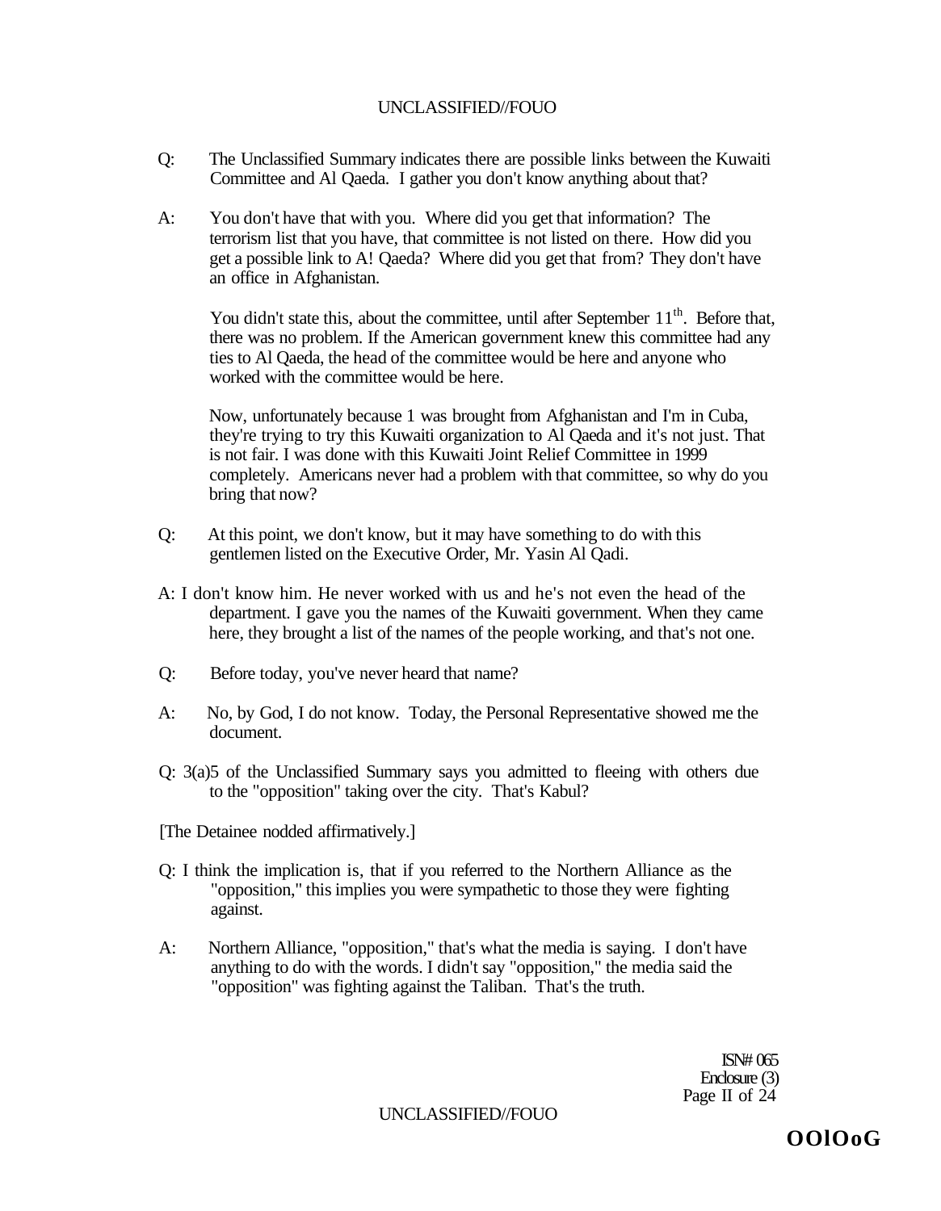Q: The Unclassified Summary indicates there are possible links between the Kuwaiti Committee and Al Qaeda. I gather you don't know anything about that?

A: You don't have that with you. Where did you get that information? The terrorism list that you have, that committee is not listed on there. How did you get a possible link to A! Qaeda? Where did you get that from? They don't have an office in Afghanistan.

You didn't state this, about the committee, until after September 11th. Before that, there was no problem. If the American government knew this committee had any ties to Al Qaeda, the head of the committee would be here and anyone who worked with the committee would be here.

Now, unfortunately because 1 was brought from Afghanistan and I'm in Cuba, they're trying to try this Kuwaiti organization to Al Qaeda and it's not just. That is not fair. I was done with this Kuwaiti Joint Relief Committee in 1999 completely. Americans never had a problem with that committee, so why do you bring that now?

Q: At this point, we don't know, but it may have something to do with this gentlemen listed on the Executive Order, Mr. Yasin Al Qadi.

A: I don't know him. He never worked with us and he's not even the head of the department. I gave you the names of the Kuwaiti government. When they came here, they brought a list of the names of the people working, and that's not one.

Q: Before today, you've never heard that name?

A: No, by God, I do not know. Today, the Personal Representative showed me the document.

Q: 3(a)5 of the Unclassified Summary says you admitted to fleeing with others due to the "opposition" taking over the city. That's Kabul?

[The Detainee nodded affirmatively.]

Q: I think the implication is, that if you referred to the Northern Alliance as the "opposition," this implies you were sympathetic to those they were fighting against.

A: Northern Alliance, "opposition," that's what the media is saying. I don't have anything to do with the words. I didn't say "opposition," the media said the "opposition" was fighting against the Taliban. That's the truth.

ISN# 065
Enclosure (3)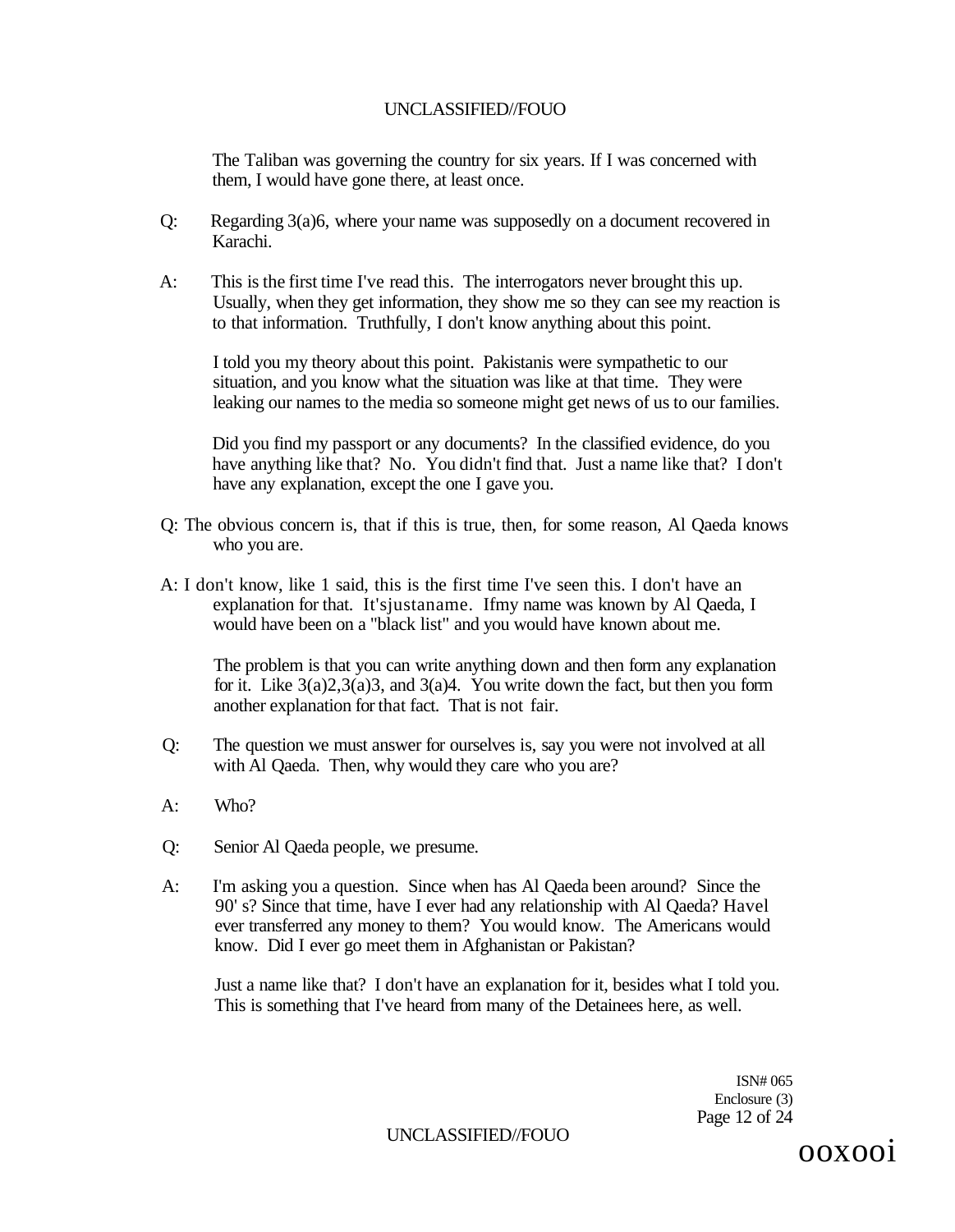The Taliban was governing the country for six years. If I was concerned with them, I would have gone there, at least once.

Q: Regarding 3(a)6, where your name was supposedly on a document recovered in Karachi.

A: This is the first time I've read this. The interrogators never brought this up. Usually, when they get information, they show me so they can see my reaction is to that information. Truthfully, I don't know anything about this point.

I told you my theory about this point. Pakistanis were sympathetic to our situation, and you know what the situation was like at that time. They were leaking our names to the media so someone might get news of us to our families.

Did you find my passport or any documents? In the classified evidence, do you have anything like that? No. You didn't find that. Just a name like that? I don't have any explanation, except the one I gave you.

Q: The obvious concern is, that if this is true, then, for some reason, Al Qaeda knows who you are.

A: I don't know, like 1 said, this is the first time I've seen this. I don't have an explanation for that. It'sjustaname. Ifmy name was known by Al Qaeda, I would have been on a "black list" and you would have known about me.

The problem is that you can write anything down and then form any explanation for it. Like 3(a)2,3(a)3, and 3(a)4. You write down the fact, but then you form another explanation for that fact. That is not fair.

Q: The question we must answer for ourselves is, say you were not involved at all with Al Qaeda. Then, why would they care who you are?

A: Who?

Q: Senior Al Qaeda people, we presume.

A: I'm asking you a question. Since when has Al Qaeda been around? Since the 90' s? Since that time, have I ever had any relationship with Al Qaeda? Havel ever transferred any money to them? You would know. The Americans would know. Did I ever go meet them in Afghanistan or Pakistan?

Just a name like that? I don't have an explanation for it, besides what I told you. This is something that I've heard from many of the Detainees here, as well.

ISN# 065
Enclosure (3)

ooxooi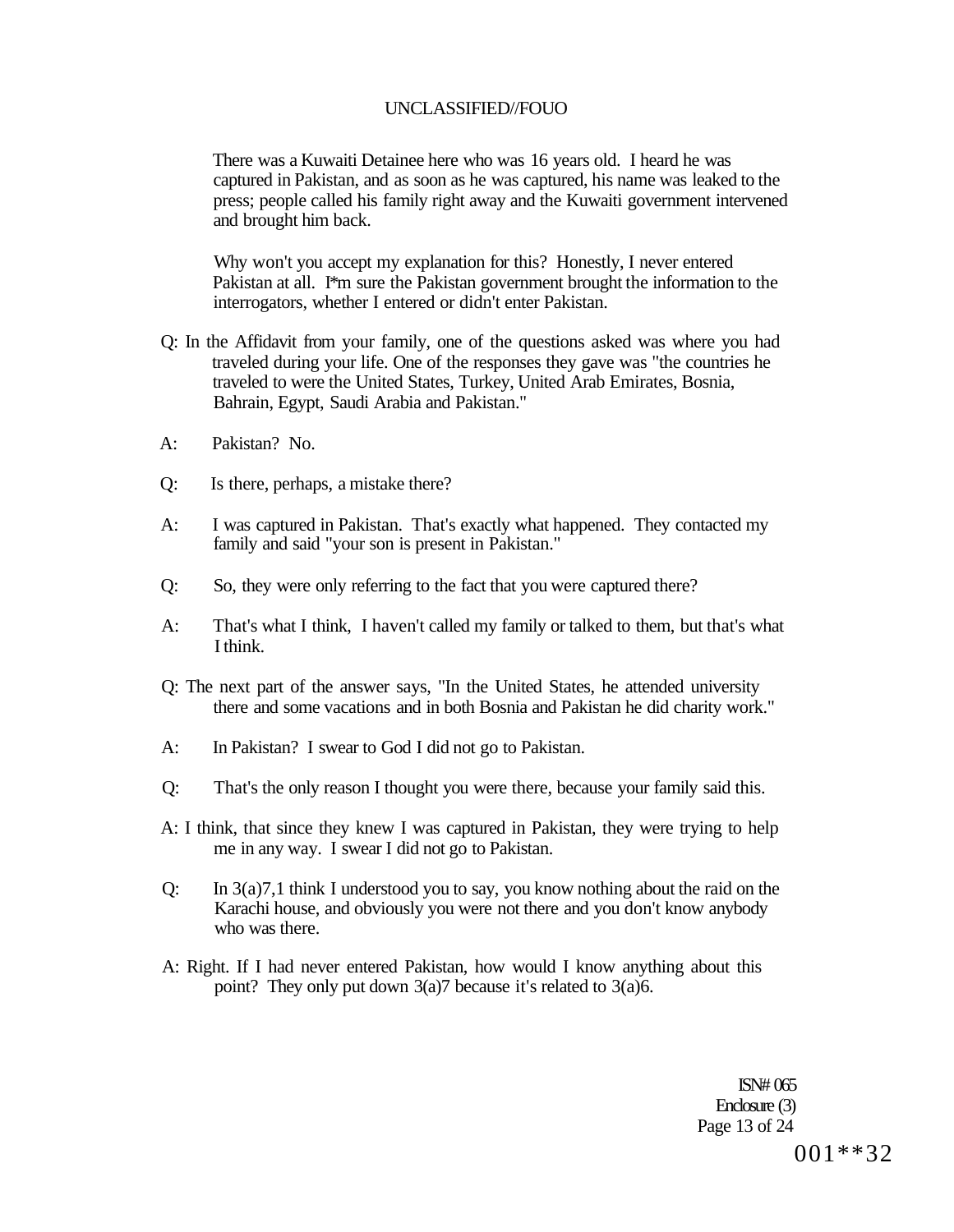There was a Kuwaiti Detainee here who was 16 years old. I heard he was captured in Pakistan, and as soon as he was captured, his name was leaked to the press; people called his family right away and the Kuwaiti government intervened and brought him back.

Why won't you accept my explanation for this? Honestly, I never entered Pakistan at all. I*m sure the Pakistan government brought the information to the interrogators, whether I entered or didn't enter Pakistan.

Q: In the Affidavit from your family, one of the questions asked was where you had traveled during your life. One of the responses they gave was "the countries he traveled to were the United States, Turkey, United Arab Emirates, Bosnia, Bahrain, Egypt, Saudi Arabia and Pakistan."

A: Pakistan? No.

Q: Is there, perhaps, a mistake there?

A: I was captured in Pakistan. That's exactly what happened. They contacted my family and said "your son is present in Pakistan."

Q: So, they were only referring to the fact that you were captured there?

A: That's what I think, I haven't called my family or talked to them, but that's what I think.

Q: The next part of the answer says, "In the United States, he attended university there and some vacations and in both Bosnia and Pakistan he did charity work."

A: In Pakistan? I swear to God I did not go to Pakistan.

Q: That's the only reason I thought you were there, because your family said this.

A: I think, that since they knew I was captured in Pakistan, they were trying to help me in any way. I swear I did not go to Pakistan.

Q: In 3(a)7,1 think I understood you to say, you know nothing about the raid on the Karachi house, and obviously you were not there and you don't know anybody who was there.

A: Right. If I had never entered Pakistan, how would I know anything about this point? They only put down 3(a)7 because it's related to 3(a)6.

ISN# 065
Enclosure (3)

001**32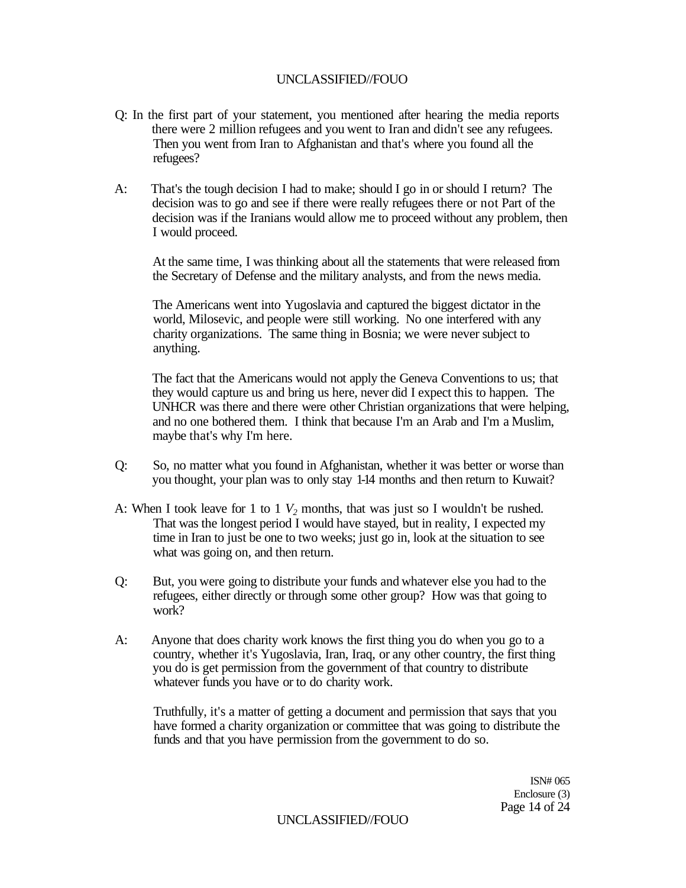Q: In the first part of your statement, you mentioned after hearing the media reports there were 2 million refugees and you went to Iran and didn't see any refugees. Then you went from Iran to Afghanistan and that's where you found all the refugees?

A: That's the tough decision I had to make; should I go in or should I return? The decision was to go and see if there were really refugees there or not Part of the decision was if the Iranians would allow me to proceed without any problem, then I would proceed.

At the same time, I was thinking about all the statements that were released from the Secretary of Defense and the military analysts, and from the news media.

The Americans went into Yugoslavia and captured the biggest dictator in the world, Milosevic, and people were still working. No one interfered with any charity organizations. The same thing in Bosnia; we were never subject to anything.

The fact that the Americans would not apply the Geneva Conventions to us; that they would capture us and bring us here, never did I expect this to happen. The UNHCR was there and there were other Christian organizations that were helping, and no one bothered them. I think that because I'm an Arab and I'm a Muslim, maybe that's why I'm here.

Q: So, no matter what you found in Afghanistan, whether it was better or worse than you thought, your plan was to only stay 1-1½ months and then return to Kuwait?

A: When I took leave for 1 to 1 ½ months, that was just so I wouldn't be rushed. That was the longest period I would have stayed, but in reality, I expected my time in Iran to just be one to two weeks; just go in, look at the situation to see what was going on, and then return.

Q: But, you were going to distribute your funds and whatever else you had to the refugees, either directly or through some other group? How was that going to work?

A: Anyone that does charity work knows the first thing you do when you go to a country, whether it's Yugoslavia, Iran, Iraq, or any other country, the first thing you do is get permission from the government of that country to distribute whatever funds you have or to do charity work.

Truthfully, it's a matter of getting a document and permission that says that you have formed a charity organization or committee that was going to distribute the funds and that you have permission from the government to do so.

ISN# 065
Enclosure (3)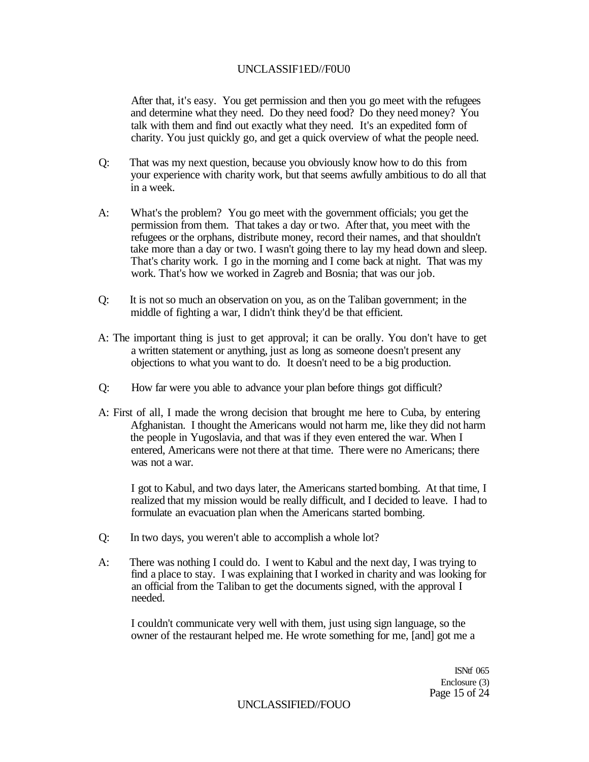After that, it's easy. You get permission and then you go meet with the refugees and determine what they need. Do they need food? Do they need money? You talk with them and find out exactly what they need. It's an expedited form of charity. You just quickly go, and get a quick overview of what the people need.

Q: That was my next question, because you obviously know how to do this from your experience with charity work, but that seems awfully ambitious to do all that in a week.

A: What's the problem? You go meet with the government officials; you get the permission from them. That takes a day or two. After that, you meet with the refugees or the orphans, distribute money, record their names, and that shouldn't take more than a day or two. I wasn't going there to lay my head down and sleep. That's charity work. I go in the morning and I come back at night. That was my work. That's how we worked in Zagreb and Bosnia; that was our job.

Q: It is not so much an observation on you, as on the Taliban government; in the middle of fighting a war, I didn't think they'd be that efficient.

A: The important thing is just to get approval; it can be orally. You don't have to get a written statement or anything, just as long as someone doesn't present any objections to what you want to do. It doesn't need to be a big production.

Q: How far were you able to advance your plan before things got difficult?

A: First of all, I made the wrong decision that brought me here to Cuba, by entering Afghanistan. I thought the Americans would not harm me, like they did not harm the people in Yugoslavia, and that was if they even entered the war. When I entered, Americans were not there at that time. There were no Americans; there was not a war.

I got to Kabul, and two days later, the Americans started bombing. At that time, I realized that my mission would be really difficult, and I decided to leave. I had to formulate an evacuation plan when the Americans started bombing.

Q: In two days, you weren't able to accomplish a whole lot?

A: There was nothing I could do. I went to Kabul and the next day, I was trying to find a place to stay. I was explaining that I worked in charity and was looking for an official from the Taliban to get the documents signed, with the approval I needed.

I couldn't communicate very well with them, just using sign language, so the owner of the restaurant helped me. He wrote something for me, [and] got me a

ISNtf 065
Enclosure (3)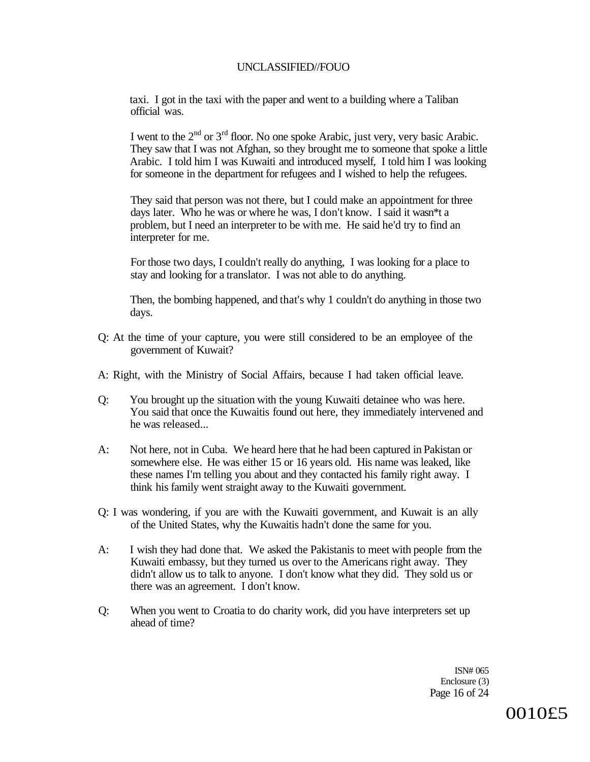taxi. I got in the taxi with the paper and went to a building where a Taliban official was.

I went to the 2nd or 3rd floor. No one spoke Arabic, just very, very basic Arabic. They saw that I was not Afghan, so they brought me to someone that spoke a little Arabic. I told him I was Kuwaiti and introduced myself, I told him I was looking for someone in the department for refugees and I wished to help the refugees.

They said that person was not there, but I could make an appointment for three days later. Who he was or where he was, I don't know. I said it wasn*t a problem, but I need an interpreter to be with me. He said he'd try to find an interpreter for me.

For those two days, I couldn't really do anything, I was looking for a place to stay and looking for a translator. I was not able to do anything.

Then, the bombing happened, and that's why 1 couldn't do anything in those two days.

Q: At the time of your capture, you were still considered to be an employee of the government of Kuwait?

A: Right, with the Ministry of Social Affairs, because I had taken official leave.

Q: You brought up the situation with the young Kuwaiti detainee who was here. You said that once the Kuwaitis found out here, they immediately intervened and he was released...

A: Not here, not in Cuba. We heard here that he had been captured in Pakistan or somewhere else. He was either 15 or 16 years old. His name was leaked, like these names I'm telling you about and they contacted his family right away. I think his family went straight away to the Kuwaiti government.

Q: I was wondering, if you are with the Kuwaiti government, and Kuwait is an ally of the United States, why the Kuwaitis hadn't done the same for you.

A: I wish they had done that. We asked the Pakistanis to meet with people from the Kuwaiti embassy, but they turned us over to the Americans right away. They didn't allow us to talk to anyone. I don't know what they did. They sold us or there was an agreement. I don't know.

Q: When you went to Croatia to do charity work, did you have interpreters set up ahead of time?

ISN# 065
Enclosure (3)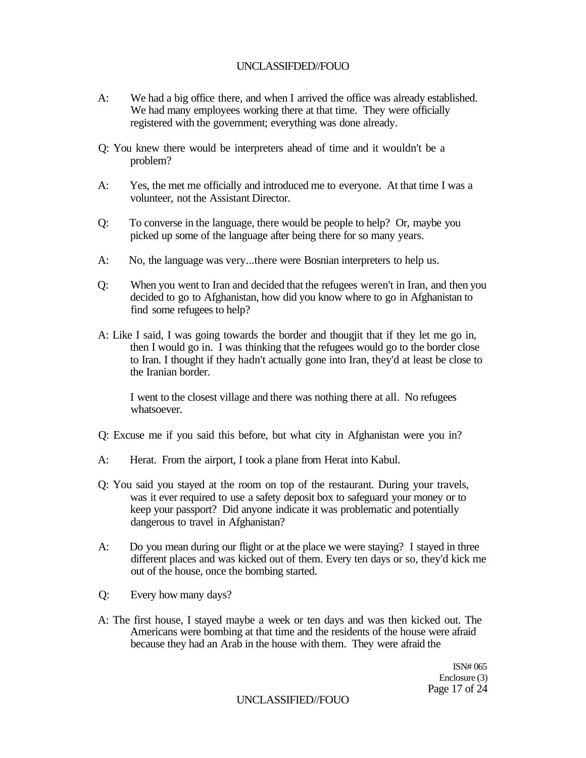A: We had a big office there, and when I arrived the office was already established. We had many employees working there at that time. They were officially registered with the government; everything was done already.

Q: You knew there would be interpreters ahead of time and it wouldn't be a problem?

A: Yes, the met me officially and introduced me to everyone. At that time I was a volunteer, not the Assistant Director.

Q: To converse in the language, there would be people to help? Or, maybe you picked up some of the language after being there for so many years.

A: No, the language was very...there were Bosnian interpreters to help us.

Q: When you went to Iran and decided that the refugees weren't in Iran, and then you decided to go to Afghanistan, how did you know where to go in Afghanistan to find some refugees to help?

A: Like I said, I was going towards the border and thougjit that if they let me go in, then I would go in. I was thinking that the refugees would go to the border close to Iran. I thought if they hadn't actually gone into Iran, they'd at least be close to the Iranian border.

I went to the closest village and there was nothing there at all. No refugees whatsoever.

Q: Excuse me if you said this before, but what city in Afghanistan were you in?

A: Herat. From the airport, I took a plane from Herat into Kabul.

Q: You said you stayed at the room on top of the restaurant. During your travels, was it ever required to use a safety deposit box to safeguard your money or to keep your passport? Did anyone indicate it was problematic and potentially dangerous to travel in Afghanistan?

A: Do you mean during our flight or at the place we were staying? I stayed in three different places and was kicked out of them. Every ten days or so, they'd kick me out of the house, once the bombing started.

Q: Every how many days?

A: The first house, I stayed maybe a week or ten days and was then kicked out. The Americans were bombing at that time and the residents of the house were afraid because they had an Arab in the house with them. They were afraid the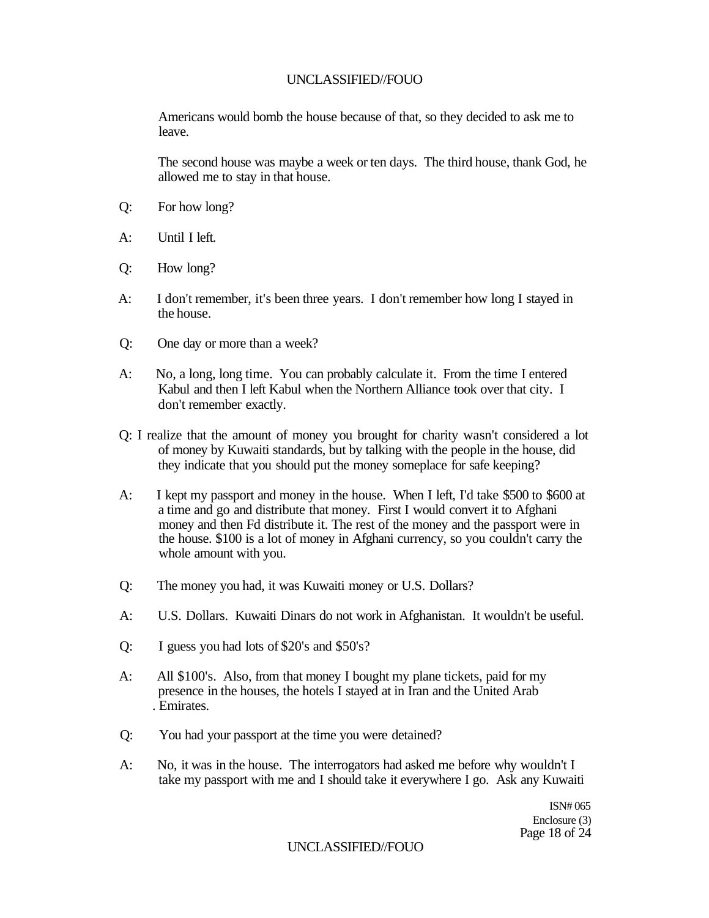Americans would bomb the house because of that, so they decided to ask me to leave.

The second house was maybe a week or ten days. The third house, thank God, he allowed me to stay in that house.

Q: For how long?

A: Until I left.

Q: How long?

A: I don't remember, it's been three years. I don't remember how long I stayed in the house.

Q: One day or more than a week?

A: No, a long, long time. You can probably calculate it. From the time I entered Kabul and then I left Kabul when the Northern Alliance took over that city. I don't remember exactly.

Q: I realize that the amount of money you brought for charity wasn't considered a lot of money by Kuwaiti standards, but by talking with the people in the house, did they indicate that you should put the money someplace for safe keeping?

A: I kept my passport and money in the house. When I left, I'd take $500 to $600 at a time and go and distribute that money. First I would convert it to Afghani money and then Fd distribute it. The rest of the money and the passport were in the house. $100 is a lot of money in Afghani currency, so you couldn't carry the whole amount with you.

Q: The money you had, it was Kuwaiti money or U.S. Dollars?

A: U.S. Dollars. Kuwaiti Dinars do not work in Afghanistan. It wouldn't be useful.

Q: I guess you had lots of $20's and $50's?

A: All $100's. Also, from that money I bought my plane tickets, paid for my presence in the houses, the hotels I stayed at in Iran and the United Arab . Emirates.

Q: You had your passport at the time you were detained?

A: No, it was in the house. The interrogators had asked me before why wouldn't I take my passport with me and I should take it everywhere I go. Ask any Kuwaiti

ISN# 065
Enclosure (3)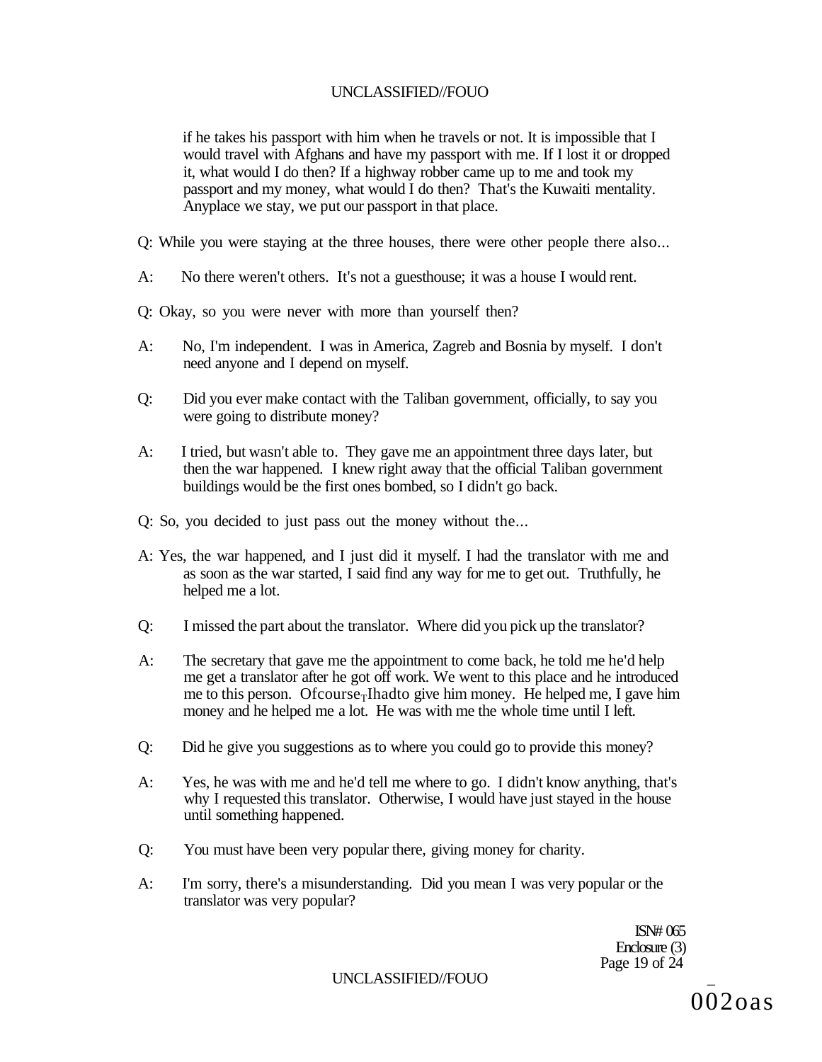if he takes his passport with him when he travels or not. It is impossible that I would travel with Afghans and have my passport with me. If I lost it or dropped it, what would I do then? If a highway robber came up to me and took my passport and my money, what would I do then? That's the Kuwaiti mentality. Anyplace we stay, we put our passport in that place.

Q: While you were staying at the three houses, there were other people there also...

A: No there weren't others. It's not a guesthouse; it was a house I would rent.

Q: Okay, so you were never with more than yourself then?

A: No, I'm independent. I was in America, Zagreb and Bosnia by myself. I don't need anyone and I depend on myself.

Q: Did you ever make contact with the Taliban government, officially, to say you were going to distribute money?

A: I tried, but wasn't able to. They gave me an appointment three days later, but then the war happened. I knew right away that the official Taliban government buildings would be the first ones bombed, so I didn't go back.

Q: So, you decided to just pass out the money without the...

A: Yes, the war happened, and I just did it myself. I had the translator with me and as soon as the war started, I said find any way for me to get out. Truthfully, he helped me a lot.

Q: I missed the part about the translator. Where did you pick up the translator?

A: The secretary that gave me the appointment to come back, he told me he'd help me get a translator after he got off work. We went to this place and he introduced me to this person. Of course, I had to give him money. He helped me, I gave him money and he helped me a lot. He was with me the whole time until I left.

Q: Did he give you suggestions as to where you could go to provide this money?

A: Yes, he was with me and he'd tell me where to go. I didn't know anything, that's why I requested this translator. Otherwise, I would have just stayed in the house until something happened.

Q: You must have been very popular there, giving money for charity.

A: I'm sorry, there's a misunderstanding. Did you mean I was very popular or the translator was very popular?

ISN# 065
Enclosure (3)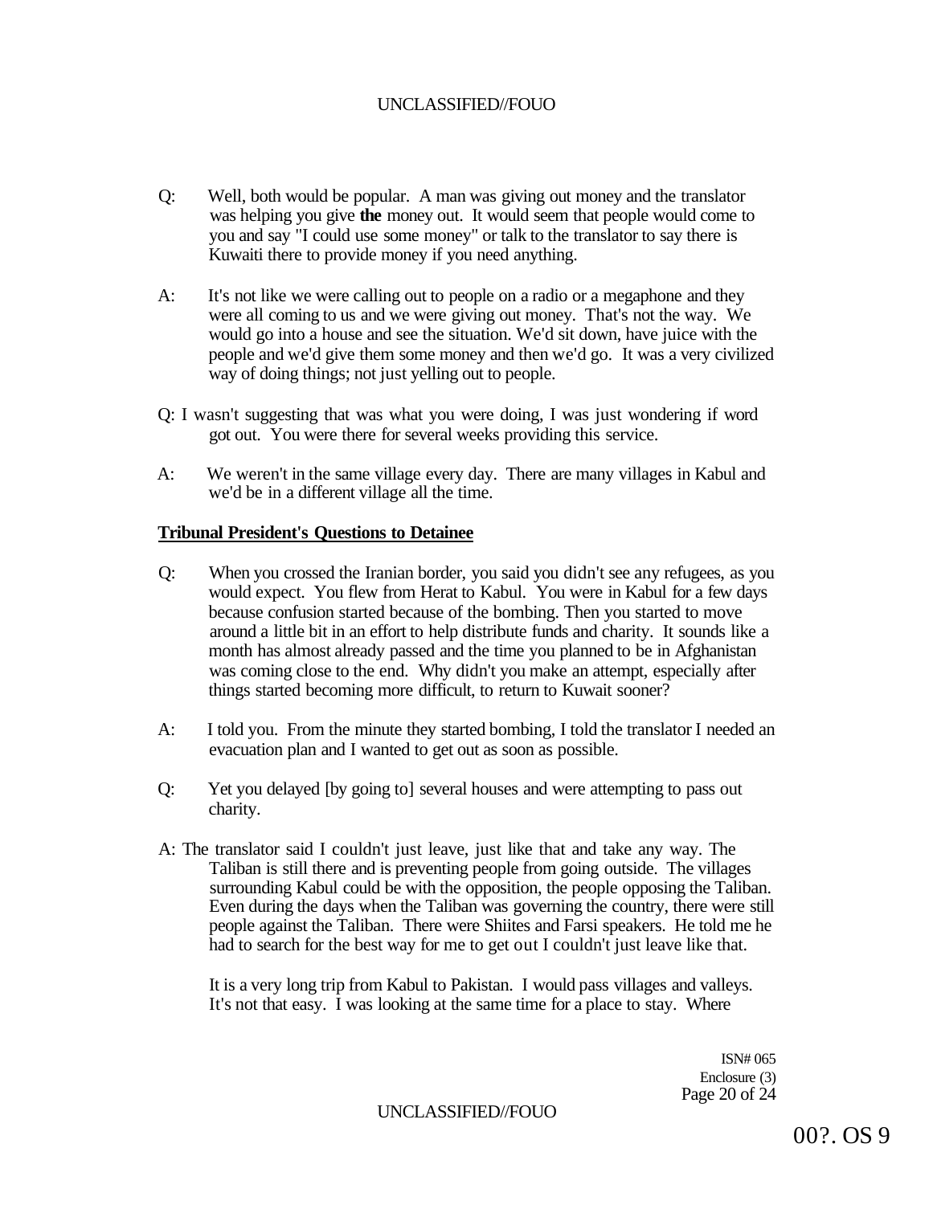Q: Well, both would be popular. A man was giving out money and the translator was helping you give **the** money out. It would seem that people would come to you and say "I could use some money" or talk to the translator to say there is Kuwaiti there to provide money if you need anything.

A: It's not like we were calling out to people on a radio or a megaphone and they were all coming to us and we were giving out money. That's not the way. We would go into a house and see the situation. We'd sit down, have juice with the people and we'd give them some money and then we'd go. It was a very civilized way of doing things; not just yelling out to people.

Q: I wasn't suggesting that was what you were doing, I was just wondering if word got out. You were there for several weeks providing this service.

A: We weren't in the same village every day. There are many villages in Kabul and we'd be in a different village all the time.

**Tribunal President's Questions to Detainee**

Q: When you crossed the Iranian border, you said you didn't see any refugees, as you would expect. You flew from Herat to Kabul. You were in Kabul for a few days because confusion started because of the bombing. Then you started to move around a little bit in an effort to help distribute funds and charity. It sounds like a month has almost already passed and the time you planned to be in Afghanistan was coming close to the end. Why didn't you make an attempt, especially after things started becoming more difficult, to return to Kuwait sooner?

A: I told you. From the minute they started bombing, I told the translator I needed an evacuation plan and I wanted to get out as soon as possible.

Q: Yet you delayed [by going to] several houses and were attempting to pass out charity.

A: The translator said I couldn't just leave, just like that and take any way. The Taliban is still there and is preventing people from going outside. The villages surrounding Kabul could be with the opposition, the people opposing the Taliban. Even during the days when the Taliban was governing the country, there were still people against the Taliban. There were Shiites and Farsi speakers. He told me he had to search for the best way for me to get out I couldn't just leave like that.

It is a very long trip from Kabul to Pakistan. I would pass villages and valleys. It's not that easy. I was looking at the same time for a place to stay. Where

ISN# 065
Enclosure (3)

00?. OS 9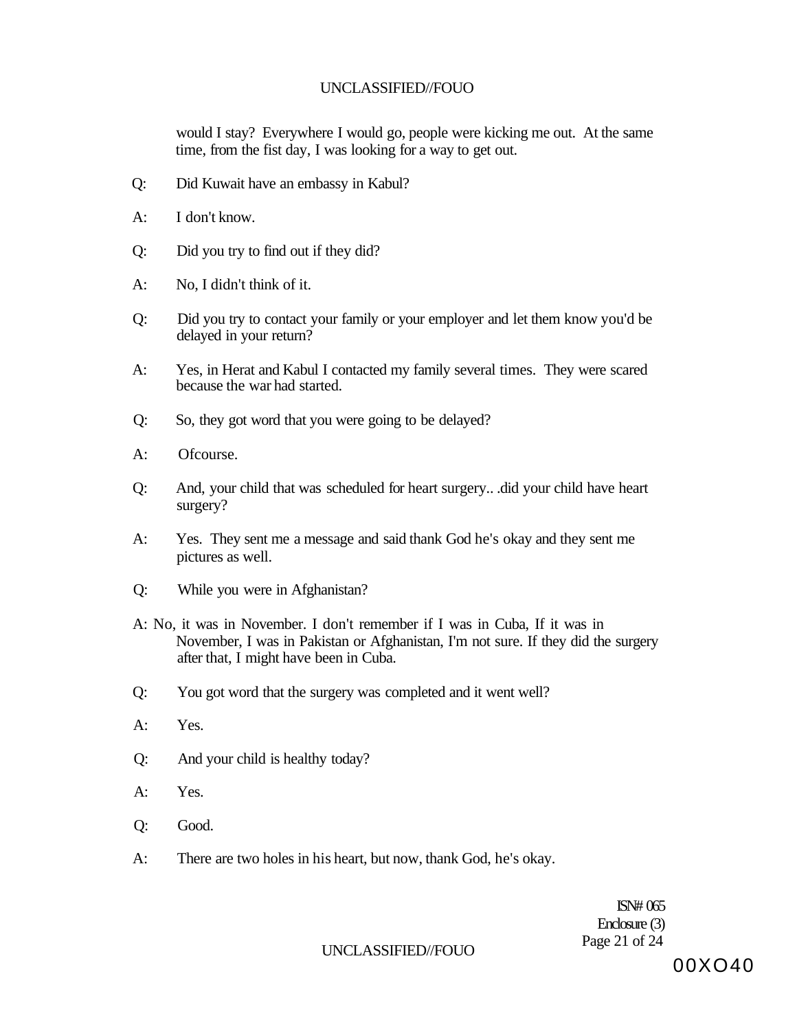would I stay? Everywhere I would go, people were kicking me out. At the same time, from the fist day, I was looking for a way to get out.

Q: Did Kuwait have an embassy in Kabul?

A: I don't know.

Q: Did you try to find out if they did?

A: No, I didn't think of it.

Q: Did you try to contact your family or your employer and let them know you'd be delayed in your return?

A: Yes, in Herat and Kabul I contacted my family several times. They were scared because the war had started.

Q: So, they got word that you were going to be delayed?

A: Ofcourse.

Q: And, your child that was scheduled for heart surgery.. .did your child have heart surgery?

A: Yes. They sent me a message and said thank God he's okay and they sent me pictures as well.

Q: While you were in Afghanistan?

A: No, it was in November. I don't remember if I was in Cuba, If it was in November, I was in Pakistan or Afghanistan, I'm not sure. If they did the surgery after that, I might have been in Cuba.

Q: You got word that the surgery was completed and it went well?

A: Yes.

Q: And your child is healthy today?

A: Yes.

Q: Good.

A: There are two holes in his heart, but now, thank God, he's okay.

ISN# 065
Enclosure (3)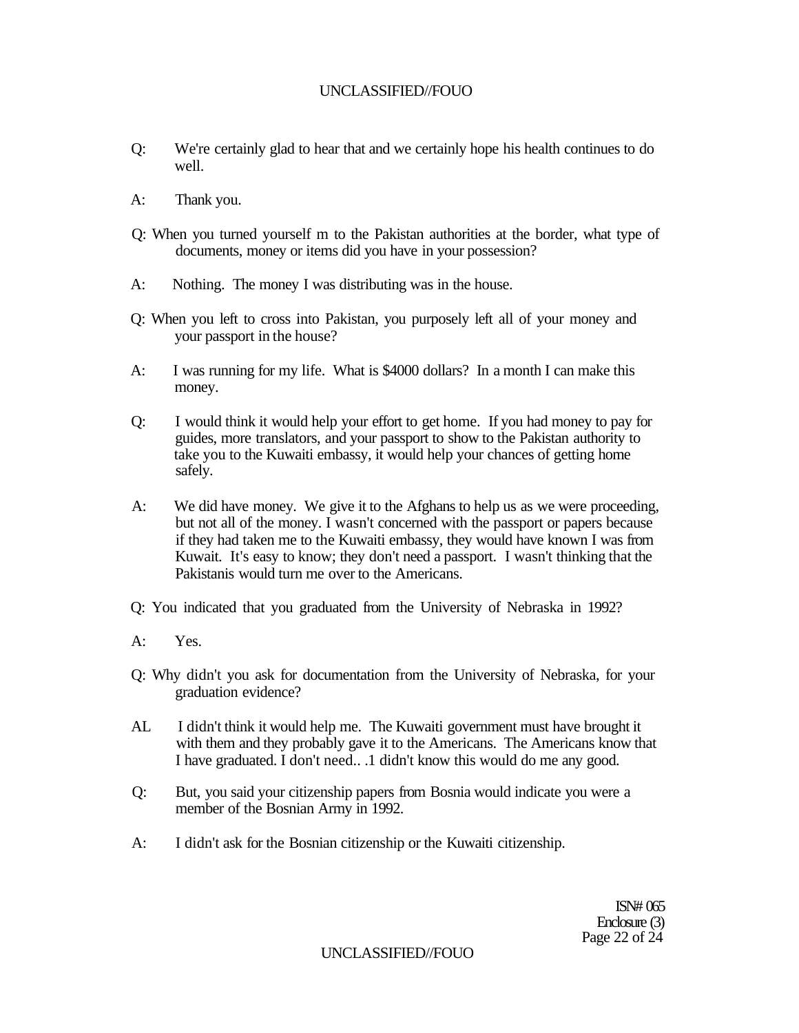Q: We're certainly glad to hear that and we certainly hope his health continues to do well.

A: Thank you.

Q: When you turned yourself m to the Pakistan authorities at the border, what type of documents, money or items did you have in your possession?

A: Nothing. The money I was distributing was in the house.

Q: When you left to cross into Pakistan, you purposely left all of your money and your passport in the house?

A: I was running for my life. What is $4000 dollars? In a month I can make this money.

Q: I would think it would help your effort to get home. If you had money to pay for guides, more translators, and your passport to show to the Pakistan authority to take you to the Kuwaiti embassy, it would help your chances of getting home safely.

A: We did have money. We give it to the Afghans to help us as we were proceeding, but not all of the money. I wasn't concerned with the passport or papers because if they had taken me to the Kuwaiti embassy, they would have known I was from Kuwait. It's easy to know; they don't need a passport. I wasn't thinking that the Pakistanis would turn me over to the Americans.

Q: You indicated that you graduated from the University of Nebraska in 1992?

A: Yes.

Q: Why didn't you ask for documentation from the University of Nebraska, for your graduation evidence?

AL I didn't think it would help me. The Kuwaiti government must have brought it with them and they probably gave it to the Americans. The Americans know that I have graduated. I don't need.. .1 didn't know this would do me any good.

Q: But, you said your citizenship papers from Bosnia would indicate you were a member of the Bosnian Army in 1992.

A: I didn't ask for the Bosnian citizenship or the Kuwaiti citizenship.

ISN# 065
Enclosure (3)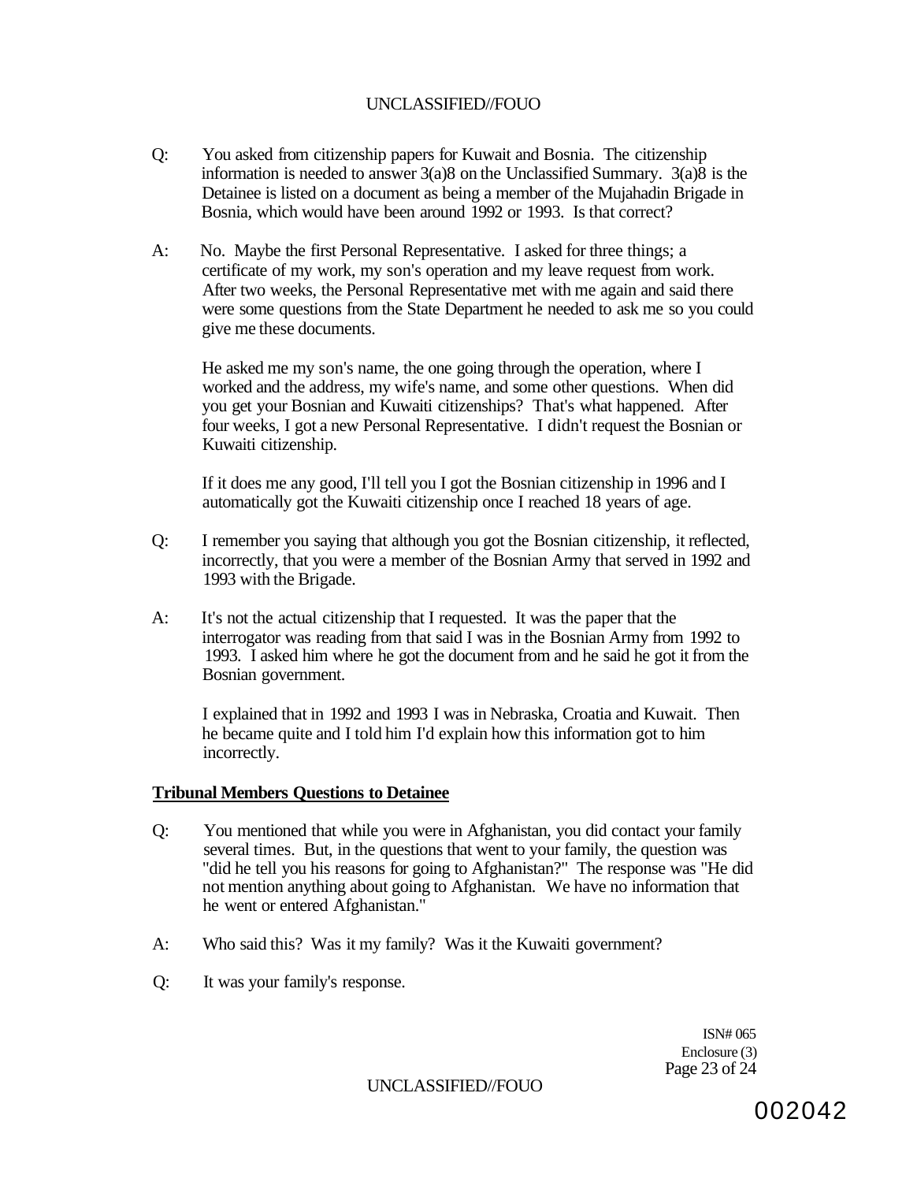Q: You asked from citizenship papers for Kuwait and Bosnia. The citizenship information is needed to answer 3(a)8 on the Unclassified Summary. 3(a)8 is the Detainee is listed on a document as being a member of the Mujahadin Brigade in Bosnia, which would have been around 1992 or 1993. Is that correct?

A: No. Maybe the first Personal Representative. I asked for three things; a certificate of my work, my son's operation and my leave request from work. After two weeks, the Personal Representative met with me again and said there were some questions from the State Department he needed to ask me so you could give me these documents.

He asked me my son's name, the one going through the operation, where I worked and the address, my wife's name, and some other questions. When did you get your Bosnian and Kuwaiti citizenships? That's what happened. After four weeks, I got a new Personal Representative. I didn't request the Bosnian or Kuwaiti citizenship.

If it does me any good, I'll tell you I got the Bosnian citizenship in 1996 and I automatically got the Kuwaiti citizenship once I reached 18 years of age.

Q: I remember you saying that although you got the Bosnian citizenship, it reflected, incorrectly, that you were a member of the Bosnian Army that served in 1992 and 1993 with the Brigade.

A: It's not the actual citizenship that I requested. It was the paper that the interrogator was reading from that said I was in the Bosnian Army from 1992 to 1993. I asked him where he got the document from and he said he got it from the Bosnian government.

I explained that in 1992 and 1993 I was in Nebraska, Croatia and Kuwait. Then he became quite and I told him I'd explain how this information got to him incorrectly.

**Tribunal Members Questions to Detainee**

Q: You mentioned that while you were in Afghanistan, you did contact your family several times. But, in the questions that went to your family, the question was "did he tell you his reasons for going to Afghanistan?" The response was "He did not mention anything about going to Afghanistan. We have no information that he went or entered Afghanistan."

A: Who said this? Was it my family? Was it the Kuwaiti government?

Q: It was your family's response.

ISN# 065
Enclosure (3)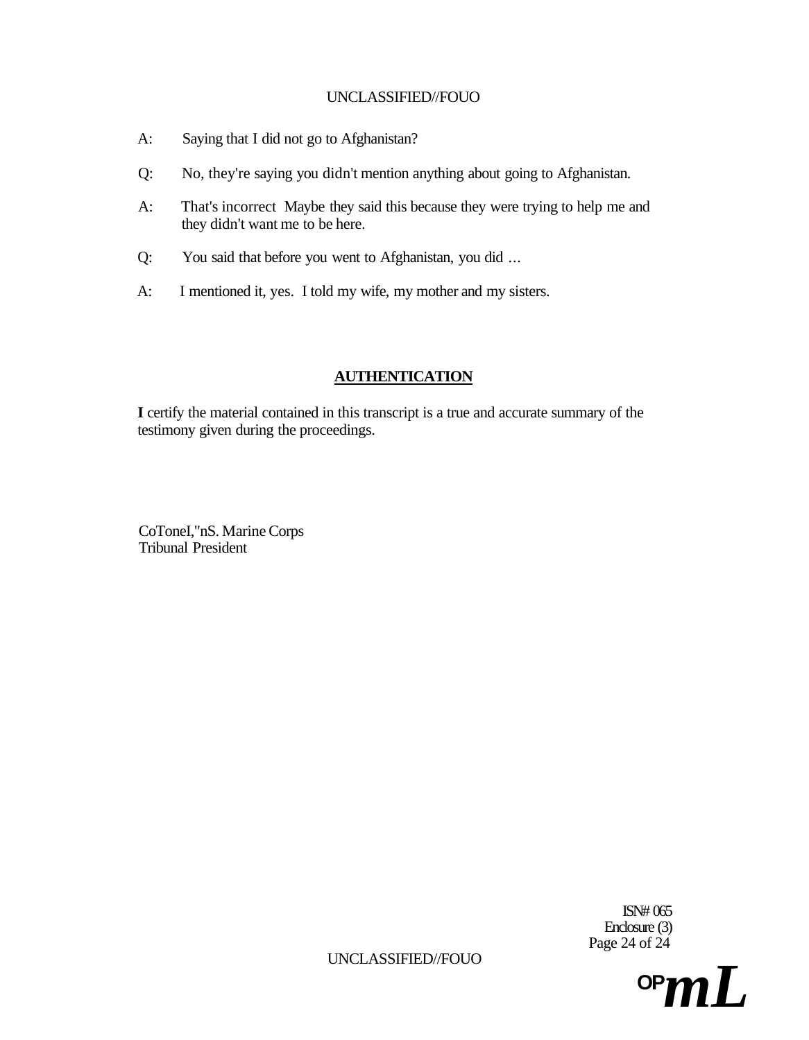A: Saying that I did not go to Afghanistan?

Q: No, they're saying you didn't mention anything about going to Afghanistan.

A: That's incorrect Maybe they said this because they were trying to help me and they didn't want me to be here.

Q: You said that before you went to Afghanistan, you did ...

A: I mentioned it, yes. I told my wife, my mother and my sisters.

## AUTHENTICATION

**I** certify the material contained in this transcript is a true and accurate summary of the testimony given during the proceedings.

CoToneI,"nS. Marine Corps
Tribunal President

ISN# 065
Enclosure (3)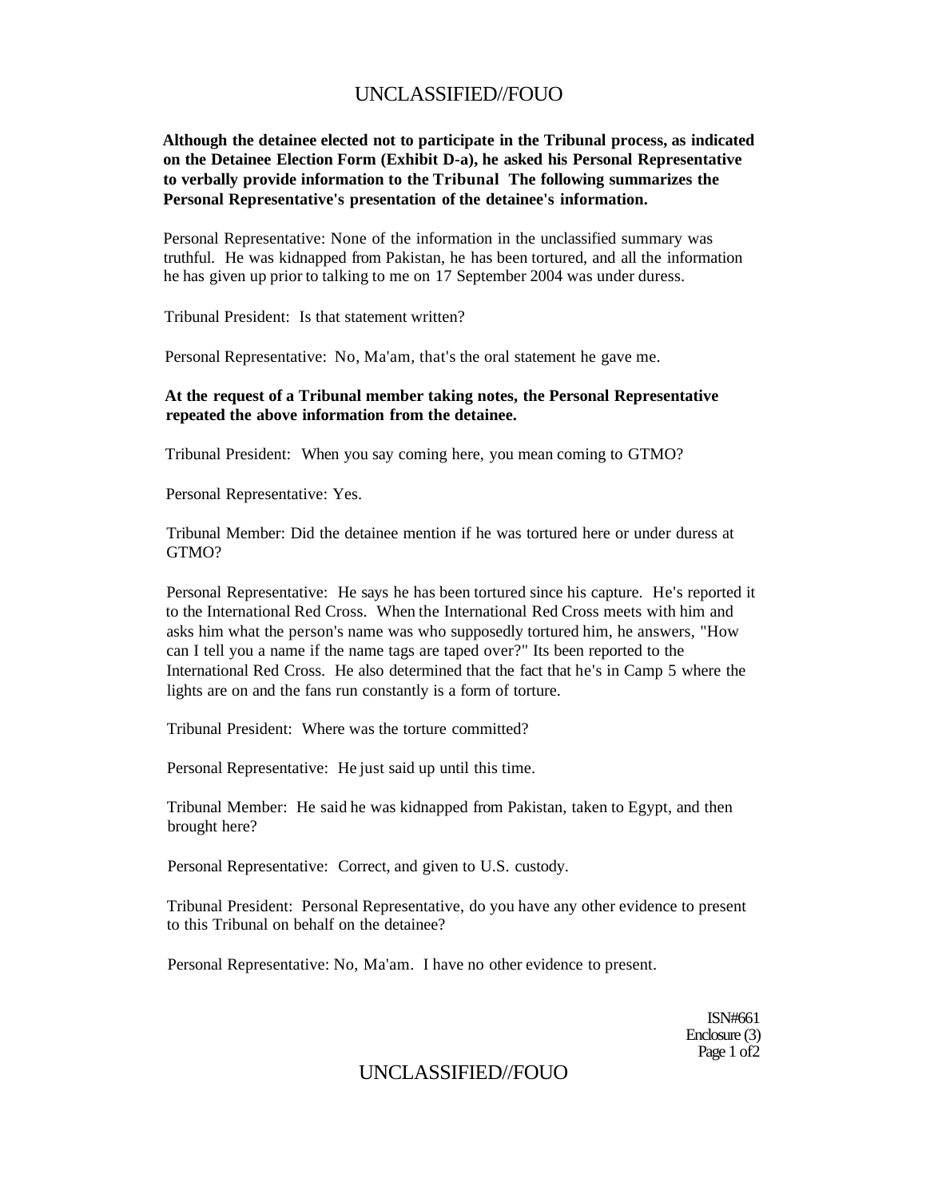**Although the detainee elected not to participate in the Tribunal process, as indicated on the Detainee Election Form (Exhibit D-a), he asked his Personal Representative to verbally provide information to the Tribunal The following summarizes the Personal Representative's presentation of the detainee's information.**

Personal Representative: None of the information in the unclassified summary was truthful. He was kidnapped from Pakistan, he has been tortured, and all the information he has given up prior to talking to me on 17 September 2004 was under duress.

Tribunal President: Is that statement written?

Personal Representative: No, Ma'am, that's the oral statement he gave me.

**At the request of a Tribunal member taking notes, the Personal Representative repeated the above information from the detainee.**

Tribunal President: When you say coming here, you mean coming to GTMO?

Personal Representative: Yes.

Tribunal Member: Did the detainee mention if he was tortured here or under duress at GTMO?

Personal Representative: He says he has been tortured since his capture. He's reported it to the International Red Cross. When the International Red Cross meets with him and asks him what the person's name was who supposedly tortured him, he answers, "How can I tell you a name if the name tags are taped over?" Its been reported to the International Red Cross. He also determined that the fact that he's in Camp 5 where the lights are on and the fans run constantly is a form of torture.

Tribunal President: Where was the torture committed?

Personal Representative: He just said up until this time.

Tribunal Member: He said he was kidnapped from Pakistan, taken to Egypt, and then brought here?

Personal Representative: Correct, and given to U.S. custody.

Tribunal President: Personal Representative, do you have any other evidence to present to this Tribunal on behalf on the detainee?

Personal Representative: No, Ma'am. I have no other evidence to present.

ISN#661
Enclosure (3)
Page 1 of2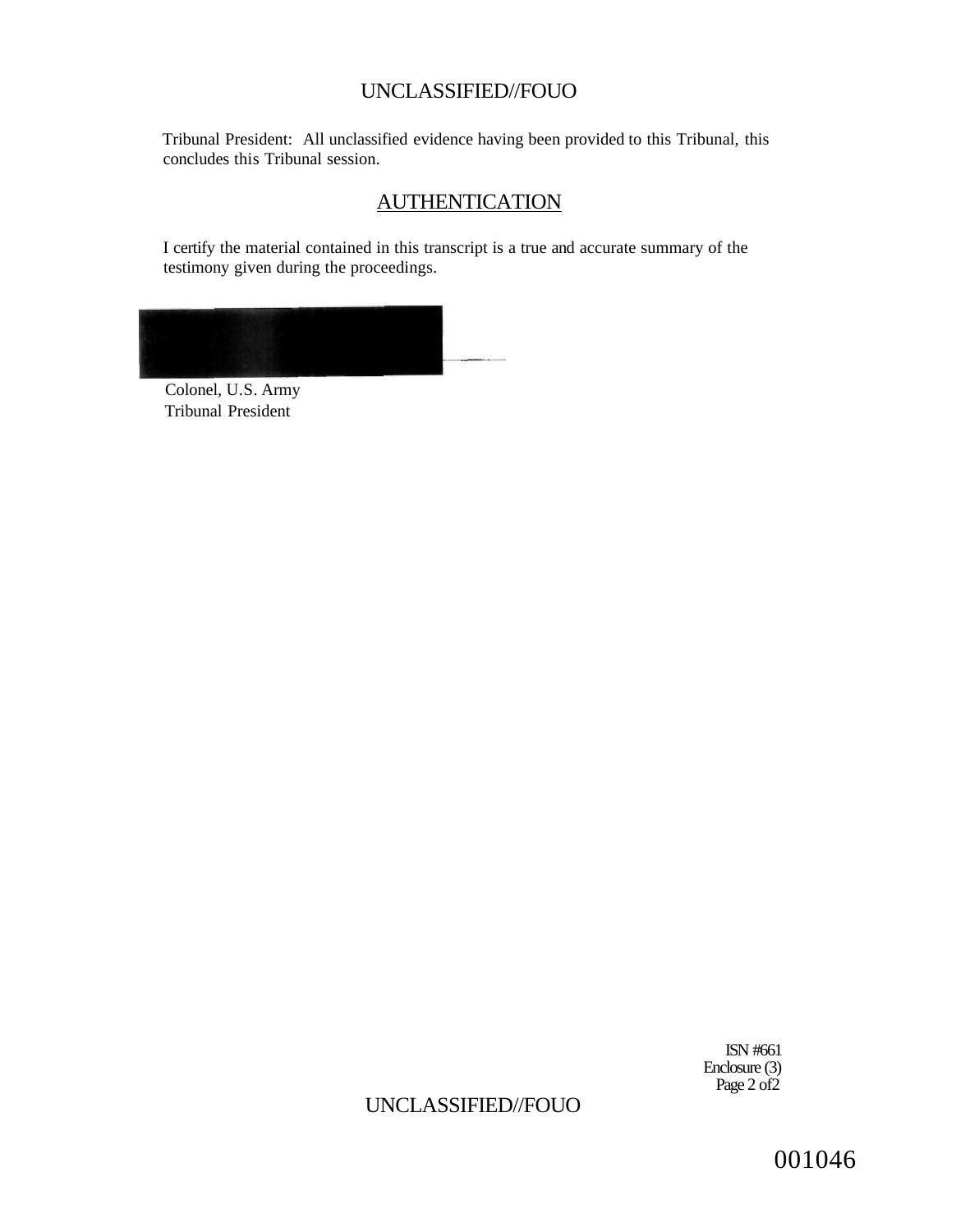Tribunal President: All unclassified evidence having been provided to this Tribunal, this concludes this Tribunal session.

## AUTHENTICATION

I certify the material contained in this transcript is a true and accurate summary of the testimony given during the proceedings.

Colonel, U.S. Army
Tribunal President

ISN #661
Enclosure (3)
Page 2 of2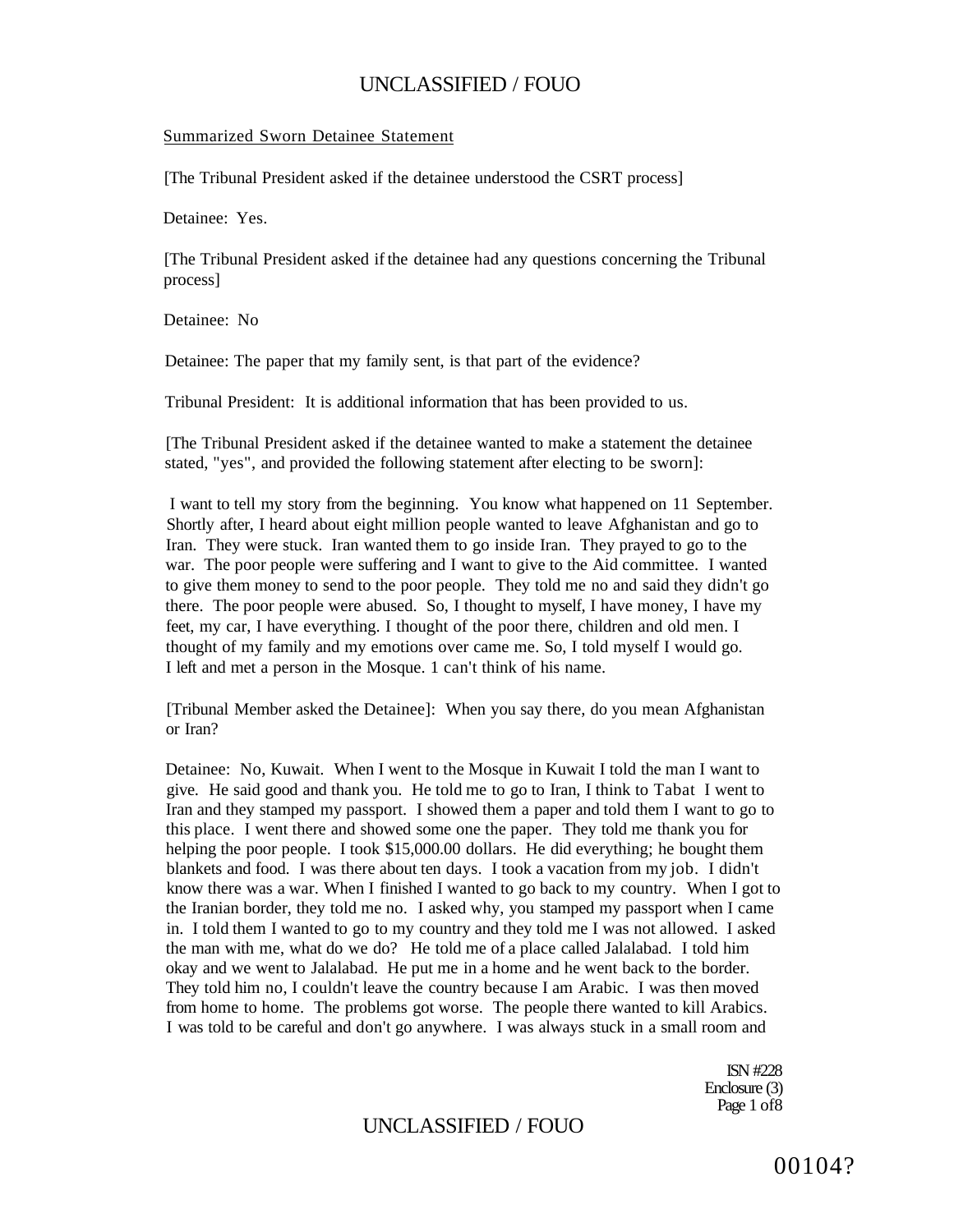Summarized Sworn Detainee Statement

[The Tribunal President asked if the detainee understood the CSRT process]

Detainee: Yes.

[The Tribunal President asked if the detainee had any questions concerning the Tribunal process]

Detainee: No

Detainee: The paper that my family sent, is that part of the evidence?

Tribunal President: It is additional information that has been provided to us.

[The Tribunal President asked if the detainee wanted to make a statement the detainee stated, "yes", and provided the following statement after electing to be sworn]:

I want to tell my story from the beginning. You know what happened on 11 September. Shortly after, I heard about eight million people wanted to leave Afghanistan and go to Iran. They were stuck. Iran wanted them to go inside Iran. They prayed to go to the war. The poor people were suffering and I want to give to the Aid committee. I wanted to give them money to send to the poor people. They told me no and said they didn't go there. The poor people were abused. So, I thought to myself, I have money, I have my feet, my car, I have everything. I thought of the poor there, children and old men. I thought of my family and my emotions over came me. So, I told myself I would go. I left and met a person in the Mosque. 1 can't think of his name.

[Tribunal Member asked the Detainee]: When you say there, do you mean Afghanistan or Iran?

Detainee: No, Kuwait. When I went to the Mosque in Kuwait I told the man I want to give. He said good and thank you. He told me to go to Iran, I think to Tabat I went to Iran and they stamped my passport. I showed them a paper and told them I want to go to this place. I went there and showed some one the paper. They told me thank you for helping the poor people. I took $15,000.00 dollars. He did everything; he bought them blankets and food. I was there about ten days. I took a vacation from my job. I didn't know there was a war. When I finished I wanted to go back to my country. When I got to the Iranian border, they told me no. I asked why, you stamped my passport when I came in. I told them I wanted to go to my country and they told me I was not allowed. I asked the man with me, what do we do? He told me of a place called Jalalabad. I told him okay and we went to Jalalabad. He put me in a home and he went back to the border. They told him no, I couldn't leave the country because I am Arabic. I was then moved from home to home. The problems got worse. The people there wanted to kill Arabics. I was told to be careful and don't go anywhere. I was always stuck in a small room and

ISN #228
Enclosure (3)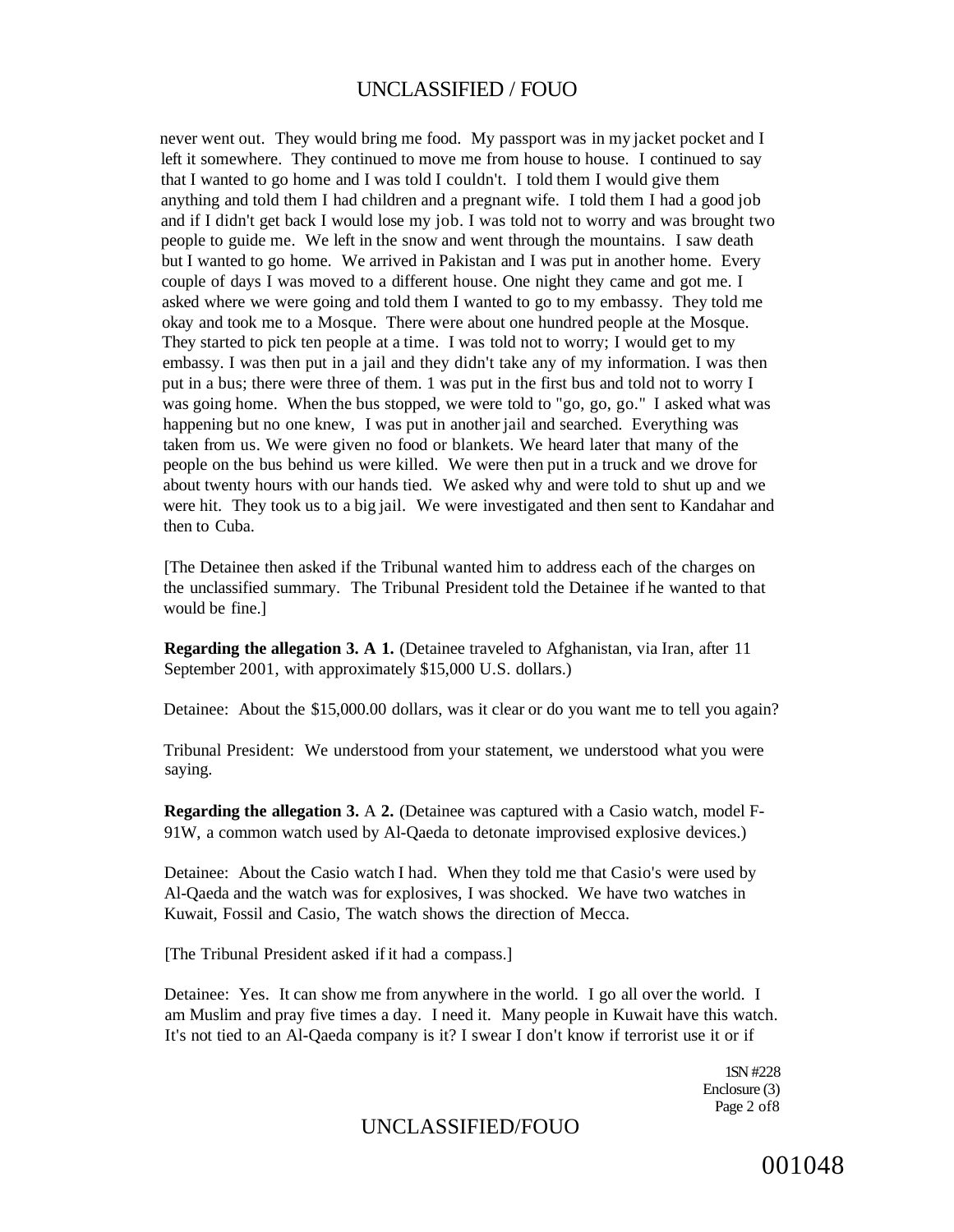never went out. They would bring me food. My passport was in my jacket pocket and I left it somewhere. They continued to move me from house to house. I continued to say that I wanted to go home and I was told I couldn't. I told them I would give them anything and told them I had children and a pregnant wife. I told them I had a good job and if I didn't get back I would lose my job. I was told not to worry and was brought two people to guide me. We left in the snow and went through the mountains. I saw death but I wanted to go home. We arrived in Pakistan and I was put in another home. Every couple of days I was moved to a different house. One night they came and got me. I asked where we were going and told them I wanted to go to my embassy. They told me okay and took me to a Mosque. There were about one hundred people at the Mosque. They started to pick ten people at a time. I was told not to worry; I would get to my embassy. I was then put in a jail and they didn't take any of my information. I was then put in a bus; there were three of them. 1 was put in the first bus and told not to worry I was going home. When the bus stopped, we were told to "go, go, go." I asked what was happening but no one knew, I was put in another jail and searched. Everything was taken from us. We were given no food or blankets. We heard later that many of the people on the bus behind us were killed. We were then put in a truck and we drove for about twenty hours with our hands tied. We asked why and were told to shut up and we were hit. They took us to a big jail. We were investigated and then sent to Kandahar and then to Cuba.

[The Detainee then asked if the Tribunal wanted him to address each of the charges on the unclassified summary. The Tribunal President told the Detainee if he wanted to that would be fine.]

**Regarding the allegation 3. A 1.** (Detainee traveled to Afghanistan, via Iran, after 11 September 2001, with approximately $15,000 U.S. dollars.)

Detainee: About the $15,000.00 dollars, was it clear or do you want me to tell you again?

Tribunal President: We understood from your statement, we understood what you were saying.

**Regarding the allegation 3.** A **2.** (Detainee was captured with a Casio watch, model F-91W, a common watch used by Al-Qaeda to detonate improvised explosive devices.)

Detainee: About the Casio watch I had. When they told me that Casio's were used by Al-Qaeda and the watch was for explosives, I was shocked. We have two watches in Kuwait, Fossil and Casio, The watch shows the direction of Mecca.

[The Tribunal President asked if it had a compass.]

Detainee: Yes. It can show me from anywhere in the world. I go all over the world. I am Muslim and pray five times a day. I need it. Many people in Kuwait have this watch. It's not tied to an Al-Qaeda company is it? I swear I don't know if terrorist use it or if

1SN #228
Enclosure (3)
Page 2 of8

001048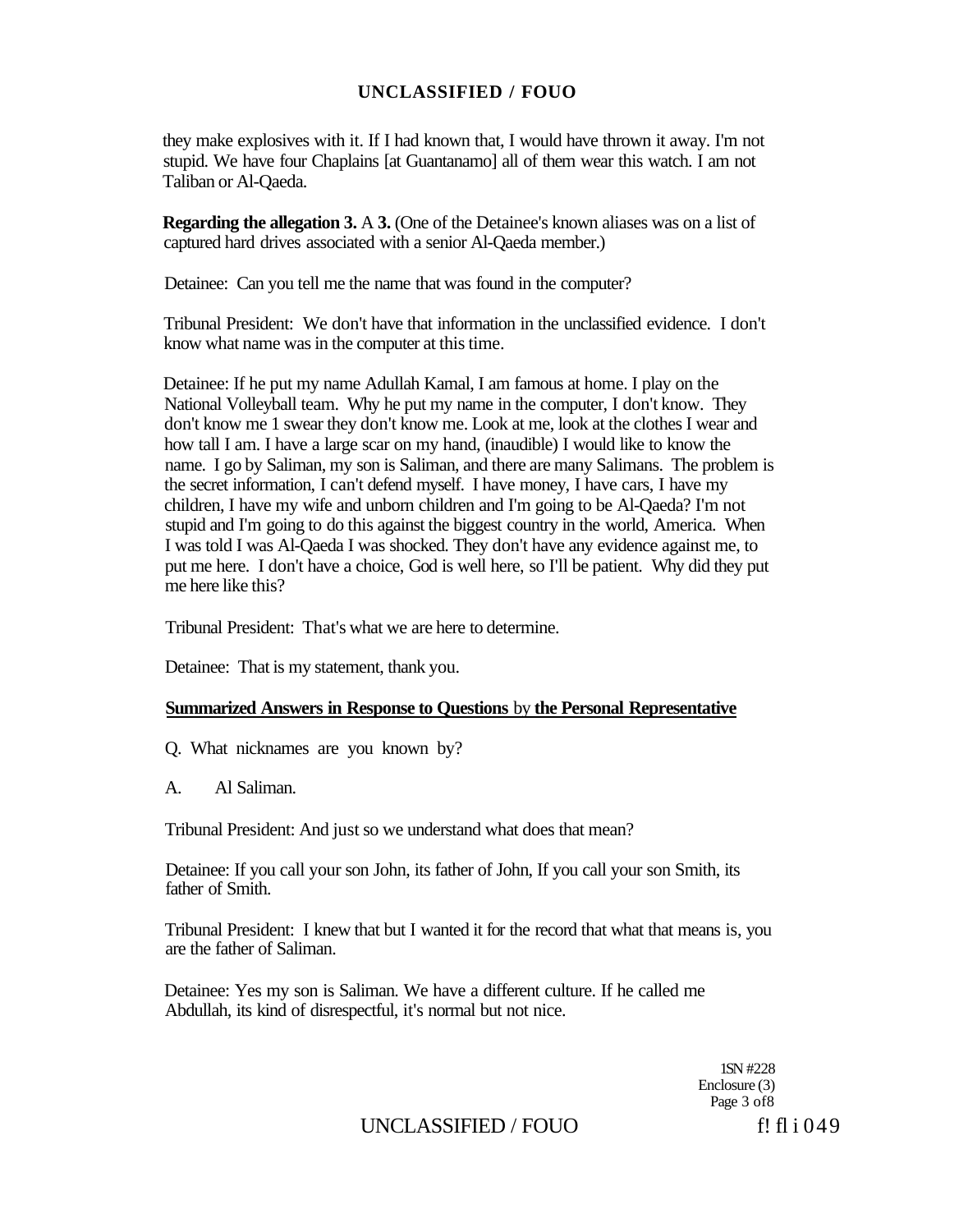they make explosives with it. If I had known that, I would have thrown it away. I'm not stupid. We have four Chaplains [at Guantanamo] all of them wear this watch. I am not Taliban or Al-Qaeda.

**Regarding the allegation 3.** A **3.** (One of the Detainee's known aliases was on a list of captured hard drives associated with a senior Al-Qaeda member.)

Detainee: Can you tell me the name that was found in the computer?

Tribunal President: We don't have that information in the unclassified evidence. I don't know what name was in the computer at this time.

Detainee: If he put my name Adullah Kamal, I am famous at home. I play on the National Volleyball team. Why he put my name in the computer, I don't know. They don't know me 1 swear they don't know me. Look at me, look at the clothes I wear and how tall I am. I have a large scar on my hand, (inaudible) I would like to know the name. I go by Saliman, my son is Saliman, and there are many Salimans. The problem is the secret information, I can't defend myself. I have money, I have cars, I have my children, I have my wife and unborn children and I'm going to be Al-Qaeda? I'm not stupid and I'm going to do this against the biggest country in the world, America. When I was told I was Al-Qaeda I was shocked. They don't have any evidence against me, to put me here. I don't have a choice, God is well here, so I'll be patient. Why did they put me here like this?

Tribunal President: That's what we are here to determine.

Detainee: That is my statement, thank you.

**Summarized Answers in Response to Questions by the Personal Representative**

Q. What nicknames are you known by?

A. Al Saliman.

Tribunal President: And just so we understand what does that mean?

Detainee: If you call your son John, its father of John, If you call your son Smith, its father of Smith.

Tribunal President: I knew that but I wanted it for the record that what that means is, you are the father of Saliman.

Detainee: Yes my son is Saliman. We have a different culture. If he called me Abdullah, its kind of disrespectful, it's normal but not nice.

1SN #228
Enclosure (3)
Page 3 of 8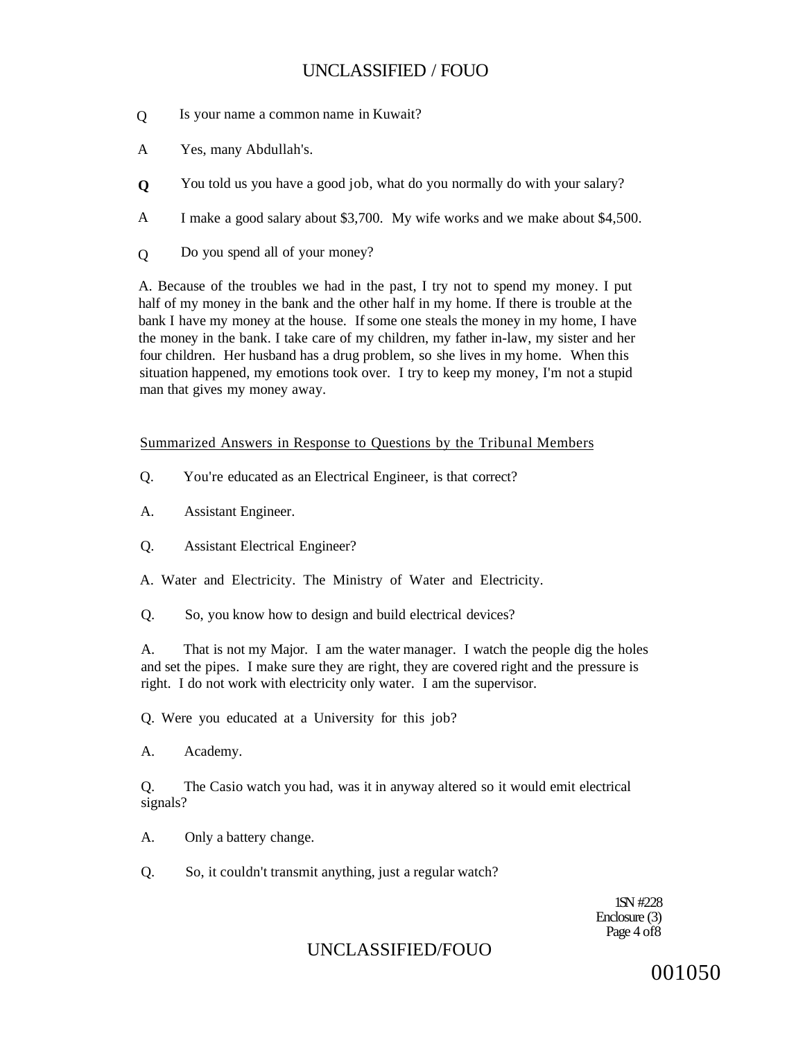Q Is your name a common name in Kuwait?

A Yes, many Abdullah's.

**Q** You told us you have a good job, what do you normally do with your salary?

A I make a good salary about $3,700. My wife works and we make about $4,500.

Q Do you spend all of your money?

A. Because of the troubles we had in the past, I try not to spend my money. I put half of my money in the bank and the other half in my home. If there is trouble at the bank I have my money at the house. If some one steals the money in my home, I have the money in the bank. I take care of my children, my father in-law, my sister and her four children. Her husband has a drug problem, so she lives in my home. When this situation happened, my emotions took over. I try to keep my money, I'm not a stupid man that gives my money away.

Summarized Answers in Response to Questions by the Tribunal Members

Q. You're educated as an Electrical Engineer, is that correct?

A. Assistant Engineer.

Q. Assistant Electrical Engineer?

A. Water and Electricity. The Ministry of Water and Electricity.

Q. So, you know how to design and build electrical devices?

A. That is not my Major. I am the water manager. I watch the people dig the holes and set the pipes. I make sure they are right, they are covered right and the pressure is right. I do not work with electricity only water. I am the supervisor.

Q. Were you educated at a University for this job?

A. Academy.

Q. The Casio watch you had, was it in anyway altered so it would emit electrical signals?

A. Only a battery change.

Q. So, it couldn't transmit anything, just a regular watch?

1SN #228
Enclosure (3)
Page 4 of8

001050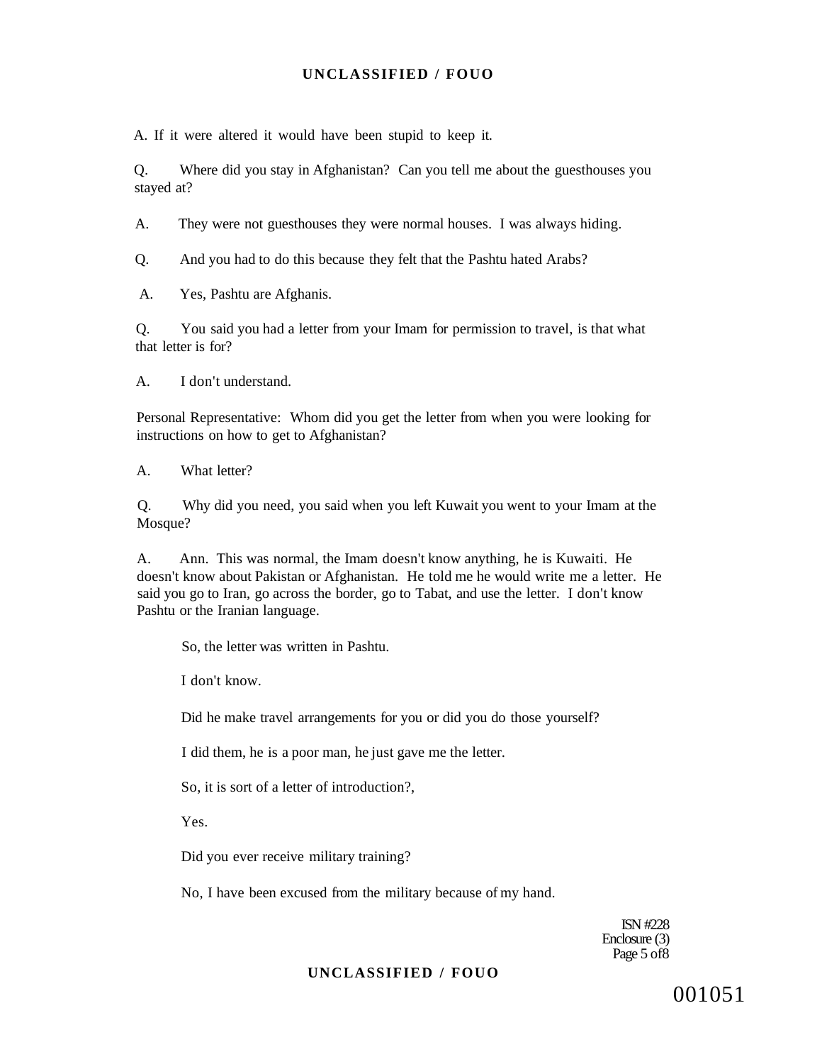A. If it were altered it would have been stupid to keep it.

Q. Where did you stay in Afghanistan? Can you tell me about the guesthouses you stayed at?

A. They were not guesthouses they were normal houses. I was always hiding.

Q. And you had to do this because they felt that the Pashtu hated Arabs?

A. Yes, Pashtu are Afghanis.

Q. You said you had a letter from your Imam for permission to travel, is that what that letter is for?

A. I don't understand.

Personal Representative: Whom did you get the letter from when you were looking for instructions on how to get to Afghanistan?

A. What letter?

Q. Why did you need, you said when you left Kuwait you went to your Imam at the Mosque?

A. Ann. This was normal, the Imam doesn't know anything, he is Kuwaiti. He doesn't know about Pakistan or Afghanistan. He told me he would write me a letter. He said you go to Iran, go across the border, go to Tabat, and use the letter. I don't know Pashtu or the Iranian language.

So, the letter was written in Pashtu.

I don't know.

Did he make travel arrangements for you or did you do those yourself?

I did them, he is a poor man, he just gave me the letter.

So, it is sort of a letter of introduction?,

Yes.

Did you ever receive military training?

No, I have been excused from the military because of my hand.

ISN #228
Enclosure (3)
Page 5 of8

001051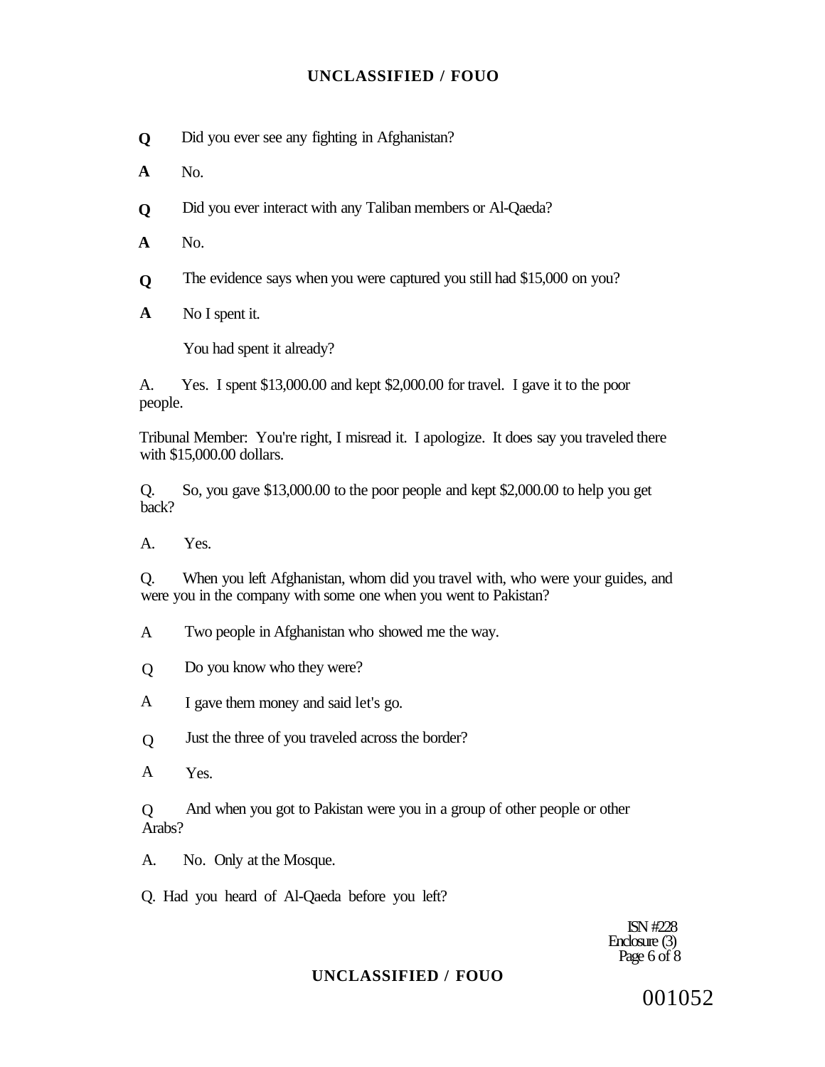**Q** Did you ever see any fighting in Afghanistan?

**A** No.

**Q** Did you ever interact with any Taliban members or Al-Qaeda?

**A** No.

**Q** The evidence says when you were captured you still had $15,000 on you?

**A** No I spent it.

You had spent it already?

A. Yes. I spent $13,000.00 and kept $2,000.00 for travel. I gave it to the poor people.

Tribunal Member: You're right, I misread it. I apologize. It does say you traveled there with $15,000.00 dollars.

Q. So, you gave $13,000.00 to the poor people and kept $2,000.00 to help you get back?

A. Yes.

Q. When you left Afghanistan, whom did you travel with, who were your guides, and were you in the company with some one when you went to Pakistan?

A Two people in Afghanistan who showed me the way.

Q Do you know who they were?

A I gave them money and said let's go.

Q Just the three of you traveled across the border?

A Yes.

Q And when you got to Pakistan were you in a group of other people or other Arabs?

A. No. Only at the Mosque.

Q. Had you heard of Al-Qaeda before you left?

ISN #228
Enclosure (3)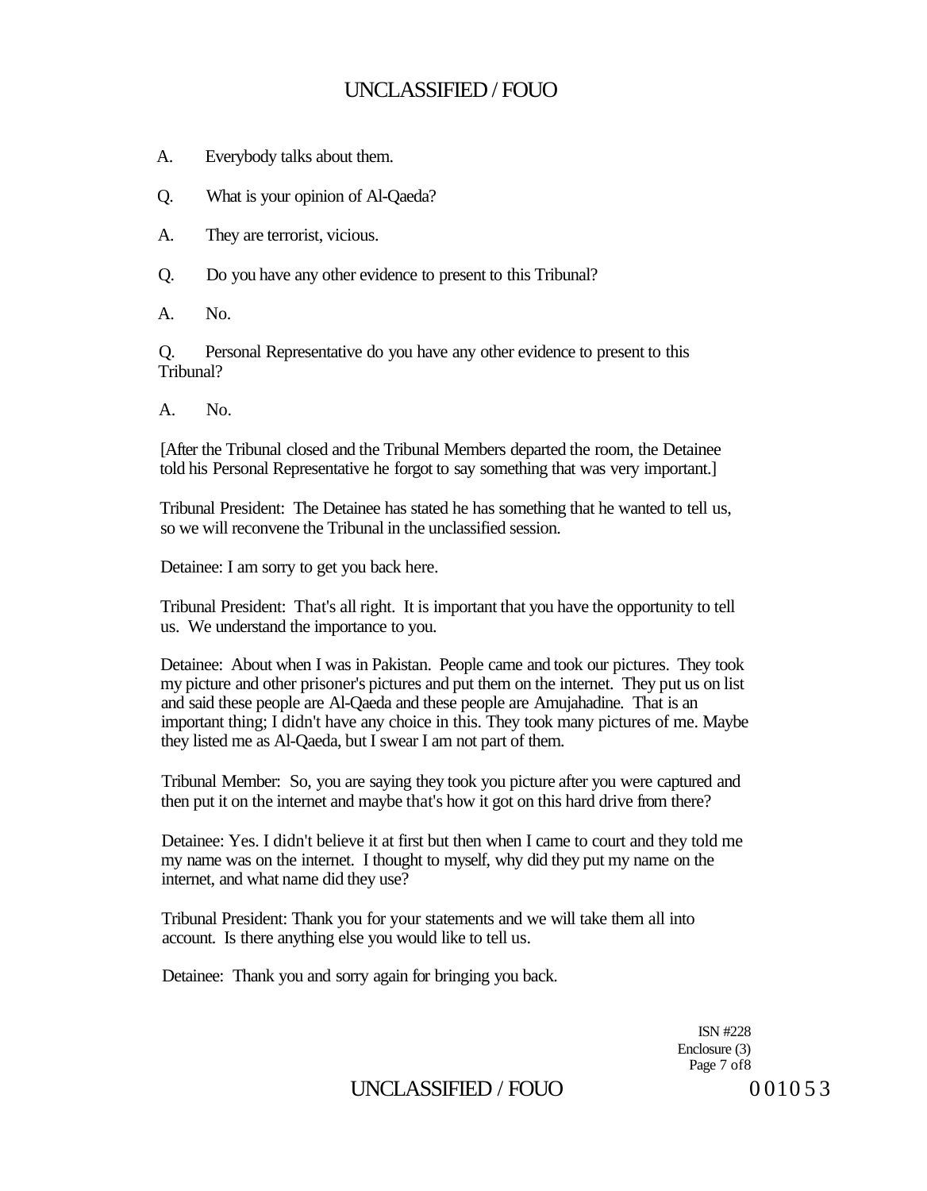A. Everybody talks about them.

Q. What is your opinion of Al-Qaeda?

A. They are terrorist, vicious.

Q. Do you have any other evidence to present to this Tribunal?

A. No.

Q. Personal Representative do you have any other evidence to present to this Tribunal?

A. No.

[After the Tribunal closed and the Tribunal Members departed the room, the Detainee told his Personal Representative he forgot to say something that was very important.]

Tribunal President: The Detainee has stated he has something that he wanted to tell us, so we will reconvene the Tribunal in the unclassified session.

Detainee: I am sorry to get you back here.

Tribunal President: That's all right. It is important that you have the opportunity to tell us. We understand the importance to you.

Detainee: About when I was in Pakistan. People came and took our pictures. They took my picture and other prisoner's pictures and put them on the internet. They put us on list and said these people are Al-Qaeda and these people are Amujahadine. That is an important thing; I didn't have any choice in this. They took many pictures of me. Maybe they listed me as Al-Qaeda, but I swear I am not part of them.

Tribunal Member: So, you are saying they took you picture after you were captured and then put it on the internet and maybe that's how it got on this hard drive from there?

Detainee: Yes. I didn't believe it at first but then when I came to court and they told me my name was on the internet. I thought to myself, why did they put my name on the internet, and what name did they use?

Tribunal President: Thank you for your statements and we will take them all into account. Is there anything else you would like to tell us.

Detainee: Thank you and sorry again for bringing you back.

ISN #228
Enclosure (3)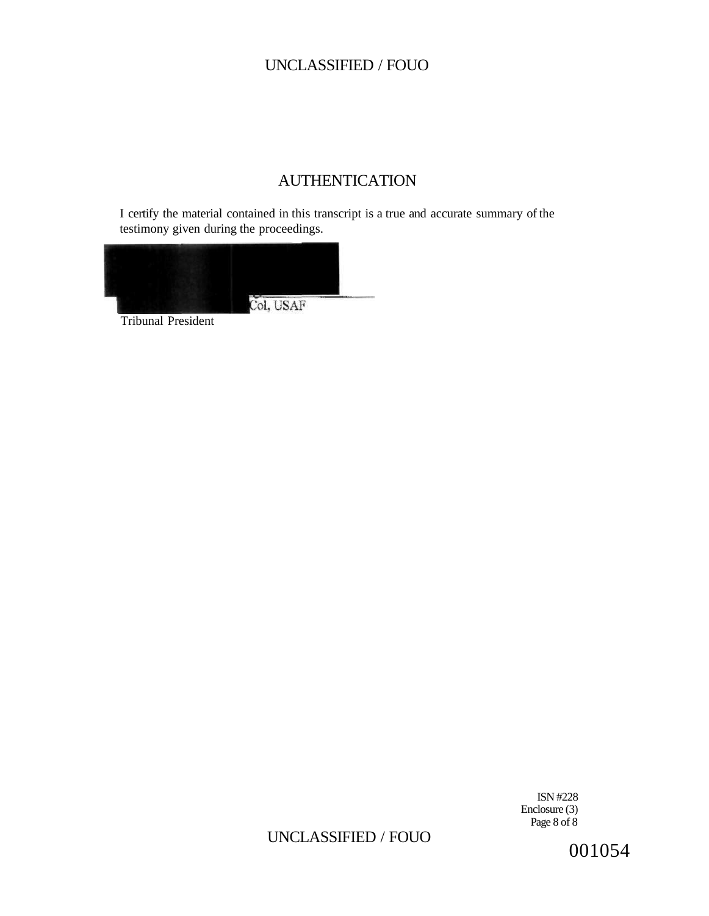# AUTHENTICATION

I certify the material contained in this transcript is a true and accurate summary of the testimony given during the proceedings.

Col, USAF

Tribunal President

ISN #228
Enclosure (3)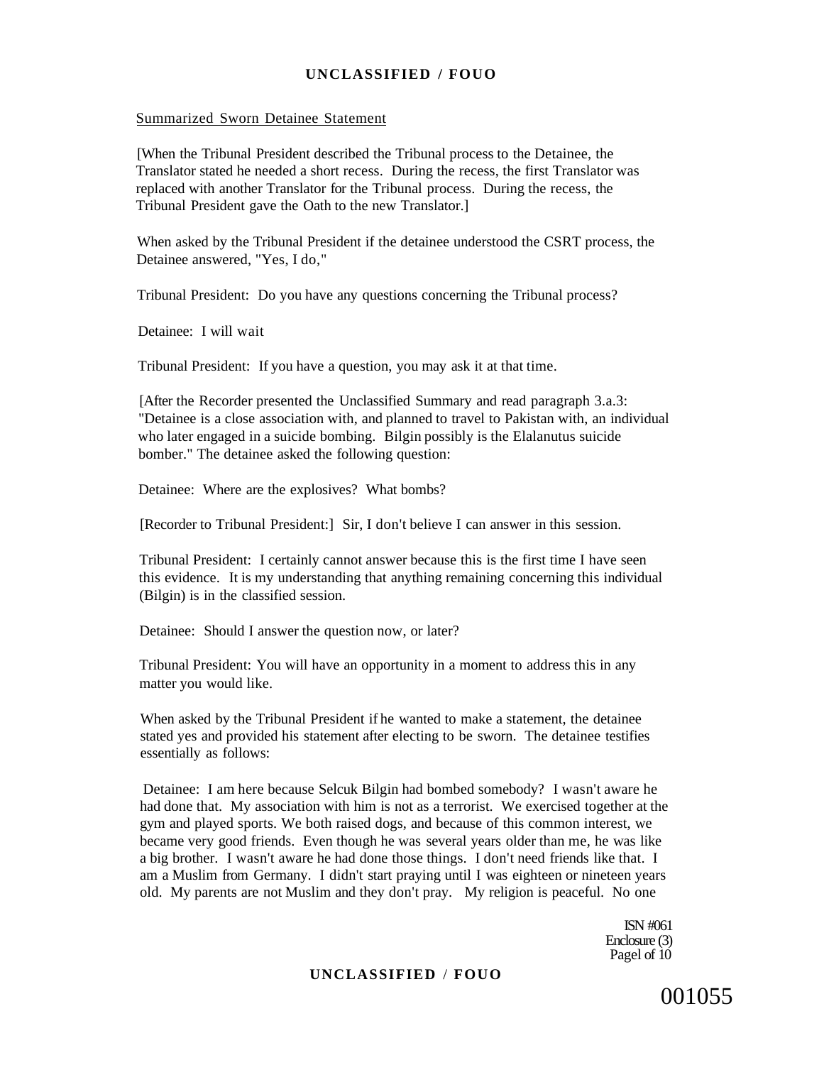Summarized Sworn Detainee Statement

[When the Tribunal President described the Tribunal process to the Detainee, the Translator stated he needed a short recess. During the recess, the first Translator was replaced with another Translator for the Tribunal process. During the recess, the Tribunal President gave the Oath to the new Translator.]

When asked by the Tribunal President if the detainee understood the CSRT process, the Detainee answered, "Yes, I do,"

Tribunal President: Do you have any questions concerning the Tribunal process?

Detainee: I will wait

Tribunal President: If you have a question, you may ask it at that time.

[After the Recorder presented the Unclassified Summary and read paragraph 3.a.3: "Detainee is a close association with, and planned to travel to Pakistan with, an individual who later engaged in a suicide bombing. Bilgin possibly is the Elalanutus suicide bomber." The detainee asked the following question:

Detainee: Where are the explosives? What bombs?

[Recorder to Tribunal President:] Sir, I don't believe I can answer in this session.

Tribunal President: I certainly cannot answer because this is the first time I have seen this evidence. It is my understanding that anything remaining concerning this individual (Bilgin) is in the classified session.

Detainee: Should I answer the question now, or later?

Tribunal President: You will have an opportunity in a moment to address this in any matter you would like.

When asked by the Tribunal President if he wanted to make a statement, the detainee stated yes and provided his statement after electing to be sworn. The detainee testifies essentially as follows:

Detainee: I am here because Selcuk Bilgin had bombed somebody? I wasn't aware he had done that. My association with him is not as a terrorist. We exercised together at the gym and played sports. We both raised dogs, and because of this common interest, we became very good friends. Even though he was several years older than me, he was like a big brother. I wasn't aware he had done those things. I don't need friends like that. I am a Muslim from Germany. I didn't start praying until I was eighteen or nineteen years old. My parents are not Muslim and they don't pray. My religion is peaceful. No one

ISN #061
Enclosure (3)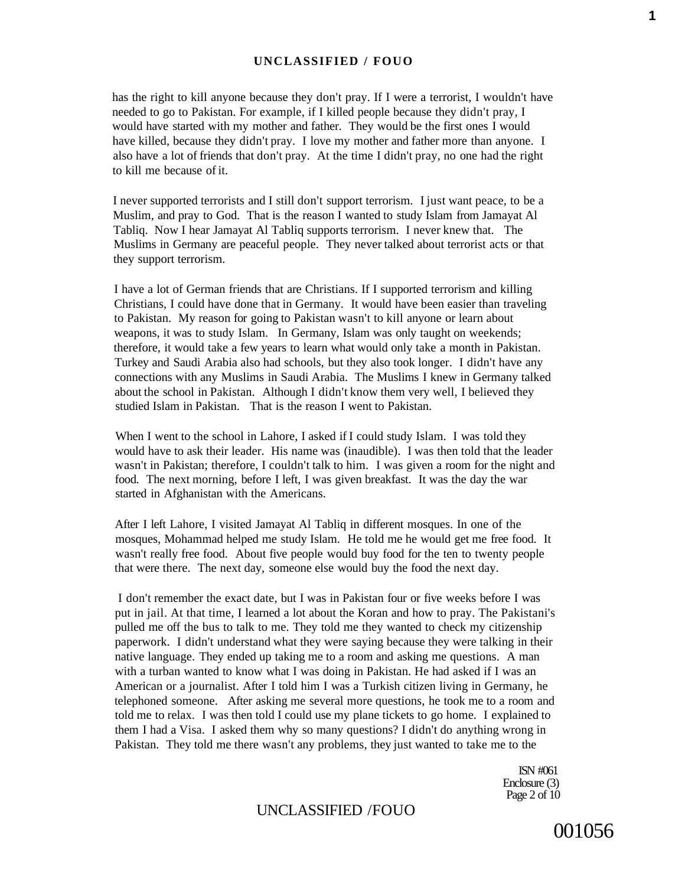has the right to kill anyone because they don't pray. If I were a terrorist, I wouldn't have needed to go to Pakistan. For example, if I killed people because they didn't pray, I would have started with my mother and father. They would be the first ones I would have killed, because they didn't pray. I love my mother and father more than anyone. I also have a lot of friends that don't pray. At the time I didn't pray, no one had the right to kill me because of it.

I never supported terrorists and I still don't support terrorism. I just want peace, to be a Muslim, and pray to God. That is the reason I wanted to study Islam from Jamayat Al Tabliq. Now I hear Jamayat Al Tabliq supports terrorism. I never knew that. The Muslims in Germany are peaceful people. They never talked about terrorist acts or that they support terrorism.

I have a lot of German friends that are Christians. If I supported terrorism and killing Christians, I could have done that in Germany. It would have been easier than traveling to Pakistan. My reason for going to Pakistan wasn't to kill anyone or learn about weapons, it was to study Islam. In Germany, Islam was only taught on weekends; therefore, it would take a few years to learn what would only take a month in Pakistan. Turkey and Saudi Arabia also had schools, but they also took longer. I didn't have any connections with any Muslims in Saudi Arabia. The Muslims I knew in Germany talked about the school in Pakistan. Although I didn't know them very well, I believed they studied Islam in Pakistan. That is the reason I went to Pakistan.

When I went to the school in Lahore, I asked if I could study Islam. I was told they would have to ask their leader. His name was (inaudible). I was then told that the leader wasn't in Pakistan; therefore, I couldn't talk to him. I was given a room for the night and food. The next morning, before I left, I was given breakfast. It was the day the war started in Afghanistan with the Americans.

After I left Lahore, I visited Jamayat Al Tabliq in different mosques. In one of the mosques, Mohammad helped me study Islam. He told me he would get me free food. It wasn't really free food. About five people would buy food for the ten to twenty people that were there. The next day, someone else would buy the food the next day.

I don't remember the exact date, but I was in Pakistan four or five weeks before I was put in jail. At that time, I learned a lot about the Koran and how to pray. The Pakistani's pulled me off the bus to talk to me. They told me they wanted to check my citizenship paperwork. I didn't understand what they were saying because they were talking in their native language. They ended up taking me to a room and asking me questions. A man with a turban wanted to know what I was doing in Pakistan. He had asked if I was an American or a journalist. After I told him I was a Turkish citizen living in Germany, he telephoned someone. After asking me several more questions, he took me to a room and told me to relax. I was then told I could use my plane tickets to go home. I explained to them I had a Visa. I asked them why so many questions? I didn't do anything wrong in Pakistan. They told me there wasn't any problems, they just wanted to take me to the

ISN #061
Enclosure (3)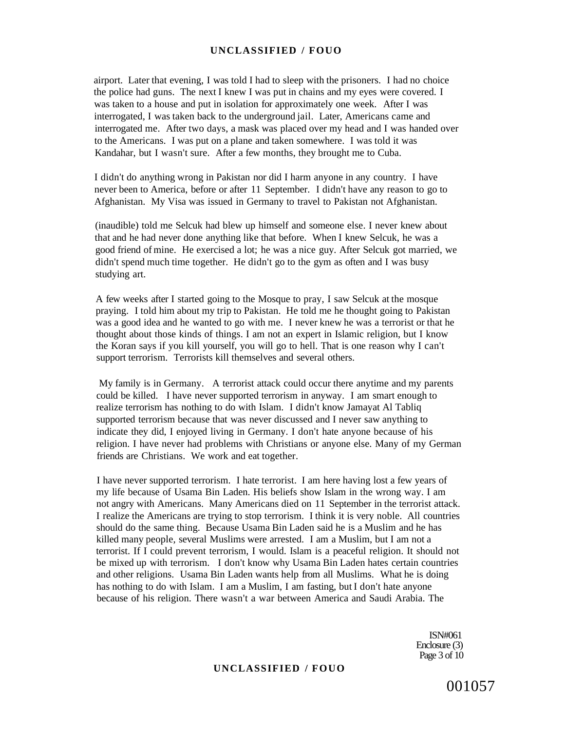airport. Later that evening, I was told I had to sleep with the prisoners. I had no choice the police had guns. The next I knew I was put in chains and my eyes were covered. I was taken to a house and put in isolation for approximately one week. After I was interrogated, I was taken back to the underground jail. Later, Americans came and interrogated me. After two days, a mask was placed over my head and I was handed over to the Americans. I was put on a plane and taken somewhere. I was told it was Kandahar, but I wasn't sure. After a few months, they brought me to Cuba.

I didn't do anything wrong in Pakistan nor did I harm anyone in any country. I have never been to America, before or after 11 September. I didn't have any reason to go to Afghanistan. My Visa was issued in Germany to travel to Pakistan not Afghanistan.

(inaudible) told me Selcuk had blew up himself and someone else. I never knew about that and he had never done anything like that before. When I knew Selcuk, he was a good friend of mine. He exercised a lot; he was a nice guy. After Selcuk got married, we didn't spend much time together. He didn't go to the gym as often and I was busy studying art.

A few weeks after I started going to the Mosque to pray, I saw Selcuk at the mosque praying. I told him about my trip to Pakistan. He told me he thought going to Pakistan was a good idea and he wanted to go with me. I never knew he was a terrorist or that he thought about those kinds of things. I am not an expert in Islamic religion, but I know the Koran says if you kill yourself, you will go to hell. That is one reason why I can't support terrorism. Terrorists kill themselves and several others.

My family is in Germany. A terrorist attack could occur there anytime and my parents could be killed. I have never supported terrorism in anyway. I am smart enough to realize terrorism has nothing to do with Islam. I didn't know Jamayat Al Tabliq supported terrorism because that was never discussed and I never saw anything to indicate they did, I enjoyed living in Germany. I don't hate anyone because of his religion. I have never had problems with Christians or anyone else. Many of my German friends are Christians. We work and eat together.

I have never supported terrorism. I hate terrorist. I am here having lost a few years of my life because of Usama Bin Laden. His beliefs show Islam in the wrong way. I am not angry with Americans. Many Americans died on 11 September in the terrorist attack. I realize the Americans are trying to stop terrorism. I think it is very noble. All countries should do the same thing. Because Usama Bin Laden said he is a Muslim and he has killed many people, several Muslims were arrested. I am a Muslim, but I am not a terrorist. If I could prevent terrorism, I would. Islam is a peaceful religion. It should not be mixed up with terrorism. I don't know why Usama Bin Laden hates certain countries and other religions. Usama Bin Laden wants help from all Muslims. What he is doing has nothing to do with Islam. I am a Muslim, I am fasting, but I don't hate anyone because of his religion. There wasn't a war between America and Saudi Arabia. The

ISN#061
Enclosure (3)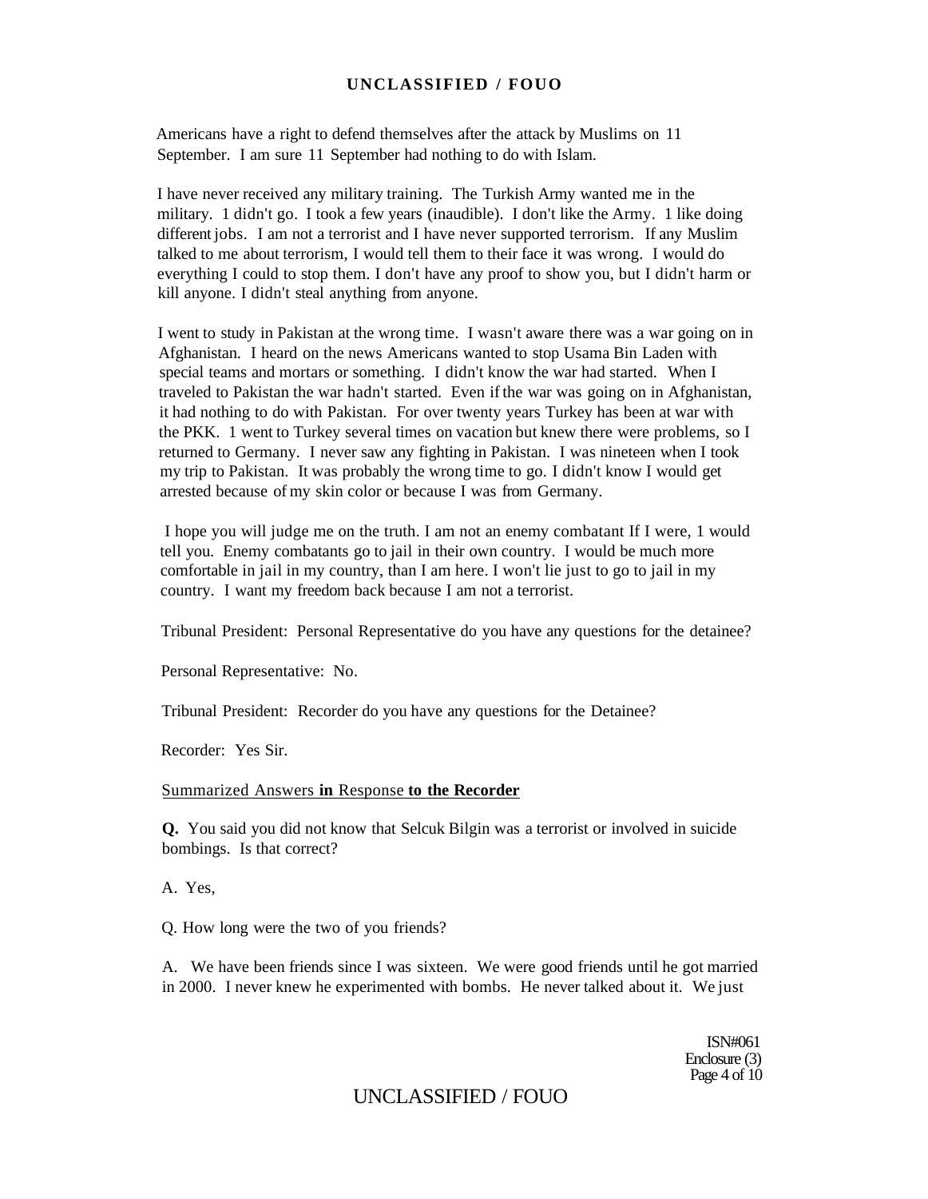Americans have a right to defend themselves after the attack by Muslims on 11 September. I am sure 11 September had nothing to do with Islam.

I have never received any military training. The Turkish Army wanted me in the military. 1 didn't go. I took a few years (inaudible). I don't like the Army. 1 like doing different jobs. I am not a terrorist and I have never supported terrorism. If any Muslim talked to me about terrorism, I would tell them to their face it was wrong. I would do everything I could to stop them. I don't have any proof to show you, but I didn't harm or kill anyone. I didn't steal anything from anyone.

I went to study in Pakistan at the wrong time. I wasn't aware there was a war going on in Afghanistan. I heard on the news Americans wanted to stop Usama Bin Laden with special teams and mortars or something. I didn't know the war had started. When I traveled to Pakistan the war hadn't started. Even if the war was going on in Afghanistan, it had nothing to do with Pakistan. For over twenty years Turkey has been at war with the PKK. 1 went to Turkey several times on vacation but knew there were problems, so I returned to Germany. I never saw any fighting in Pakistan. I was nineteen when I took my trip to Pakistan. It was probably the wrong time to go. I didn't know I would get arrested because of my skin color or because I was from Germany.

I hope you will judge me on the truth. I am not an enemy combatant If I were, 1 would tell you. Enemy combatants go to jail in their own country. I would be much more comfortable in jail in my country, than I am here. I won't lie just to go to jail in my country. I want my freedom back because I am not a terrorist.

Tribunal President: Personal Representative do you have any questions for the detainee?

Personal Representative: No.

Tribunal President: Recorder do you have any questions for the Detainee?

Recorder: Yes Sir.

Summarized Answers **in** Response **to the Recorder**

**Q.** You said you did not know that Selcuk Bilgin was a terrorist or involved in suicide bombings. Is that correct?

A. Yes,

Q. How long were the two of you friends?

A. We have been friends since I was sixteen. We were good friends until he got married in 2000. I never knew he experimented with bombs. He never talked about it. We just

ISN#061
Enclosure (3)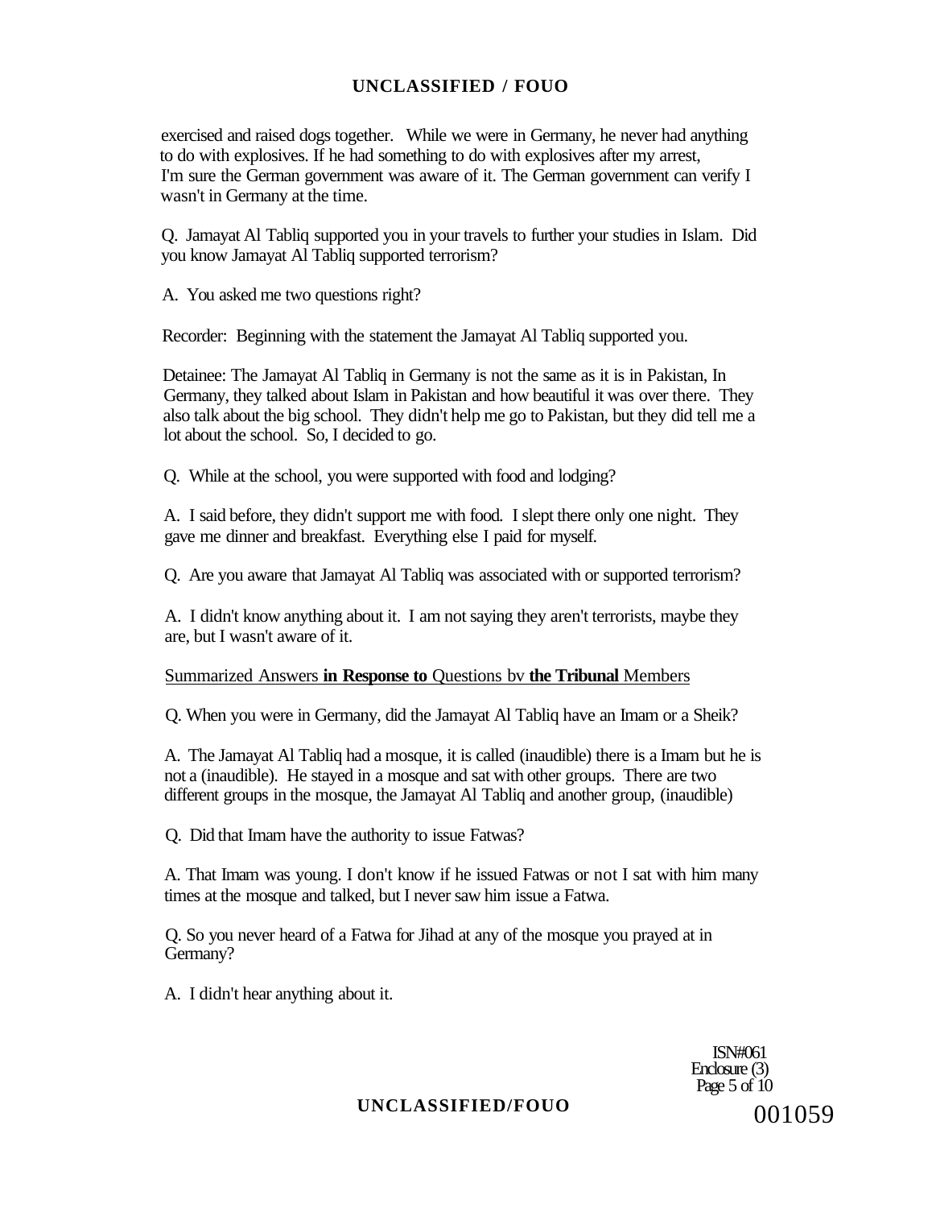exercised and raised dogs together. While we were in Germany, he never had anything to do with explosives. If he had something to do with explosives after my arrest, I'm sure the German government was aware of it. The German government can verify I wasn't in Germany at the time.

Q. Jamayat Al Tabliq supported you in your travels to further your studies in Islam. Did you know Jamayat Al Tabliq supported terrorism?

A. You asked me two questions right?

Recorder: Beginning with the statement the Jamayat Al Tabliq supported you.

Detainee: The Jamayat Al Tabliq in Germany is not the same as it is in Pakistan, In Germany, they talked about Islam in Pakistan and how beautiful it was over there. They also talk about the big school. They didn't help me go to Pakistan, but they did tell me a lot about the school. So, I decided to go.

Q. While at the school, you were supported with food and lodging?

A. I said before, they didn't support me with food. I slept there only one night. They gave me dinner and breakfast. Everything else I paid for myself.

Q. Are you aware that Jamayat Al Tabliq was associated with or supported terrorism?

A. I didn't know anything about it. I am not saying they aren't terrorists, maybe they are, but I wasn't aware of it.

Summarized Answers **in Response to** Questions bv **the Tribunal** Members

Q. When you were in Germany, did the Jamayat Al Tabliq have an Imam or a Sheik?

A. The Jamayat Al Tabliq had a mosque, it is called (inaudible) there is a Imam but he is not a (inaudible). He stayed in a mosque and sat with other groups. There are two different groups in the mosque, the Jamayat Al Tabliq and another group, (inaudible)

Q. Did that Imam have the authority to issue Fatwas?

A. That Imam was young. I don't know if he issued Fatwas or not I sat with him many times at the mosque and talked, but I never saw him issue a Fatwa.

Q. So you never heard of a Fatwa for Jihad at any of the mosque you prayed at in Germany?

A. I didn't hear anything about it.

ISN#061
Enclosure (3)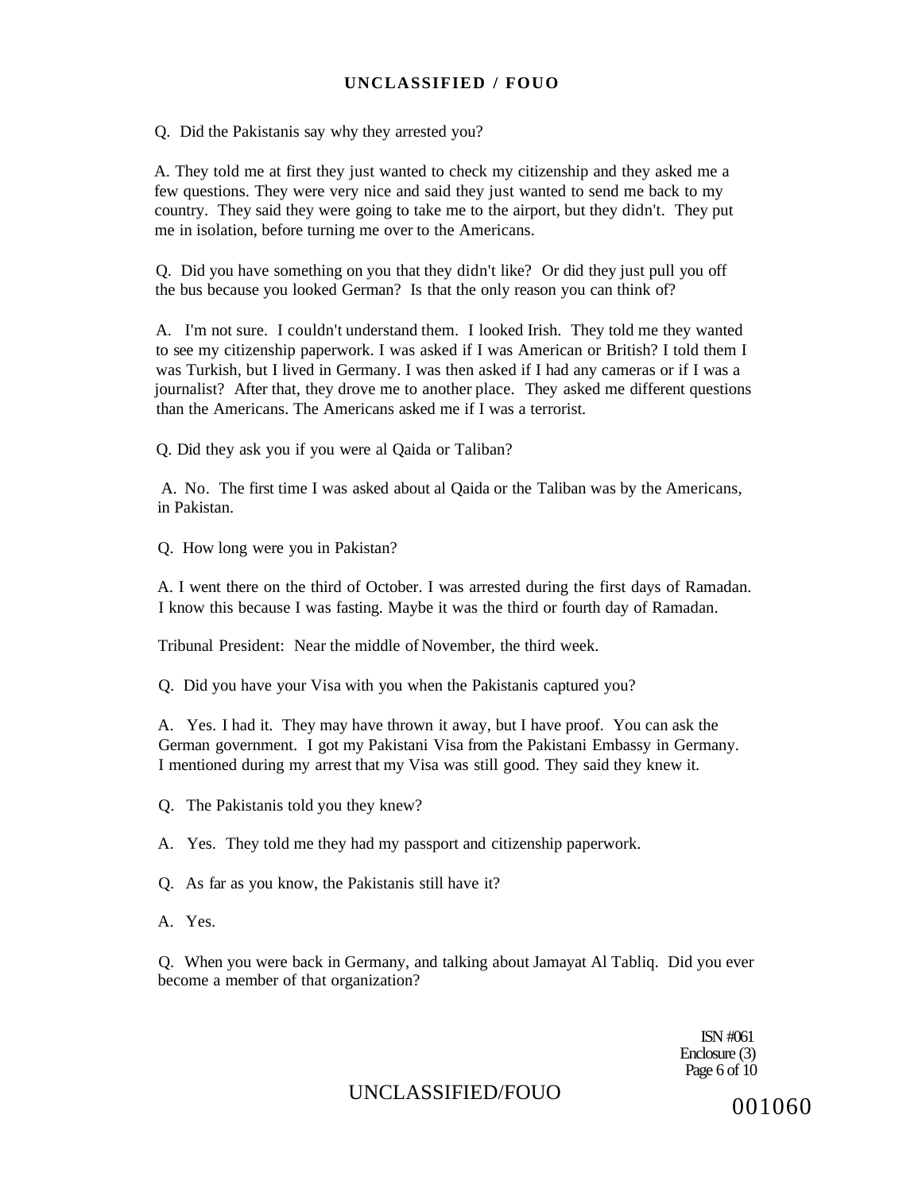Q. Did the Pakistanis say why they arrested you?

A. They told me at first they just wanted to check my citizenship and they asked me a few questions. They were very nice and said they just wanted to send me back to my country. They said they were going to take me to the airport, but they didn't. They put me in isolation, before turning me over to the Americans.

Q. Did you have something on you that they didn't like? Or did they just pull you off the bus because you looked German? Is that the only reason you can think of?

A. I'm not sure. I couldn't understand them. I looked Irish. They told me they wanted to see my citizenship paperwork. I was asked if I was American or British? I told them I was Turkish, but I lived in Germany. I was then asked if I had any cameras or if I was a journalist? After that, they drove me to another place. They asked me different questions than the Americans. The Americans asked me if I was a terrorist.

Q. Did they ask you if you were al Qaida or Taliban?

A. No. The first time I was asked about al Qaida or the Taliban was by the Americans, in Pakistan.

Q. How long were you in Pakistan?

A. I went there on the third of October. I was arrested during the first days of Ramadan. I know this because I was fasting. Maybe it was the third or fourth day of Ramadan.

Tribunal President: Near the middle of November, the third week.

Q. Did you have your Visa with you when the Pakistanis captured you?

A. Yes. I had it. They may have thrown it away, but I have proof. You can ask the German government. I got my Pakistani Visa from the Pakistani Embassy in Germany. I mentioned during my arrest that my Visa was still good. They said they knew it.

Q. The Pakistanis told you they knew?

A. Yes. They told me they had my passport and citizenship paperwork.

Q. As far as you know, the Pakistanis still have it?

A. Yes.

Q. When you were back in Germany, and talking about Jamayat Al Tabliq. Did you ever become a member of that organization?

ISN #061
Enclosure (3)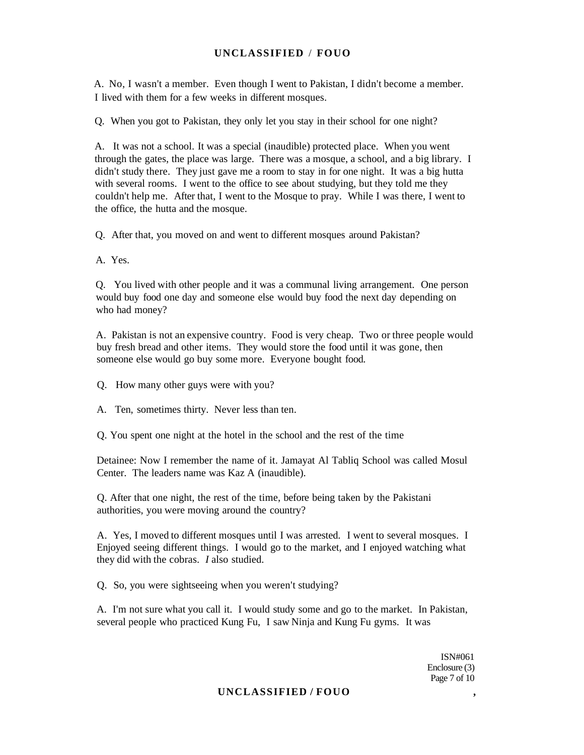A. No, I wasn't a member. Even though I went to Pakistan, I didn't become a member. I lived with them for a few weeks in different mosques.

Q. When you got to Pakistan, they only let you stay in their school for one night?

A. It was not a school. It was a special (inaudible) protected place. When you went through the gates, the place was large. There was a mosque, a school, and a big library. I didn't study there. They just gave me a room to stay in for one night. It was a big hutta with several rooms. I went to the office to see about studying, but they told me they couldn't help me. After that, I went to the Mosque to pray. While I was there, I went to the office, the hutta and the mosque.

Q. After that, you moved on and went to different mosques around Pakistan?

A. Yes.

Q. You lived with other people and it was a communal living arrangement. One person would buy food one day and someone else would buy food the next day depending on who had money?

A. Pakistan is not an expensive country. Food is very cheap. Two or three people would buy fresh bread and other items. They would store the food until it was gone, then someone else would go buy some more. Everyone bought food.

Q. How many other guys were with you?

A. Ten, sometimes thirty. Never less than ten.

Q. You spent one night at the hotel in the school and the rest of the time

Detainee: Now I remember the name of it. Jamayat Al Tabliq School was called Mosul Center. The leaders name was Kaz A (inaudible).

Q. After that one night, the rest of the time, before being taken by the Pakistani authorities, you were moving around the country?

A. Yes, I moved to different mosques until I was arrested. I went to several mosques. I Enjoyed seeing different things. I would go to the market, and I enjoyed watching what they did with the cobras. *I* also studied.

Q. So, you were sightseeing when you weren't studying?

A. I'm not sure what you call it. I would study some and go to the market. In Pakistan, several people who practiced Kung Fu, I saw Ninja and Kung Fu gyms. It was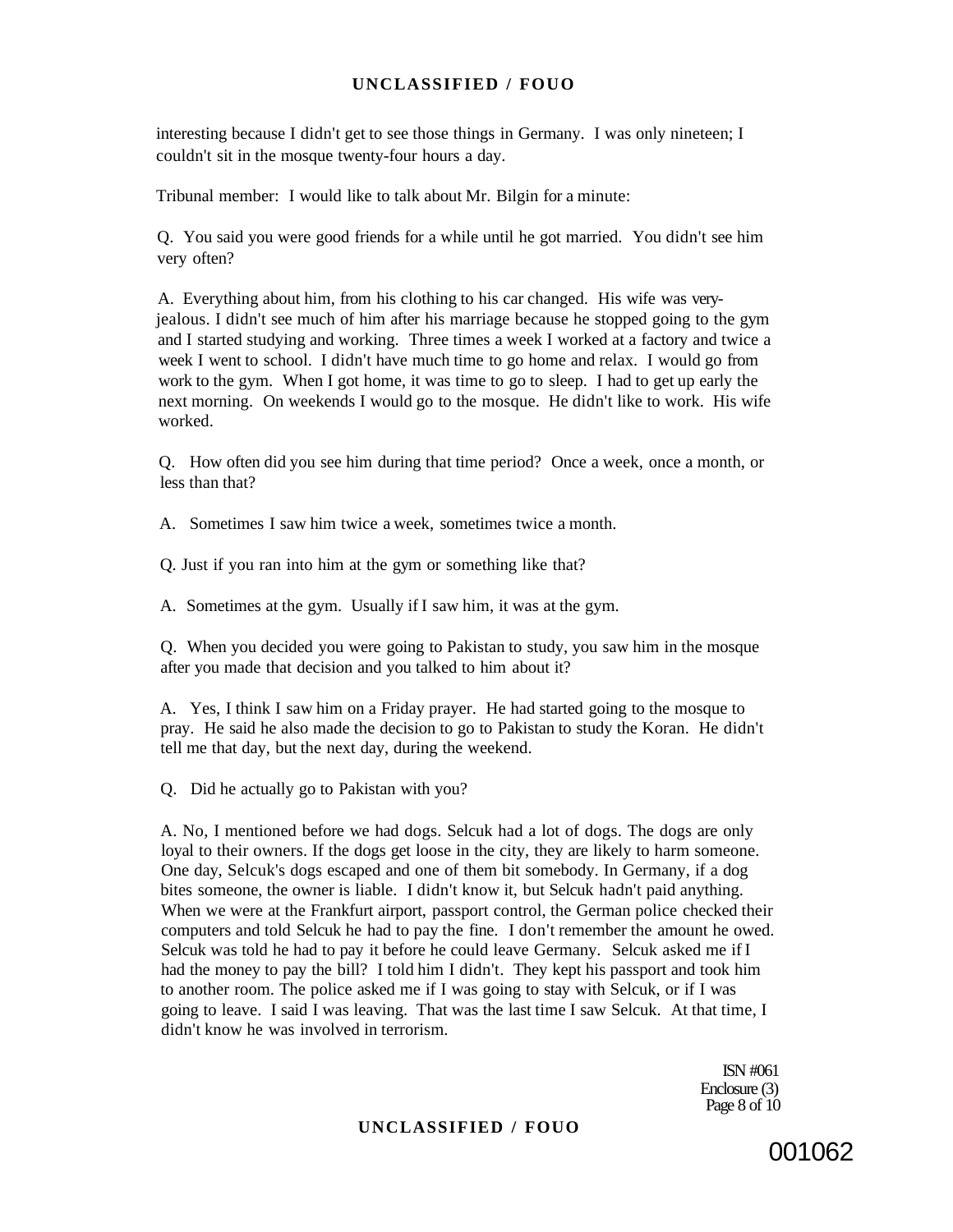interesting because I didn't get to see those things in Germany. I was only nineteen; I couldn't sit in the mosque twenty-four hours a day.

Tribunal member: I would like to talk about Mr. Bilgin for a minute:

Q. You said you were good friends for a while until he got married. You didn't see him very often?

A. Everything about him, from his clothing to his car changed. His wife was very-jealous. I didn't see much of him after his marriage because he stopped going to the gym and I started studying and working. Three times a week I worked at a factory and twice a week I went to school. I didn't have much time to go home and relax. I would go from work to the gym. When I got home, it was time to go to sleep. I had to get up early the next morning. On weekends I would go to the mosque. He didn't like to work. His wife worked.

Q. How often did you see him during that time period? Once a week, once a month, or less than that?

A. Sometimes I saw him twice a week, sometimes twice a month.

Q. Just if you ran into him at the gym or something like that?

A. Sometimes at the gym. Usually if I saw him, it was at the gym.

Q. When you decided you were going to Pakistan to study, you saw him in the mosque after you made that decision and you talked to him about it?

A. Yes, I think I saw him on a Friday prayer. He had started going to the mosque to pray. He said he also made the decision to go to Pakistan to study the Koran. He didn't tell me that day, but the next day, during the weekend.

Q. Did he actually go to Pakistan with you?

A. No, I mentioned before we had dogs. Selcuk had a lot of dogs. The dogs are only loyal to their owners. If the dogs get loose in the city, they are likely to harm someone. One day, Selcuk's dogs escaped and one of them bit somebody. In Germany, if a dog bites someone, the owner is liable. I didn't know it, but Selcuk hadn't paid anything. When we were at the Frankfurt airport, passport control, the German police checked their computers and told Selcuk he had to pay the fine. I don't remember the amount he owed. Selcuk was told he had to pay it before he could leave Germany. Selcuk asked me if I had the money to pay the bill? I told him I didn't. They kept his passport and took him to another room. The police asked me if I was going to stay with Selcuk, or if I was going to leave. I said I was leaving. That was the last time I saw Selcuk. At that time, I didn't know he was involved in terrorism.

ISN #061
Enclosure (3)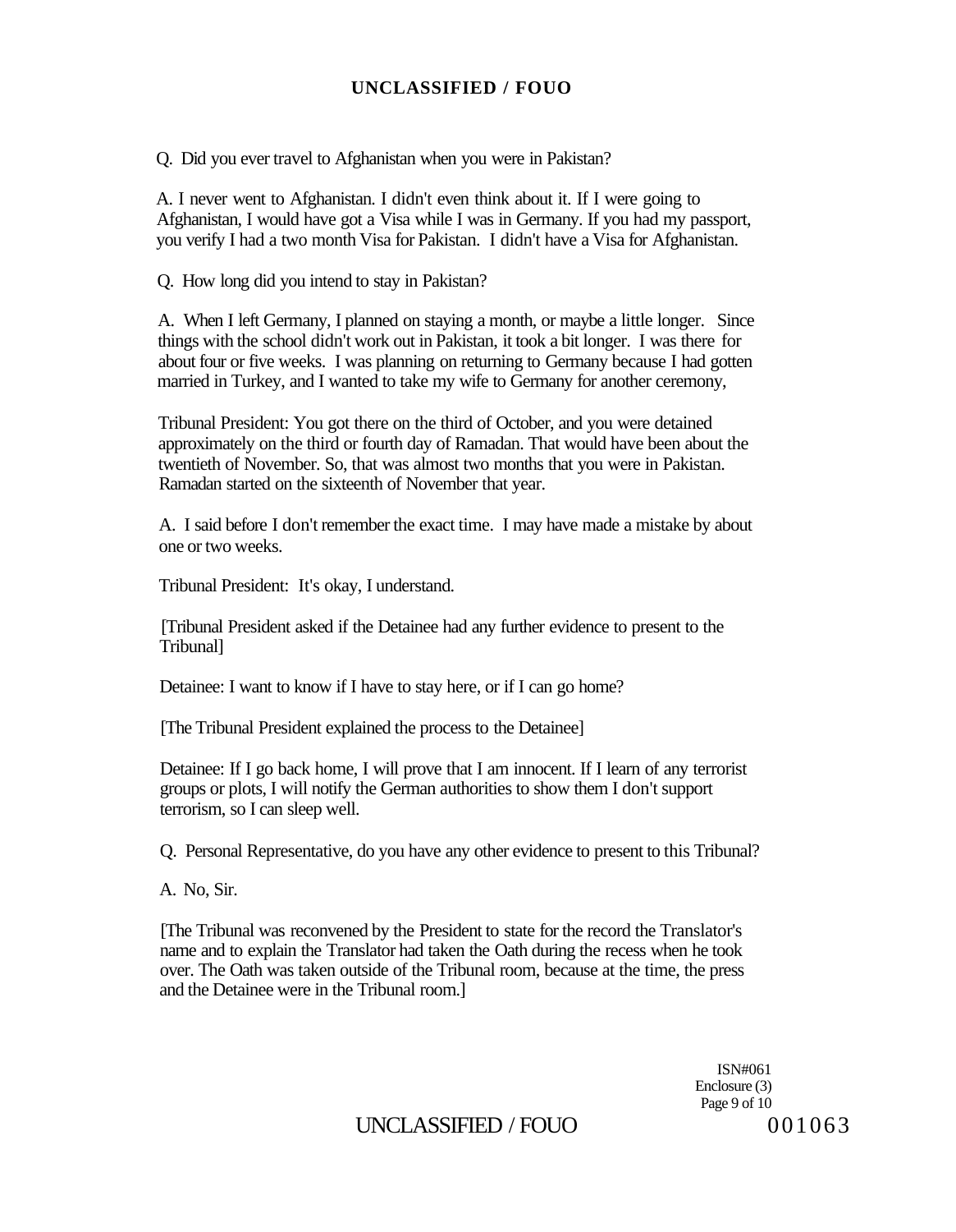Q. Did you ever travel to Afghanistan when you were in Pakistan?

A. I never went to Afghanistan. I didn't even think about it. If I were going to Afghanistan, I would have got a Visa while I was in Germany. If you had my passport, you verify I had a two month Visa for Pakistan. I didn't have a Visa for Afghanistan.

Q. How long did you intend to stay in Pakistan?

A. When I left Germany, I planned on staying a month, or maybe a little longer. Since things with the school didn't work out in Pakistan, it took a bit longer. I was there for about four or five weeks. I was planning on returning to Germany because I had gotten married in Turkey, and I wanted to take my wife to Germany for another ceremony,

Tribunal President: You got there on the third of October, and you were detained approximately on the third or fourth day of Ramadan. That would have been about the twentieth of November. So, that was almost two months that you were in Pakistan. Ramadan started on the sixteenth of November that year.

A. I said before I don't remember the exact time. I may have made a mistake by about one or two weeks.

Tribunal President: It's okay, I understand.

[Tribunal President asked if the Detainee had any further evidence to present to the Tribunal]

Detainee: I want to know if I have to stay here, or if I can go home?

[The Tribunal President explained the process to the Detainee]

Detainee: If I go back home, I will prove that I am innocent. If I learn of any terrorist groups or plots, I will notify the German authorities to show them I don't support terrorism, so I can sleep well.

Q. Personal Representative, do you have any other evidence to present to this Tribunal?

A. No, Sir.

[The Tribunal was reconvened by the President to state for the record the Translator's name and to explain the Translator had taken the Oath during the recess when he took over. The Oath was taken outside of the Tribunal room, because at the time, the press and the Detainee were in the Tribunal room.]

ISN#061
Enclosure (3)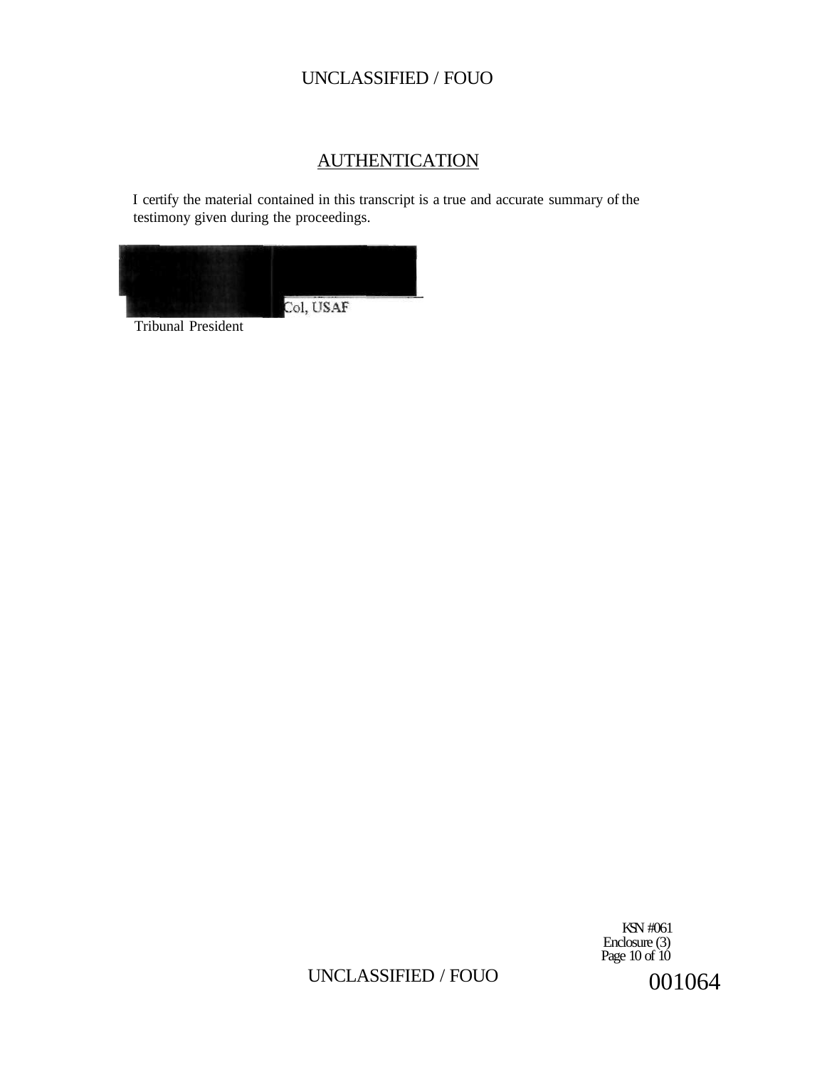## AUTHENTICATION

I certify the material contained in this transcript is a true and accurate summary of the testimony given during the proceedings.

Col, USAF

Tribunal President

KSN #061
Enclosure (3)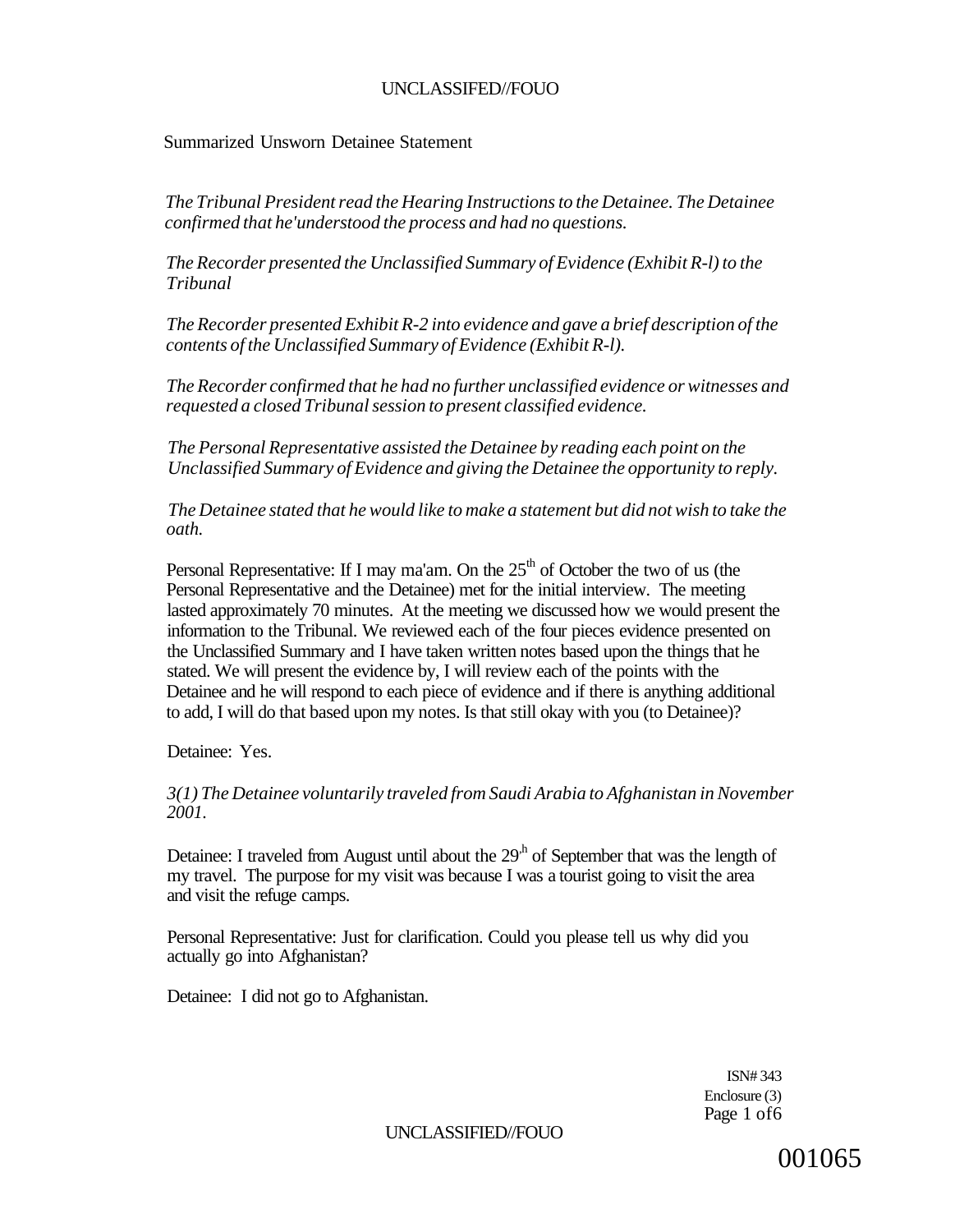Summarized Unsworn Detainee Statement

*The Tribunal President read the Hearing Instructions to the Detainee. The Detainee confirmed that he'understood the process and had no questions.*

*The Recorder presented the Unclassified Summary of Evidence (Exhibit R-l) to the Tribunal*

*The Recorder presented Exhibit R-2 into evidence and gave a brief description of the contents of the Unclassified Summary of Evidence (Exhibit R-l).*

*The Recorder confirmed that he had no further unclassified evidence or witnesses and requested a closed Tribunal session to present classified evidence.*

*The Personal Representative assisted the Detainee by reading each point on the Unclassified Summary of Evidence and giving the Detainee the opportunity to reply.*

*The Detainee stated that he would like to make a statement but did not wish to take the oath.*

Personal Representative: If I may ma'am. On the 25th of October the two of us (the Personal Representative and the Detainee) met for the initial interview. The meeting lasted approximately 70 minutes. At the meeting we discussed how we would present the information to the Tribunal. We reviewed each of the four pieces evidence presented on the Unclassified Summary and I have taken written notes based upon the things that he stated. We will present the evidence by, I will review each of the points with the Detainee and he will respond to each piece of evidence and if there is anything additional to add, I will do that based upon my notes. Is that still okay with you (to Detainee)?

Detainee: Yes.

*3(1) The Detainee voluntarily traveled from Saudi Arabia to Afghanistan in November 2001.*

Detainee: I traveled from August until about the 29th of September that was the length of my travel. The purpose for my visit was because I was a tourist going to visit the area and visit the refuge camps.

Personal Representative: Just for clarification. Could you please tell us why did you actually go into Afghanistan?

Detainee: I did not go to Afghanistan.

ISN# 343
Enclosure (3)

001065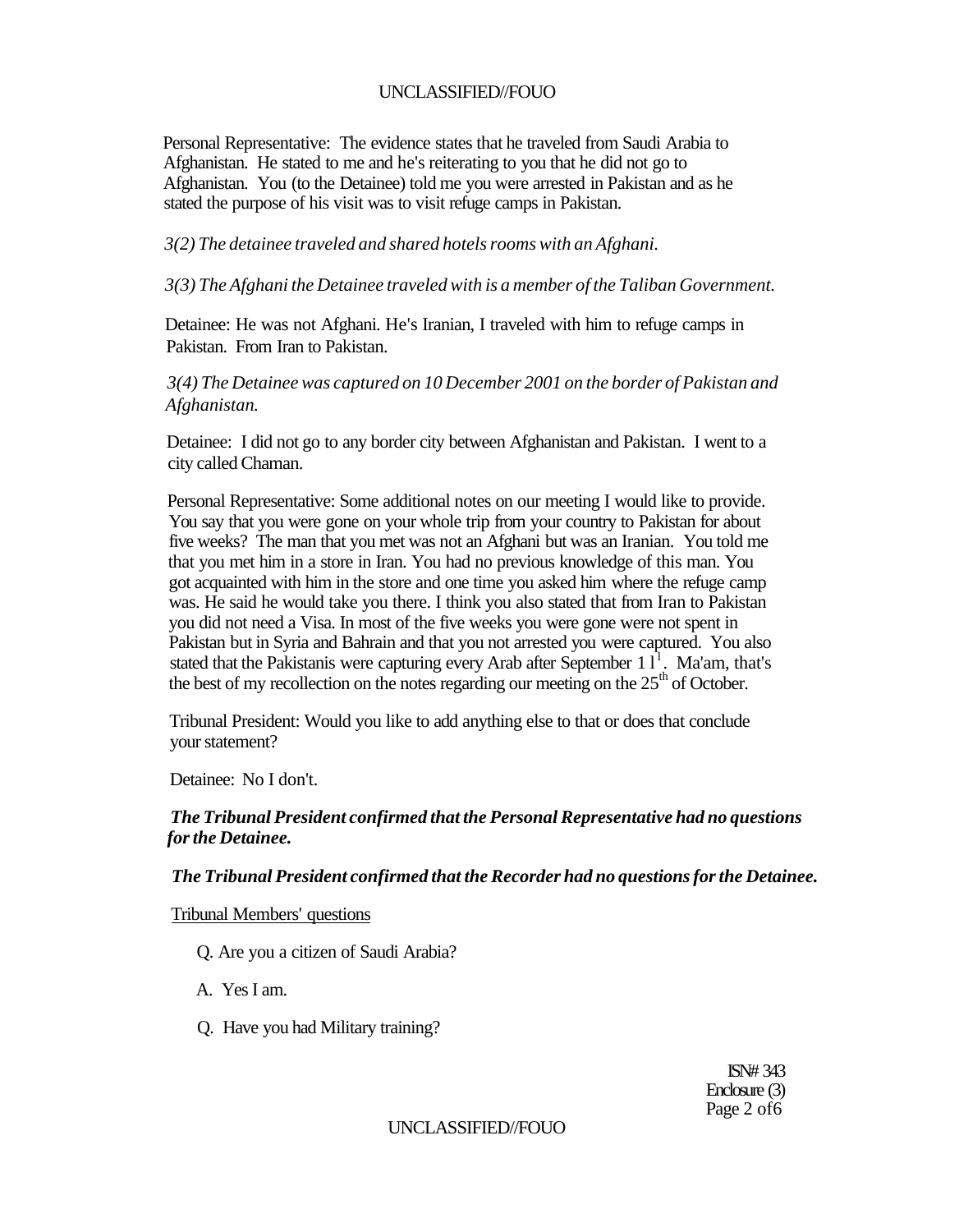Personal Representative: The evidence states that he traveled from Saudi Arabia to Afghanistan. He stated to me and he's reiterating to you that he did not go to Afghanistan. You (to the Detainee) told me you were arrested in Pakistan and as he stated the purpose of his visit was to visit refuge camps in Pakistan.

*3(2) The detainee traveled and shared hotels rooms with an Afghani.*

*3(3) The Afghani the Detainee traveled with is a member of the Taliban Government.*

Detainee: He was not Afghani. He's Iranian, I traveled with him to refuge camps in Pakistan. From Iran to Pakistan.

*3(4) The Detainee was captured on 10 December 2001 on the border of Pakistan and Afghanistan.*

Detainee: I did not go to any border city between Afghanistan and Pakistan. I went to a city called Chaman.

Personal Representative: Some additional notes on our meeting I would like to provide. You say that you were gone on your whole trip from your country to Pakistan for about five weeks? The man that you met was not an Afghani but was an Iranian. You told me that you met him in a store in Iran. You had no previous knowledge of this man. You got acquainted with him in the store and one time you asked him where the refuge camp was. He said he would take you there. I think you also stated that from Iran to Pakistan you did not need a Visa. In most of the five weeks you were gone were not spent in Pakistan but in Syria and Bahrain and that you not arrested you were captured. You also stated that the Pakistanis were capturing every Arab after September 11[1]. Ma'am, that's the best of my recollection on the notes regarding our meeting on the 25th of October.

Tribunal President: Would you like to add anything else to that or does that conclude your statement?

Detainee: No I don't.

***The Tribunal President confirmed that the Personal Representative had no questions for the Detainee.***

***The Tribunal President confirmed that the Recorder had no questions for the Detainee.***

Tribunal Members' questions

Q. Are you a citizen of Saudi Arabia?

A. Yes I am.

Q. Have you had Military training?

ISN# 343
Enclosure (3)
Page 2 of 6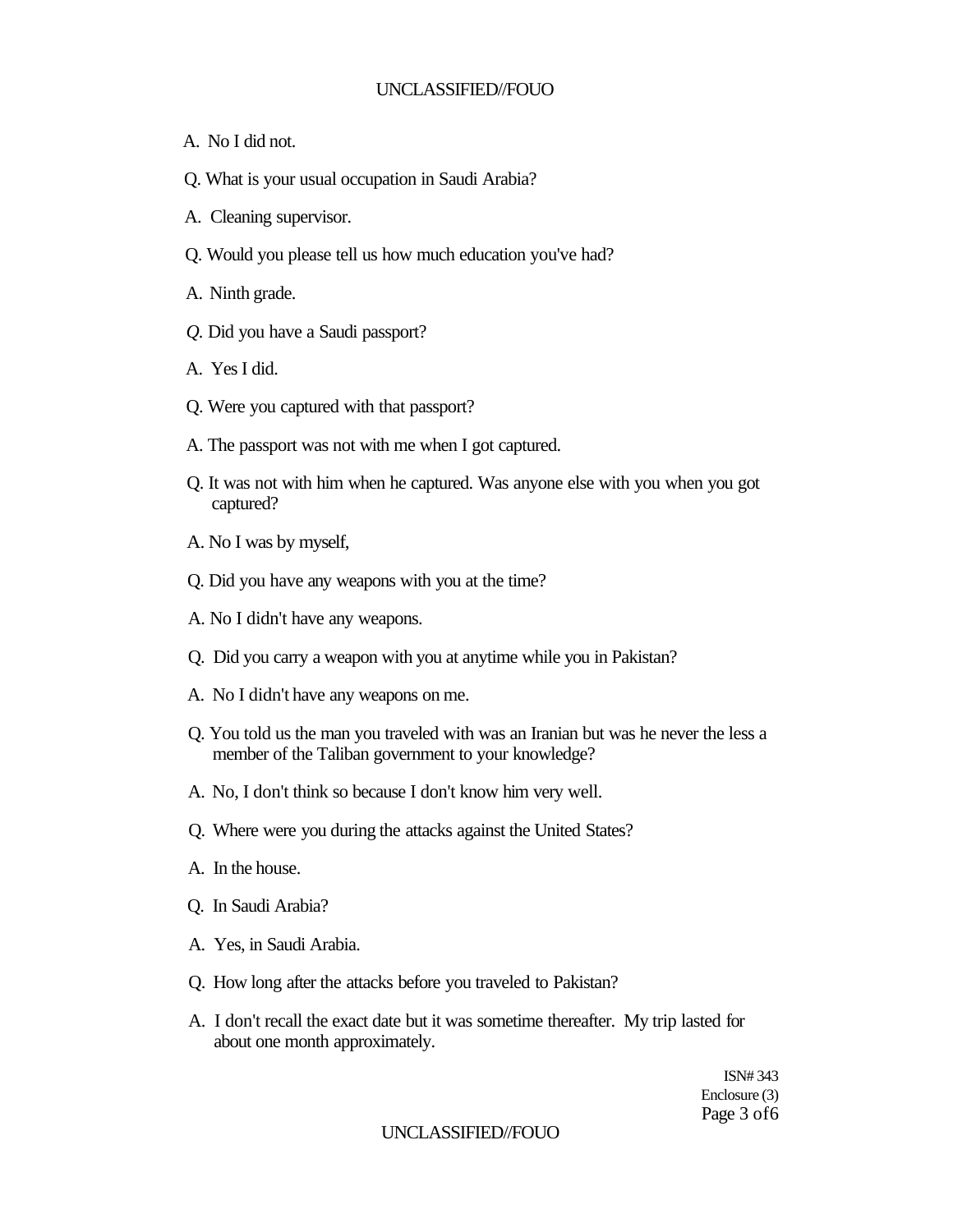A. No I did not.

Q. What is your usual occupation in Saudi Arabia?

A. Cleaning supervisor.

Q. Would you please tell us how much education you've had?

A. Ninth grade.

*Q.* Did you have a Saudi passport?

A. Yes I did.

Q. Were you captured with that passport?

A. The passport was not with me when I got captured.

Q. It was not with him when he captured. Was anyone else with you when you got captured?

A. No I was by myself,

Q. Did you have any weapons with you at the time?

A. No I didn't have any weapons.

Q. Did you carry a weapon with you at anytime while you in Pakistan?

A. No I didn't have any weapons on me.

Q. You told us the man you traveled with was an Iranian but was he never the less a member of the Taliban government to your knowledge?

A. No, I don't think so because I don't know him very well.

Q. Where were you during the attacks against the United States?

A. In the house.

Q. In Saudi Arabia?

A. Yes, in Saudi Arabia.

Q. How long after the attacks before you traveled to Pakistan?

A. I don't recall the exact date but it was sometime thereafter. My trip lasted for about one month approximately.

ISN# 343
Enclosure (3)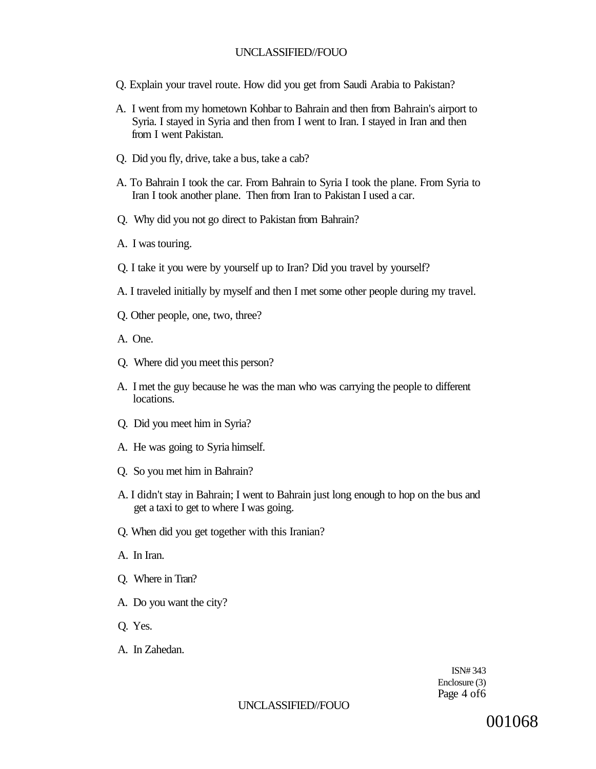Q. Explain your travel route. How did you get from Saudi Arabia to Pakistan?

A. I went from my hometown Kohbar to Bahrain and then from Bahrain's airport to Syria. I stayed in Syria and then from I went to Iran. I stayed in Iran and then from I went Pakistan.

Q. Did you fly, drive, take a bus, take a cab?

A. To Bahrain I took the car. From Bahrain to Syria I took the plane. From Syria to Iran I took another plane. Then from Iran to Pakistan I used a car.

Q. Why did you not go direct to Pakistan from Bahrain?

A. I was touring.

Q. I take it you were by yourself up to Iran? Did you travel by yourself?

A. I traveled initially by myself and then I met some other people during my travel.

Q. Other people, one, two, three?

A. One.

Q. Where did you meet this person?

A. I met the guy because he was the man who was carrying the people to different locations.

Q. Did you meet him in Syria?

A. He was going to Syria himself.

Q. So you met him in Bahrain?

A. I didn't stay in Bahrain; I went to Bahrain just long enough to hop on the bus and get a taxi to get to where I was going.

Q. When did you get together with this Iranian?

A. In Iran.

Q. Where in Tran?

A. Do you want the city?

Q. Yes.

A. In Zahedan.

ISN# 343
Enclosure (3)
Page 4 of6

001068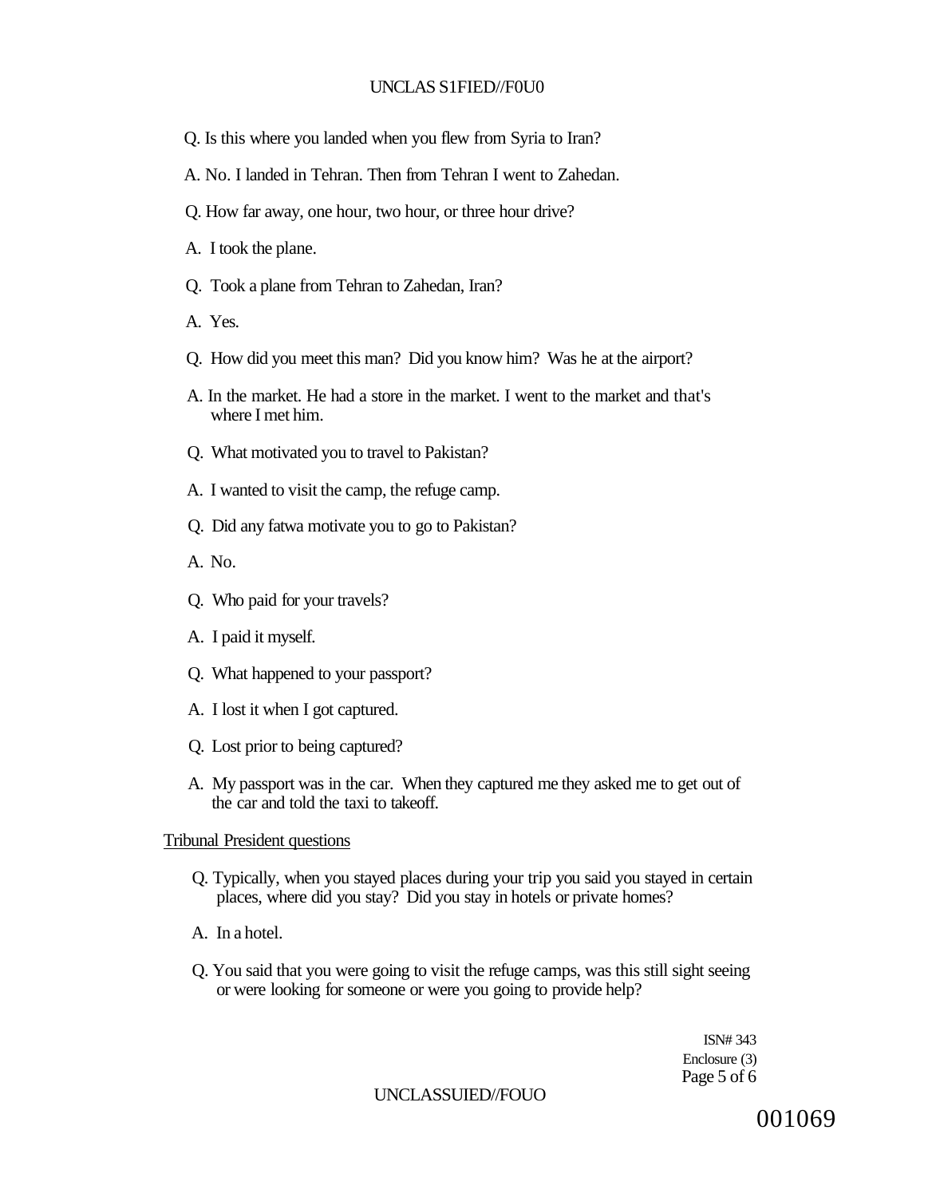Q. Is this where you landed when you flew from Syria to Iran?

A. No. I landed in Tehran. Then from Tehran I went to Zahedan.

Q. How far away, one hour, two hour, or three hour drive?

A. I took the plane.

Q. Took a plane from Tehran to Zahedan, Iran?

A. Yes.

Q. How did you meet this man? Did you know him? Was he at the airport?

A. In the market. He had a store in the market. I went to the market and that's where I met him.

Q. What motivated you to travel to Pakistan?

A. I wanted to visit the camp, the refuge camp.

Q. Did any fatwa motivate you to go to Pakistan?

A. No.

Q. Who paid for your travels?

A. I paid it myself.

Q. What happened to your passport?

A. I lost it when I got captured.

Q. Lost prior to being captured?

A. My passport was in the car. When they captured me they asked me to get out of the car and told the taxi to takeoff.

Tribunal President questions

Q. Typically, when you stayed places during your trip you said you stayed in certain places, where did you stay? Did you stay in hotels or private homes?

A. In a hotel.

Q. You said that you were going to visit the refuge camps, was this still sight seeing or were looking for someone or were you going to provide help?

ISN# 343
Enclosure (3)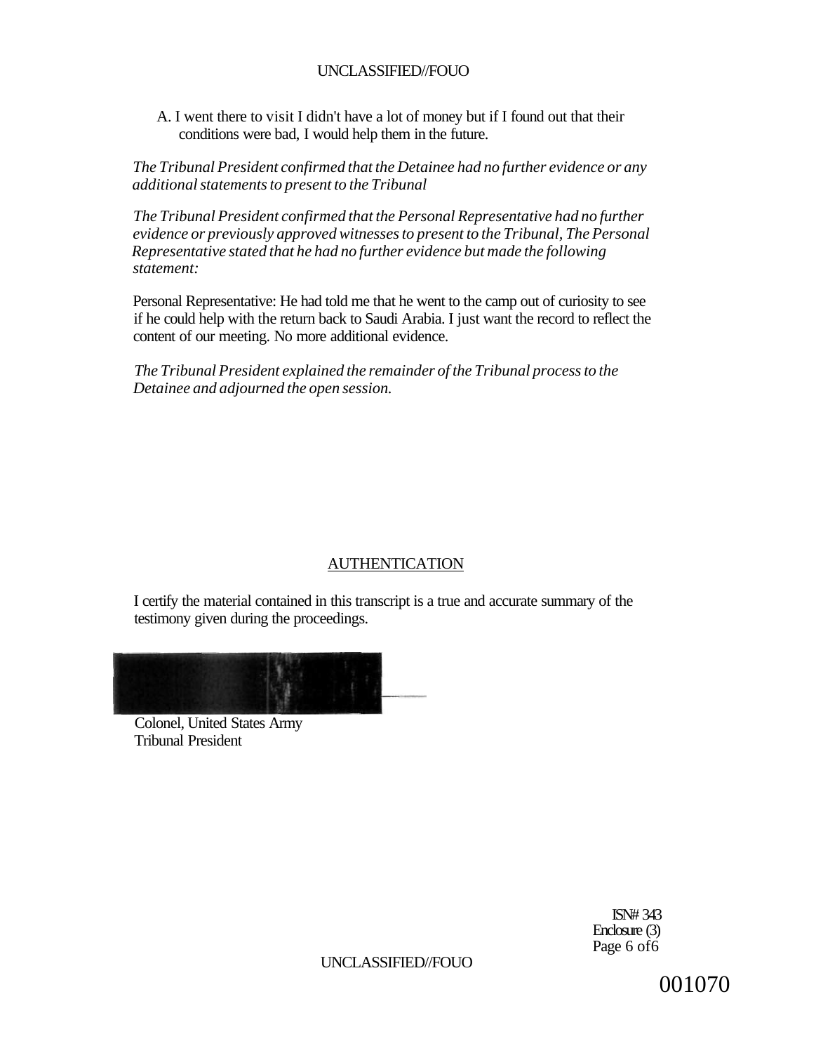A. I went there to visit I didn't have a lot of money but if I found out that their conditions were bad, I would help them in the future.

*The Tribunal President confirmed that the Detainee had no further evidence or any additional statements to present to the Tribunal*

*The Tribunal President confirmed that the Personal Representative had no further evidence or previously approved witnesses to present to the Tribunal, The Personal Representative stated that he had no further evidence but made the following statement:*

Personal Representative: He had told me that he went to the camp out of curiosity to see if he could help with the return back to Saudi Arabia. I just want the record to reflect the content of our meeting. No more additional evidence.

*The Tribunal President explained the remainder of the Tribunal process to the Detainee and adjourned the open session.*

## AUTHENTICATION

I certify the material contained in this transcript is a true and accurate summary of the testimony given during the proceedings.

Colonel, United States Army
Tribunal President

ISN# 343
Enclosure (3)
Page 6 of 6

001070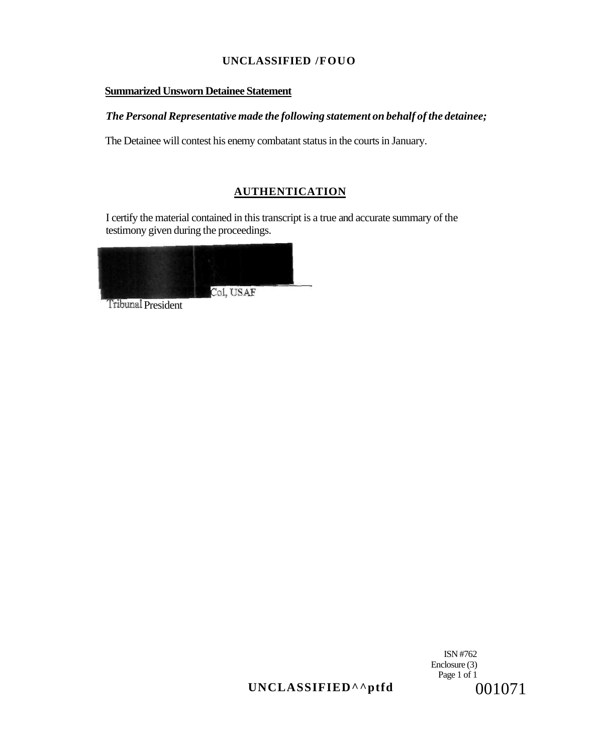**Summarized Unsworn Detainee Statement**

***The Personal Representative made the following statement on behalf of the detainee;***

The Detainee will contest his enemy combatant status in the courts in January.

## AUTHENTICATION

I certify the material contained in this transcript is a true and accurate summary of the testimony given during the proceedings.

Col, USAF
Tribunal President

ISN #762
Enclosure (3)
Page 1 of 1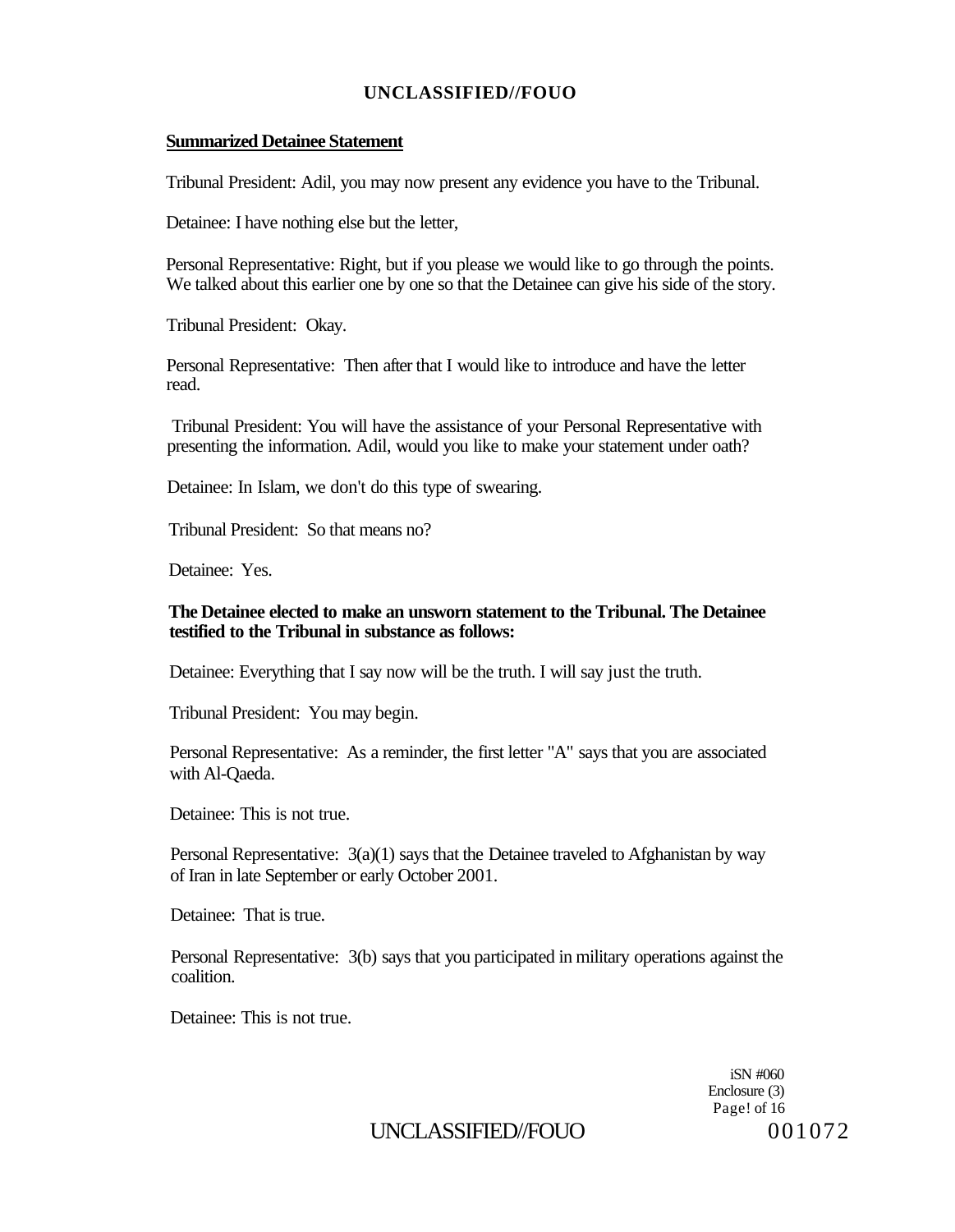**Summarized Detainee Statement**

Tribunal President: Adil, you may now present any evidence you have to the Tribunal.

Detainee: I have nothing else but the letter,

Personal Representative: Right, but if you please we would like to go through the points. We talked about this earlier one by one so that the Detainee can give his side of the story.

Tribunal President: Okay.

Personal Representative: Then after that I would like to introduce and have the letter read.

Tribunal President: You will have the assistance of your Personal Representative with presenting the information. Adil, would you like to make your statement under oath?

Detainee: In Islam, we don't do this type of swearing.

Tribunal President: So that means no?

Detainee: Yes.

**The Detainee elected to make an unsworn statement to the Tribunal. The Detainee testified to the Tribunal in substance as follows:**

Detainee: Everything that I say now will be the truth. I will say just the truth.

Tribunal President: You may begin.

Personal Representative: As a reminder, the first letter "A" says that you are associated with Al-Qaeda.

Detainee: This is not true.

Personal Representative: 3(a)(1) says that the Detainee traveled to Afghanistan by way of Iran in late September or early October 2001.

Detainee: That is true.

Personal Representative: 3(b) says that you participated in military operations against the coalition.

Detainee: This is not true.

iSN #060
Enclosure (3)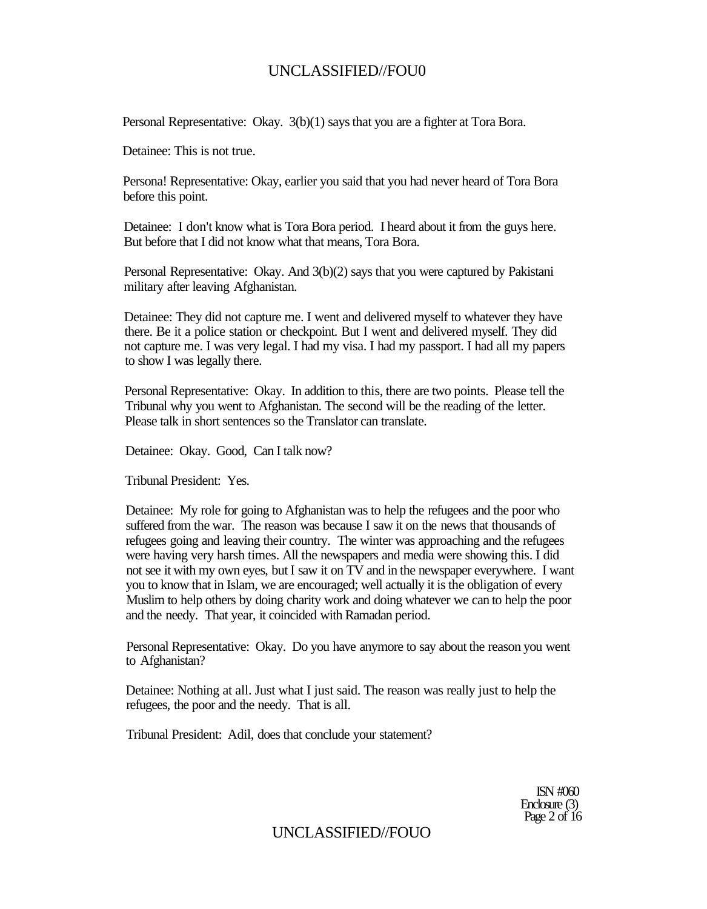Personal Representative: Okay. 3(b)(1) says that you are a fighter at Tora Bora.

Detainee: This is not true.

Persona! Representative: Okay, earlier you said that you had never heard of Tora Bora before this point.

Detainee: I don't know what is Tora Bora period. I heard about it from the guys here. But before that I did not know what that means, Tora Bora.

Personal Representative: Okay. And 3(b)(2) says that you were captured by Pakistani military after leaving Afghanistan.

Detainee: They did not capture me. I went and delivered myself to whatever they have there. Be it a police station or checkpoint. But I went and delivered myself. They did not capture me. I was very legal. I had my visa. I had my passport. I had all my papers to show I was legally there.

Personal Representative: Okay. In addition to this, there are two points. Please tell the Tribunal why you went to Afghanistan. The second will be the reading of the letter. Please talk in short sentences so the Translator can translate.

Detainee: Okay. Good, Can I talk now?

Tribunal President: Yes.

Detainee: My role for going to Afghanistan was to help the refugees and the poor who suffered from the war. The reason was because I saw it on the news that thousands of refugees going and leaving their country. The winter was approaching and the refugees were having very harsh times. All the newspapers and media were showing this. I did not see it with my own eyes, but I saw it on TV and in the newspaper everywhere. I want you to know that in Islam, we are encouraged; well actually it is the obligation of every Muslim to help others by doing charity work and doing whatever we can to help the poor and the needy. That year, it coincided with Ramadan period.

Personal Representative: Okay. Do you have anymore to say about the reason you went to Afghanistan?

Detainee: Nothing at all. Just what I just said. The reason was really just to help the refugees, the poor and the needy. That is all.

Tribunal President: Adil, does that conclude your statement?

ISN #060
Enclosure (3)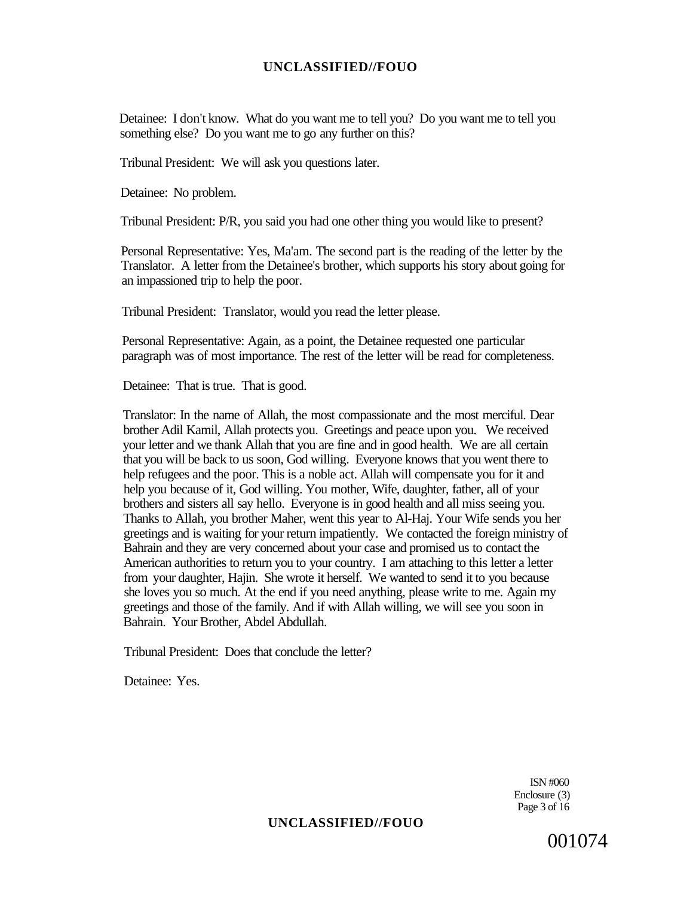Detainee: I don't know. What do you want me to tell you? Do you want me to tell you something else? Do you want me to go any further on this?

Tribunal President: We will ask you questions later.

Detainee: No problem.

Tribunal President: P/R, you said you had one other thing you would like to present?

Personal Representative: Yes, Ma'am. The second part is the reading of the letter by the Translator. A letter from the Detainee's brother, which supports his story about going for an impassioned trip to help the poor.

Tribunal President: Translator, would you read the letter please.

Personal Representative: Again, as a point, the Detainee requested one particular paragraph was of most importance. The rest of the letter will be read for completeness.

Detainee: That is true. That is good.

Translator: In the name of Allah, the most compassionate and the most merciful. Dear brother Adil Kamil, Allah protects you. Greetings and peace upon you. We received your letter and we thank Allah that you are fine and in good health. We are all certain that you will be back to us soon, God willing. Everyone knows that you went there to help refugees and the poor. This is a noble act. Allah will compensate you for it and help you because of it, God willing. You mother, Wife, daughter, father, all of your brothers and sisters all say hello. Everyone is in good health and all miss seeing you. Thanks to Allah, you brother Maher, went this year to Al-Haj. Your Wife sends you her greetings and is waiting for your return impatiently. We contacted the foreign ministry of Bahrain and they are very concerned about your case and promised us to contact the American authorities to return you to your country. I am attaching to this letter a letter from your daughter, Hajin. She wrote it herself. We wanted to send it to you because she loves you so much. At the end if you need anything, please write to me. Again my greetings and those of the family. And if with Allah willing, we will see you soon in Bahrain. Your Brother, Abdel Abdullah.

Tribunal President: Does that conclude the letter?

Detainee: Yes.

ISN #060
Enclosure (3)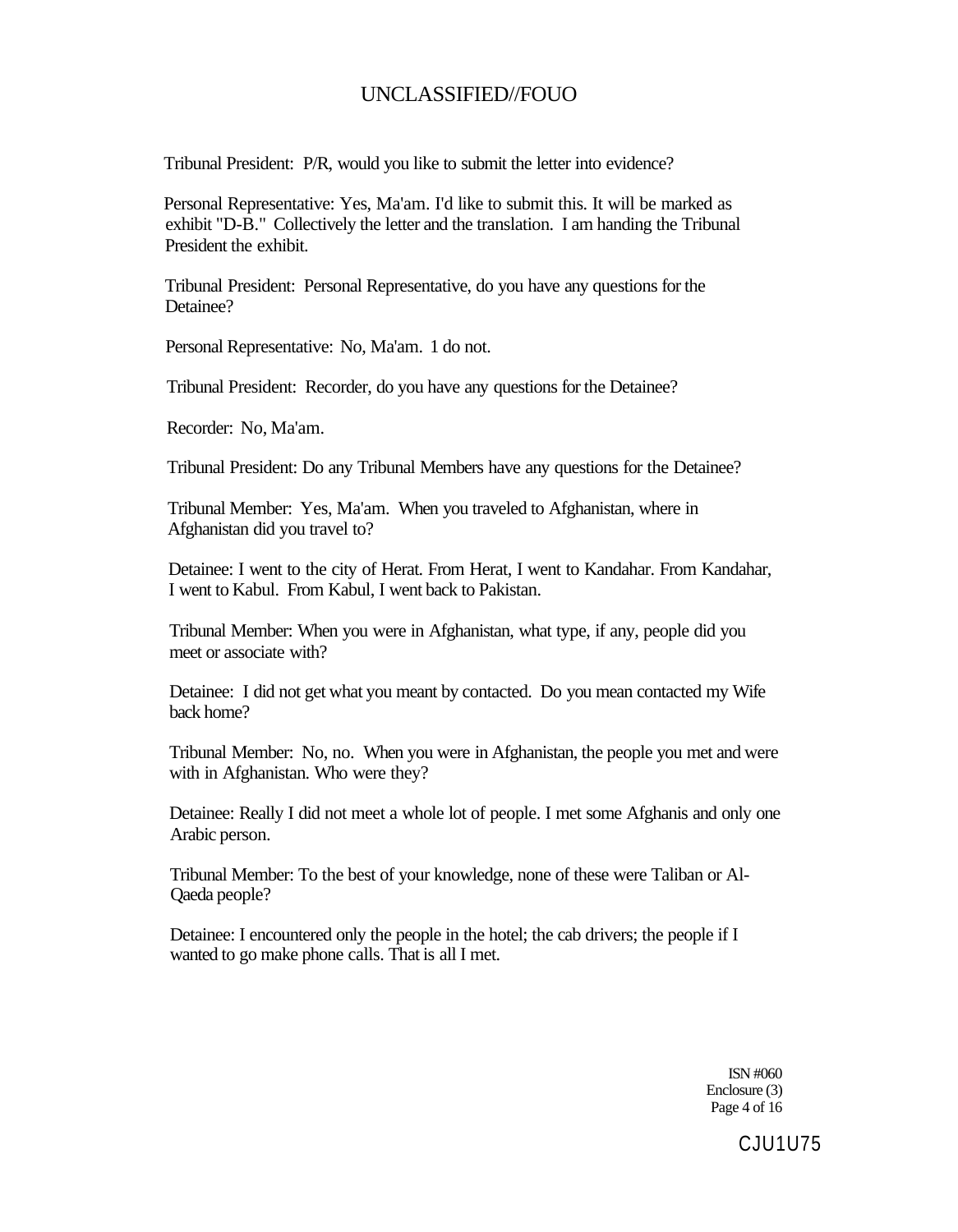Tribunal President: P/R, would you like to submit the letter into evidence?

Personal Representative: Yes, Ma'am. I'd like to submit this. It will be marked as exhibit "D-B." Collectively the letter and the translation. I am handing the Tribunal President the exhibit.

Tribunal President: Personal Representative, do you have any questions for the Detainee?

Personal Representative: No, Ma'am. 1 do not.

Tribunal President: Recorder, do you have any questions for the Detainee?

Recorder: No, Ma'am.

Tribunal President: Do any Tribunal Members have any questions for the Detainee?

Tribunal Member: Yes, Ma'am. When you traveled to Afghanistan, where in Afghanistan did you travel to?

Detainee: I went to the city of Herat. From Herat, I went to Kandahar. From Kandahar, I went to Kabul. From Kabul, I went back to Pakistan.

Tribunal Member: When you were in Afghanistan, what type, if any, people did you meet or associate with?

Detainee: I did not get what you meant by contacted. Do you mean contacted my Wife back home?

Tribunal Member: No, no. When you were in Afghanistan, the people you met and were with in Afghanistan. Who were they?

Detainee: Really I did not meet a whole lot of people. I met some Afghanis and only one Arabic person.

Tribunal Member: To the best of your knowledge, none of these were Taliban or Al-Qaeda people?

Detainee: I encountered only the people in the hotel; the cab drivers; the people if I wanted to go make phone calls. That is all I met.

ISN #060
Enclosure (3)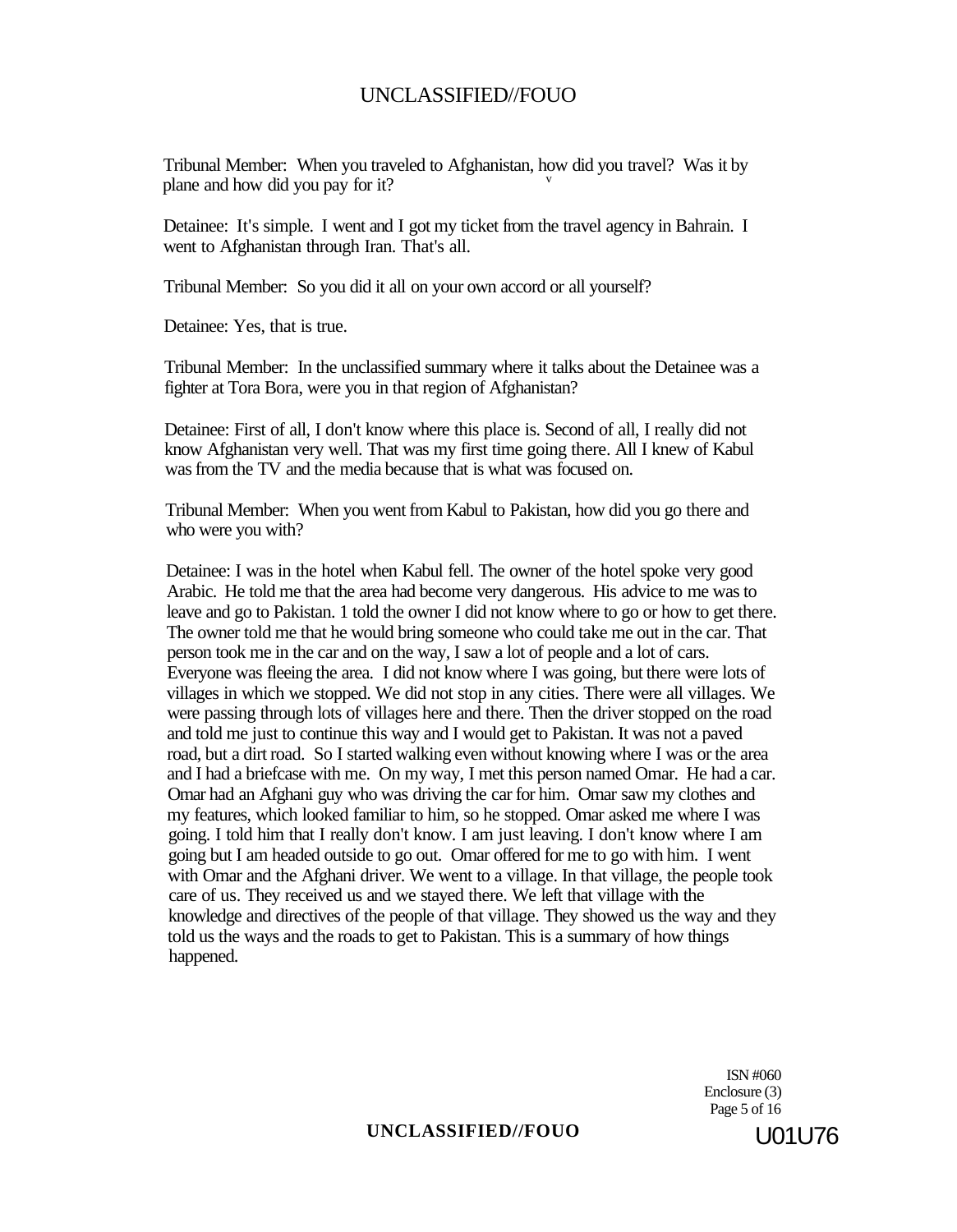Tribunal Member: When you traveled to Afghanistan, how did you travel? Was it by plane and how did you pay for it?

Detainee: It's simple. I went and I got my ticket from the travel agency in Bahrain. I went to Afghanistan through Iran. That's all.

Tribunal Member: So you did it all on your own accord or all yourself?

Detainee: Yes, that is true.

Tribunal Member: In the unclassified summary where it talks about the Detainee was a fighter at Tora Bora, were you in that region of Afghanistan?

Detainee: First of all, I don't know where this place is. Second of all, I really did not know Afghanistan very well. That was my first time going there. All I knew of Kabul was from the TV and the media because that is what was focused on.

Tribunal Member: When you went from Kabul to Pakistan, how did you go there and who were you with?

Detainee: I was in the hotel when Kabul fell. The owner of the hotel spoke very good Arabic. He told me that the area had become very dangerous. His advice to me was to leave and go to Pakistan. 1 told the owner I did not know where to go or how to get there. The owner told me that he would bring someone who could take me out in the car. That person took me in the car and on the way, I saw a lot of people and a lot of cars. Everyone was fleeing the area. I did not know where I was going, but there were lots of villages in which we stopped. We did not stop in any cities. There were all villages. We were passing through lots of villages here and there. Then the driver stopped on the road and told me just to continue this way and I would get to Pakistan. It was not a paved road, but a dirt road. So I started walking even without knowing where I was or the area and I had a briefcase with me. On my way, I met this person named Omar. He had a car. Omar had an Afghani guy who was driving the car for him. Omar saw my clothes and my features, which looked familiar to him, so he stopped. Omar asked me where I was going. I told him that I really don't know. I am just leaving. I don't know where I am going but I am headed outside to go out. Omar offered for me to go with him. I went with Omar and the Afghani driver. We went to a village. In that village, the people took care of us. They received us and we stayed there. We left that village with the knowledge and directives of the people of that village. They showed us the way and they told us the ways and the roads to get to Pakistan. This is a summary of how things happened.

ISN #060
Enclosure (3)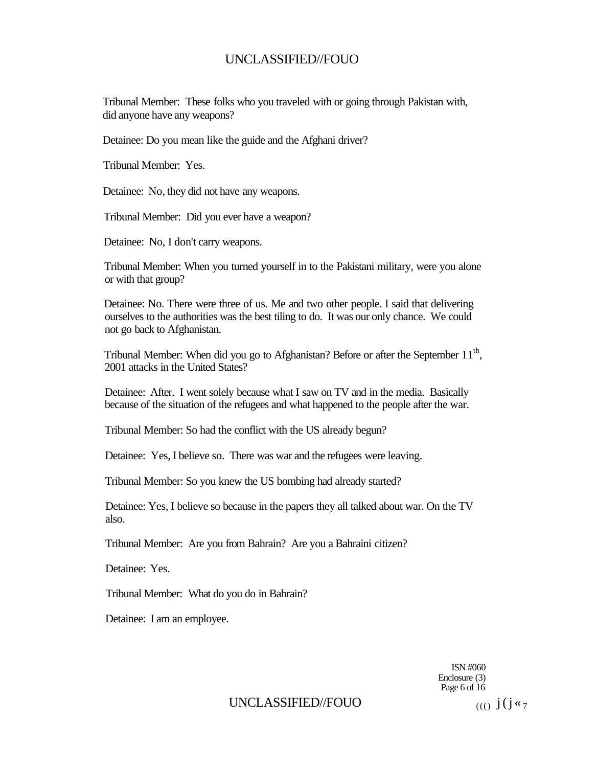Tribunal Member: These folks who you traveled with or going through Pakistan with, did anyone have any weapons?

Detainee: Do you mean like the guide and the Afghani driver?

Tribunal Member: Yes.

Detainee: No, they did not have any weapons.

Tribunal Member: Did you ever have a weapon?

Detainee: No, I don't carry weapons.

Tribunal Member: When you turned yourself in to the Pakistani military, were you alone or with that group?

Detainee: No. There were three of us. Me and two other people. I said that delivering ourselves to the authorities was the best tiling to do. It was our only chance. We could not go back to Afghanistan.

Tribunal Member: When did you go to Afghanistan? Before or after the September 11th, 2001 attacks in the United States?

Detainee: After. I went solely because what I saw on TV and in the media. Basically because of the situation of the refugees and what happened to the people after the war.

Tribunal Member: So had the conflict with the US already begun?

Detainee: Yes, I believe so. There was war and the refugees were leaving.

Tribunal Member: So you knew the US bombing had already started?

Detainee: Yes, I believe so because in the papers they all talked about war. On the TV also.

Tribunal Member: Are you from Bahrain? Are you a Bahraini citizen?

Detainee: Yes.

Tribunal Member: What do you do in Bahrain?

Detainee: I am an employee.

ISN #060
Enclosure (3)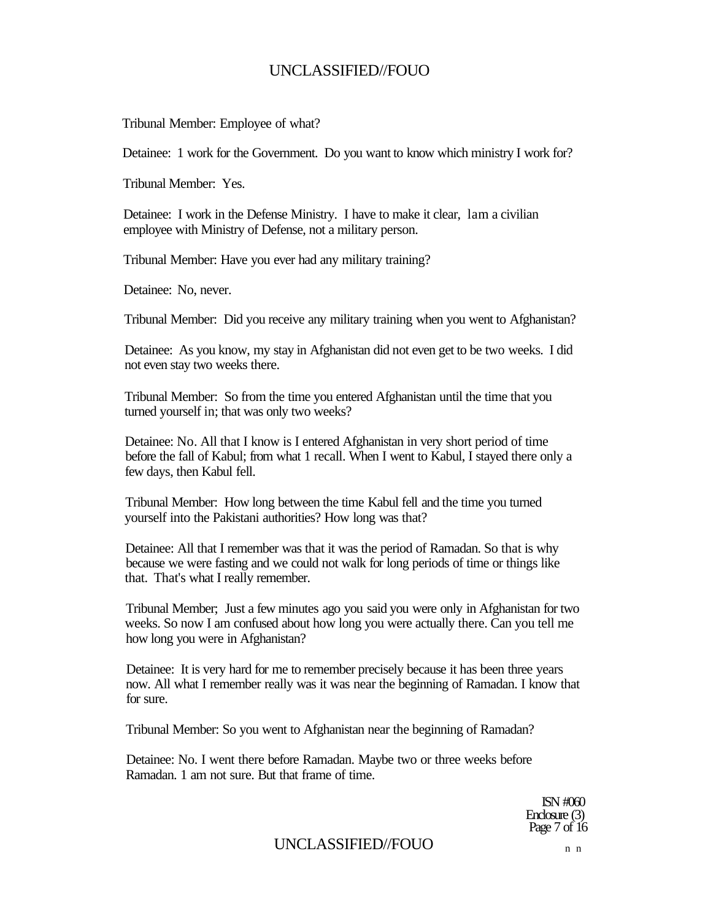Tribunal Member: Employee of what?

Detainee: 1 work for the Government. Do you want to know which ministry I work for?

Tribunal Member: Yes.

Detainee: I work in the Defense Ministry. I have to make it clear, lam a civilian employee with Ministry of Defense, not a military person.

Tribunal Member: Have you ever had any military training?

Detainee: No, never.

Tribunal Member: Did you receive any military training when you went to Afghanistan?

Detainee: As you know, my stay in Afghanistan did not even get to be two weeks. I did not even stay two weeks there.

Tribunal Member: So from the time you entered Afghanistan until the time that you turned yourself in; that was only two weeks?

Detainee: No. All that I know is I entered Afghanistan in very short period of time before the fall of Kabul; from what 1 recall. When I went to Kabul, I stayed there only a few days, then Kabul fell.

Tribunal Member: How long between the time Kabul fell and the time you turned yourself into the Pakistani authorities? How long was that?

Detainee: All that I remember was that it was the period of Ramadan. So that is why because we were fasting and we could not walk for long periods of time or things like that. That's what I really remember.

Tribunal Member; Just a few minutes ago you said you were only in Afghanistan for two weeks. So now I am confused about how long you were actually there. Can you tell me how long you were in Afghanistan?

Detainee: It is very hard for me to remember precisely because it has been three years now. All what I remember really was it was near the beginning of Ramadan. I know that for sure.

Tribunal Member: So you went to Afghanistan near the beginning of Ramadan?

Detainee: No. I went there before Ramadan. Maybe two or three weeks before Ramadan. 1 am not sure. But that frame of time.

ISN #060
Enclosure (3)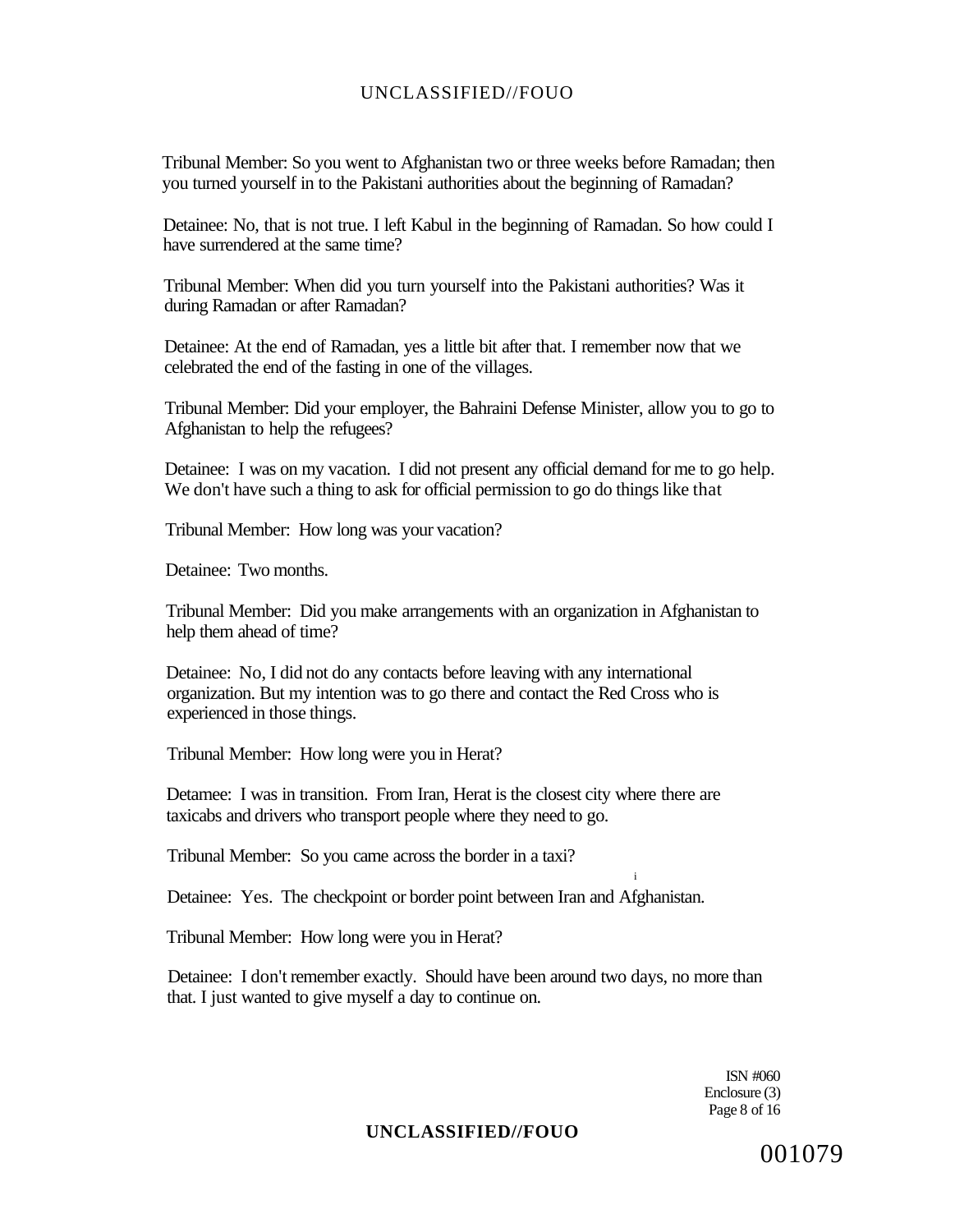Tribunal Member: So you went to Afghanistan two or three weeks before Ramadan; then you turned yourself in to the Pakistani authorities about the beginning of Ramadan?

Detainee: No, that is not true. I left Kabul in the beginning of Ramadan. So how could I have surrendered at the same time?

Tribunal Member: When did you turn yourself into the Pakistani authorities? Was it during Ramadan or after Ramadan?

Detainee: At the end of Ramadan, yes a little bit after that. I remember now that we celebrated the end of the fasting in one of the villages.

Tribunal Member: Did your employer, the Bahraini Defense Minister, allow you to go to Afghanistan to help the refugees?

Detainee: I was on my vacation. I did not present any official demand for me to go help. We don't have such a thing to ask for official permission to go do things like that

Tribunal Member: How long was your vacation?

Detainee: Two months.

Tribunal Member: Did you make arrangements with an organization in Afghanistan to help them ahead of time?

Detainee: No, I did not do any contacts before leaving with any international organization. But my intention was to go there and contact the Red Cross who is experienced in those things.

Tribunal Member: How long were you in Herat?

Detamee: I was in transition. From Iran, Herat is the closest city where there are taxicabs and drivers who transport people where they need to go.

Tribunal Member: So you came across the border in a taxi?

Detainee: Yes. The checkpoint or border point between Iran and Afghanistan.

Tribunal Member: How long were you in Herat?

Detainee: I don't remember exactly. Should have been around two days, no more than that. I just wanted to give myself a day to continue on.

ISN #060
Enclosure (3)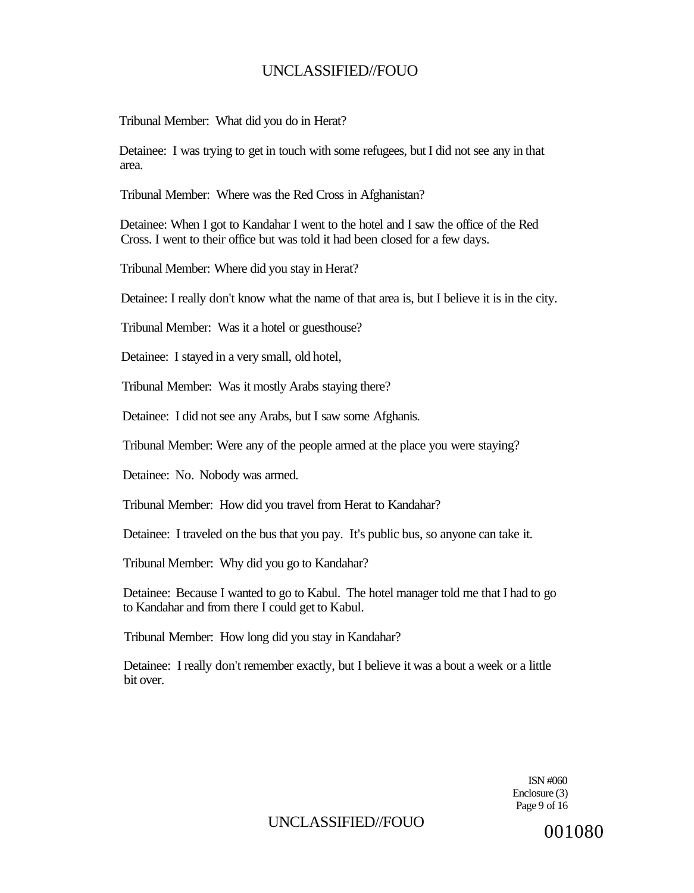Tribunal Member: What did you do in Herat?

Detainee: I was trying to get in touch with some refugees, but I did not see any in that area.

Tribunal Member: Where was the Red Cross in Afghanistan?

Detainee: When I got to Kandahar I went to the hotel and I saw the office of the Red Cross. I went to their office but was told it had been closed for a few days.

Tribunal Member: Where did you stay in Herat?

Detainee: I really don't know what the name of that area is, but I believe it is in the city.

Tribunal Member: Was it a hotel or guesthouse?

Detainee: I stayed in a very small, old hotel,

Tribunal Member: Was it mostly Arabs staying there?

Detainee: I did not see any Arabs, but I saw some Afghanis.

Tribunal Member: Were any of the people armed at the place you were staying?

Detainee: No. Nobody was armed.

Tribunal Member: How did you travel from Herat to Kandahar?

Detainee: I traveled on the bus that you pay. It's public bus, so anyone can take it.

Tribunal Member: Why did you go to Kandahar?

Detainee: Because I wanted to go to Kabul. The hotel manager told me that I had to go to Kandahar and from there I could get to Kabul.

Tribunal Member: How long did you stay in Kandahar?

Detainee: I really don't remember exactly, but I believe it was a bout a week or a little bit over.

ISN #060
Enclosure (3)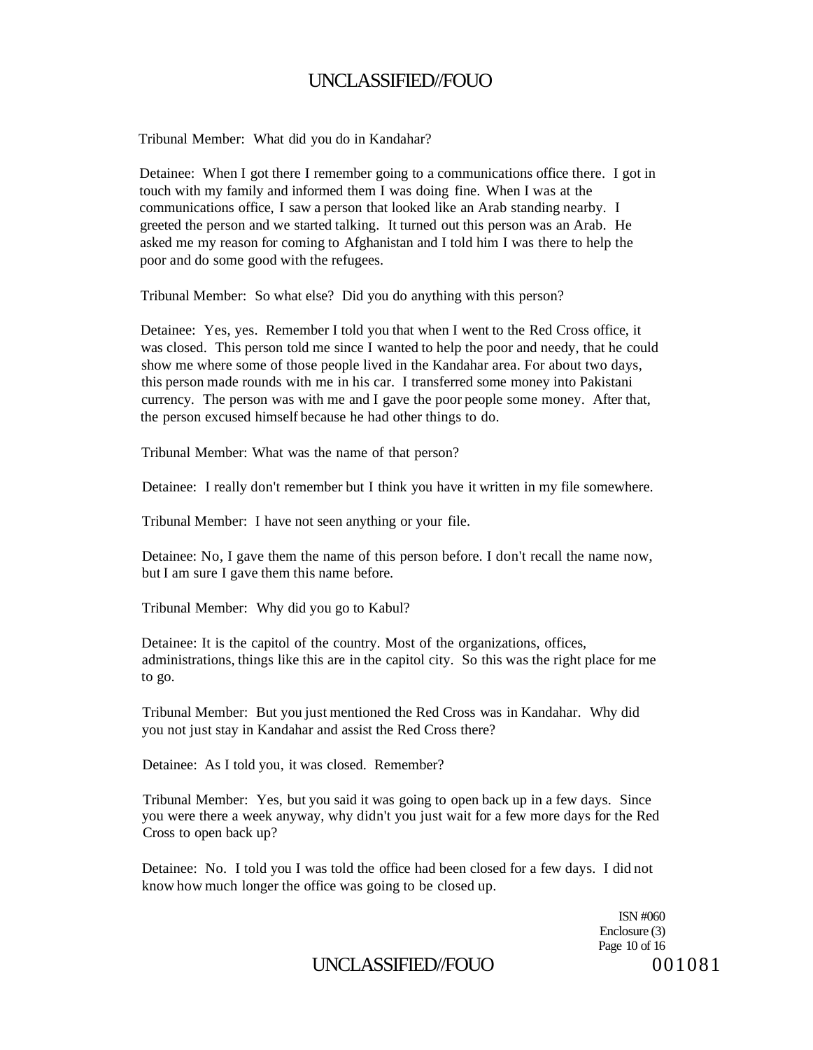Tribunal Member: What did you do in Kandahar?

Detainee: When I got there I remember going to a communications office there. I got in touch with my family and informed them I was doing fine. When I was at the communications office, I saw a person that looked like an Arab standing nearby. I greeted the person and we started talking. It turned out this person was an Arab. He asked me my reason for coming to Afghanistan and I told him I was there to help the poor and do some good with the refugees.

Tribunal Member: So what else? Did you do anything with this person?

Detainee: Yes, yes. Remember I told you that when I went to the Red Cross office, it was closed. This person told me since I wanted to help the poor and needy, that he could show me where some of those people lived in the Kandahar area. For about two days, this person made rounds with me in his car. I transferred some money into Pakistani currency. The person was with me and I gave the poor people some money. After that, the person excused himself because he had other things to do.

Tribunal Member: What was the name of that person?

Detainee: I really don't remember but I think you have it written in my file somewhere.

Tribunal Member: I have not seen anything or your file.

Detainee: No, I gave them the name of this person before. I don't recall the name now, but I am sure I gave them this name before.

Tribunal Member: Why did you go to Kabul?

Detainee: It is the capitol of the country. Most of the organizations, offices, administrations, things like this are in the capitol city. So this was the right place for me to go.

Tribunal Member: But you just mentioned the Red Cross was in Kandahar. Why did you not just stay in Kandahar and assist the Red Cross there?

Detainee: As I told you, it was closed. Remember?

Tribunal Member: Yes, but you said it was going to open back up in a few days. Since you were there a week anyway, why didn't you just wait for a few more days for the Red Cross to open back up?

Detainee: No. I told you I was told the office had been closed for a few days. I did not know how much longer the office was going to be closed up.

ISN #060
Enclosure (3)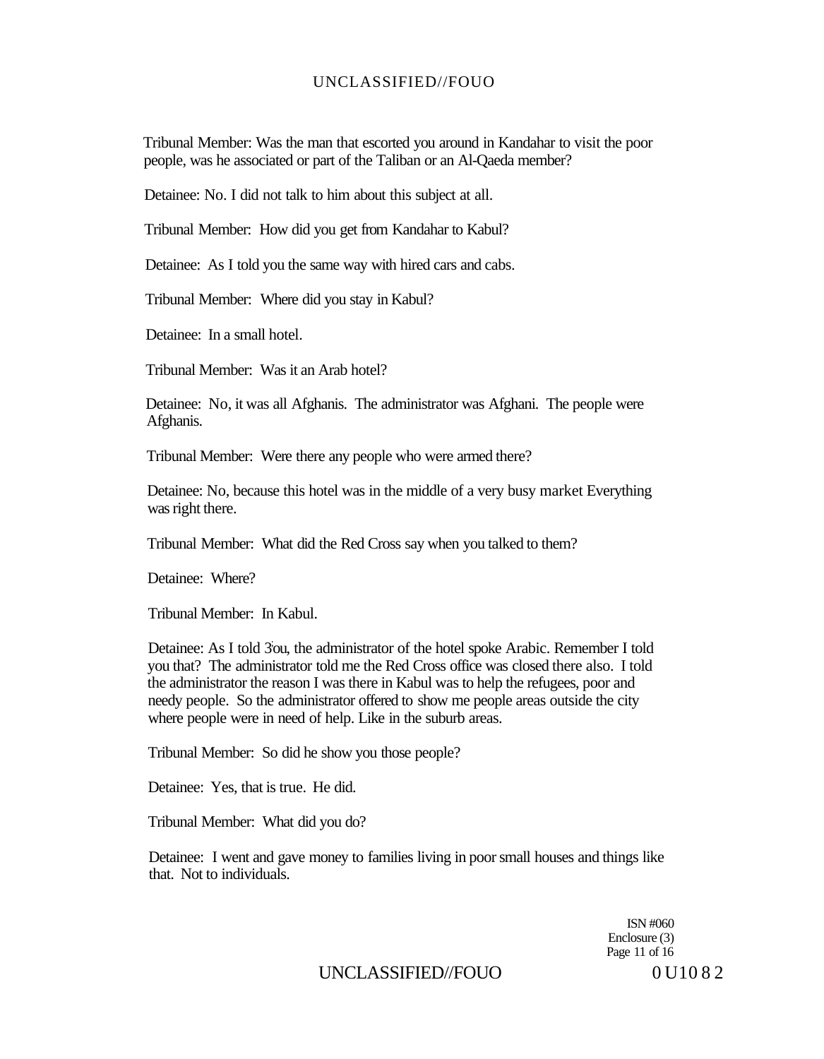Tribunal Member: Was the man that escorted you around in Kandahar to visit the poor people, was he associated or part of the Taliban or an Al-Qaeda member?

Detainee: No. I did not talk to him about this subject at all.

Tribunal Member: How did you get from Kandahar to Kabul?

Detainee: As I told you the same way with hired cars and cabs.

Tribunal Member: Where did you stay in Kabul?

Detainee: In a small hotel.

Tribunal Member: Was it an Arab hotel?

Detainee: No, it was all Afghanis. The administrator was Afghani. The people were Afghanis.

Tribunal Member: Were there any people who were armed there?

Detainee: No, because this hotel was in the middle of a very busy market Everything was right there.

Tribunal Member: What did the Red Cross say when you talked to them?

Detainee: Where?

Tribunal Member: In Kabul.

Detainee: As I told 3'ou, the administrator of the hotel spoke Arabic. Remember I told you that? The administrator told me the Red Cross office was closed there also. I told the administrator the reason I was there in Kabul was to help the refugees, poor and needy people. So the administrator offered to show me people areas outside the city where people were in need of help. Like in the suburb areas.

Tribunal Member: So did he show you those people?

Detainee: Yes, that is true. He did.

Tribunal Member: What did you do?

Detainee: I went and gave money to families living in poor small houses and things like that. Not to individuals.

ISN #060
Enclosure (3)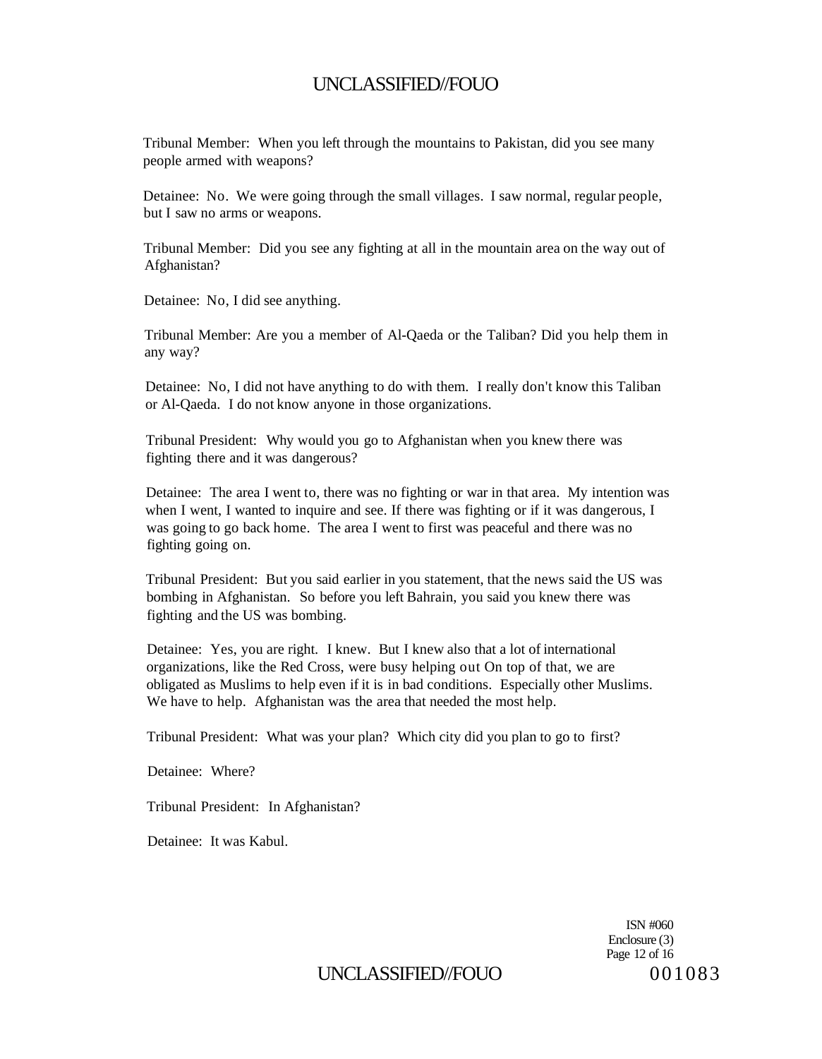Tribunal Member: When you left through the mountains to Pakistan, did you see many people armed with weapons?

Detainee: No. We were going through the small villages. I saw normal, regular people, but I saw no arms or weapons.

Tribunal Member: Did you see any fighting at all in the mountain area on the way out of Afghanistan?

Detainee: No, I did see anything.

Tribunal Member: Are you a member of Al-Qaeda or the Taliban? Did you help them in any way?

Detainee: No, I did not have anything to do with them. I really don't know this Taliban or Al-Qaeda. I do not know anyone in those organizations.

Tribunal President: Why would you go to Afghanistan when you knew there was fighting there and it was dangerous?

Detainee: The area I went to, there was no fighting or war in that area. My intention was when I went, I wanted to inquire and see. If there was fighting or if it was dangerous, I was going to go back home. The area I went to first was peaceful and there was no fighting going on.

Tribunal President: But you said earlier in you statement, that the news said the US was bombing in Afghanistan. So before you left Bahrain, you said you knew there was fighting and the US was bombing.

Detainee: Yes, you are right. I knew. But I knew also that a lot of international organizations, like the Red Cross, were busy helping out On top of that, we are obligated as Muslims to help even if it is in bad conditions. Especially other Muslims. We have to help. Afghanistan was the area that needed the most help.

Tribunal President: What was your plan? Which city did you plan to go to first?

Detainee: Where?

Tribunal President: In Afghanistan?

Detainee: It was Kabul.

ISN #060
Enclosure (3)
Page 12 of 16

001083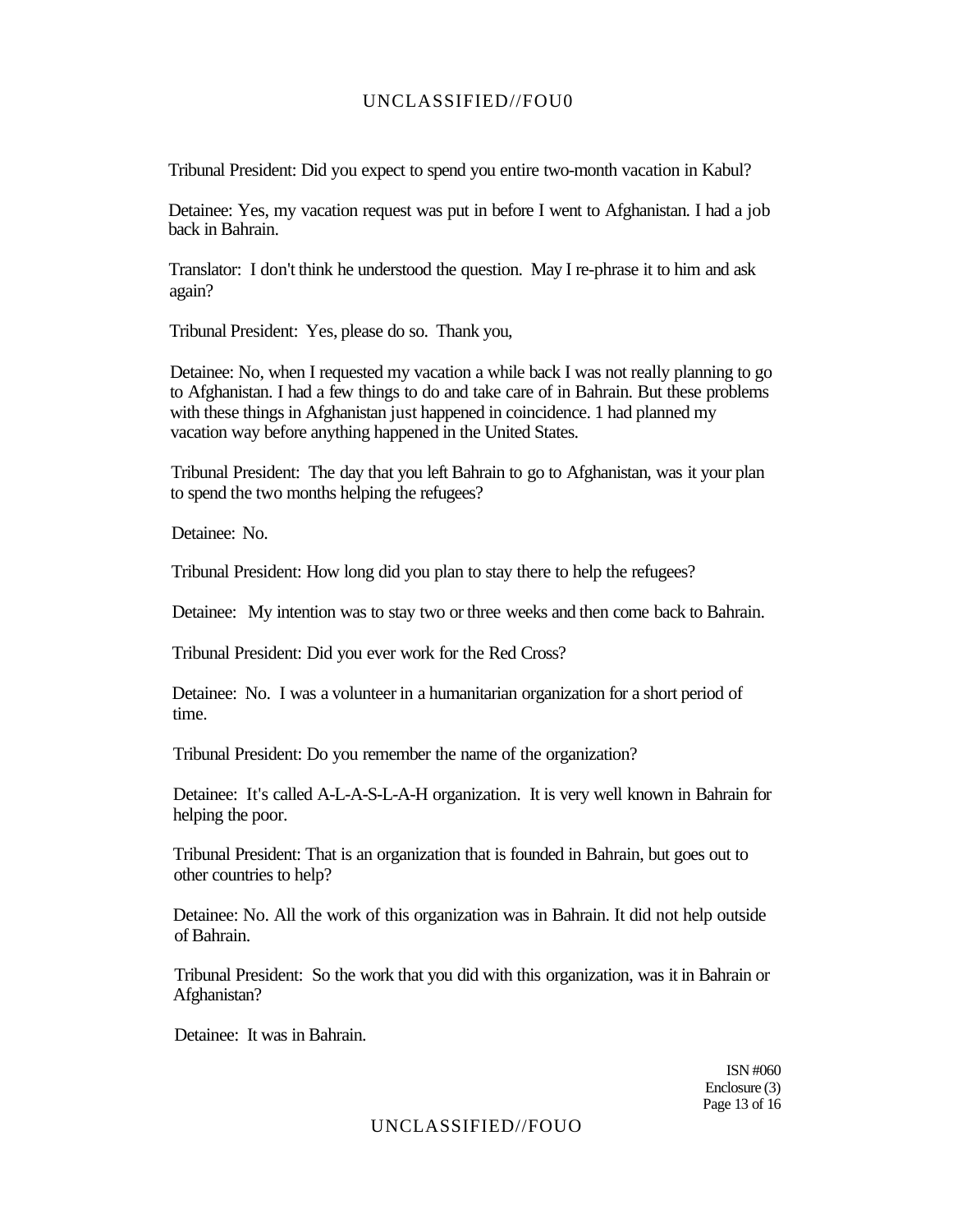Tribunal President: Did you expect to spend you entire two-month vacation in Kabul?

Detainee: Yes, my vacation request was put in before I went to Afghanistan. I had a job back in Bahrain.

Translator: I don't think he understood the question. May I re-phrase it to him and ask again?

Tribunal President: Yes, please do so. Thank you,

Detainee: No, when I requested my vacation a while back I was not really planning to go to Afghanistan. I had a few things to do and take care of in Bahrain. But these problems with these things in Afghanistan just happened in coincidence. 1 had planned my vacation way before anything happened in the United States.

Tribunal President: The day that you left Bahrain to go to Afghanistan, was it your plan to spend the two months helping the refugees?

Detainee: No.

Tribunal President: How long did you plan to stay there to help the refugees?

Detainee: My intention was to stay two or three weeks and then come back to Bahrain.

Tribunal President: Did you ever work for the Red Cross?

Detainee: No. I was a volunteer in a humanitarian organization for a short period of time.

Tribunal President: Do you remember the name of the organization?

Detainee: It's called A-L-A-S-L-A-H organization. It is very well known in Bahrain for helping the poor.

Tribunal President: That is an organization that is founded in Bahrain, but goes out to other countries to help?

Detainee: No. All the work of this organization was in Bahrain. It did not help outside of Bahrain.

Tribunal President: So the work that you did with this organization, was it in Bahrain or Afghanistan?

Detainee: It was in Bahrain.

ISN #060
Enclosure (3)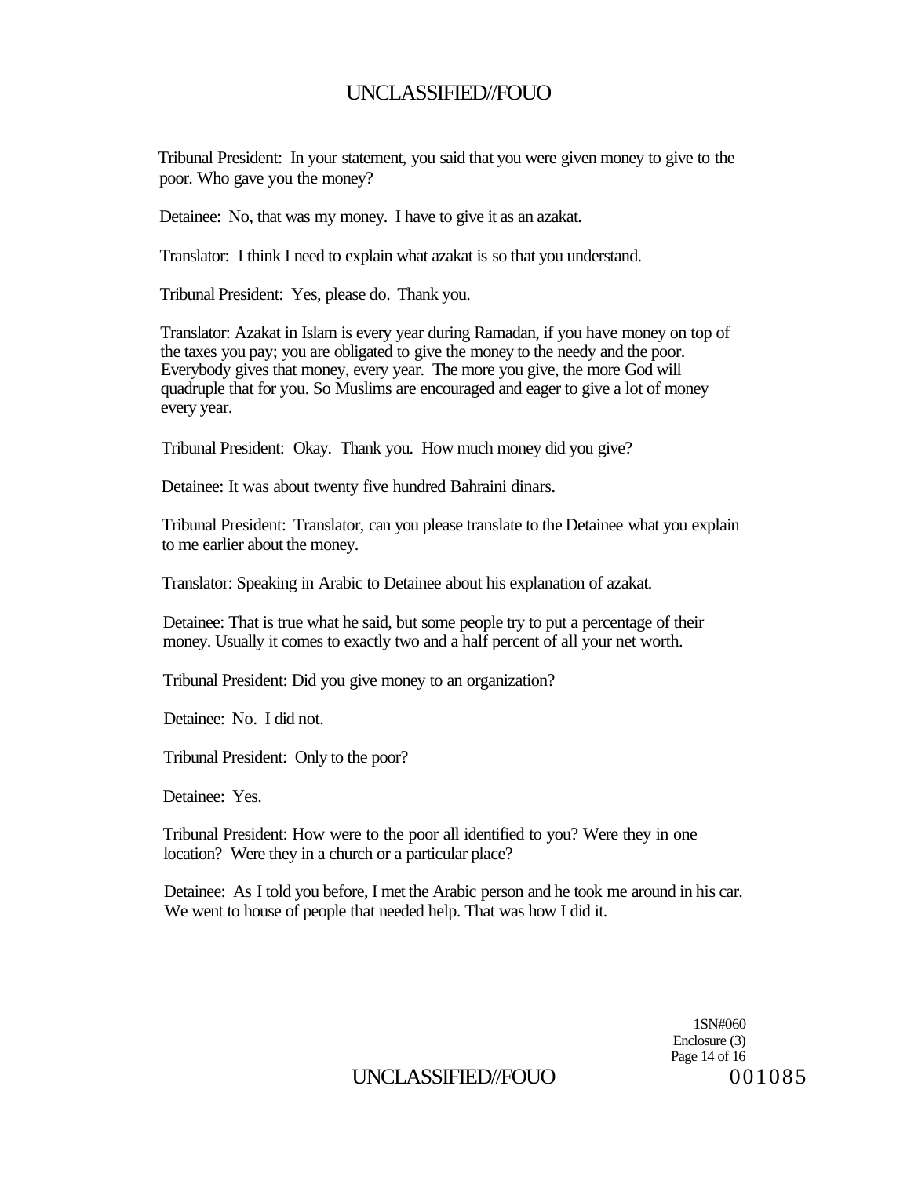Tribunal President: In your statement, you said that you were given money to give to the poor. Who gave you the money?

Detainee: No, that was my money. I have to give it as an azakat.

Translator: I think I need to explain what azakat is so that you understand.

Tribunal President: Yes, please do. Thank you.

Translator: Azakat in Islam is every year during Ramadan, if you have money on top of the taxes you pay; you are obligated to give the money to the needy and the poor. Everybody gives that money, every year. The more you give, the more God will quadruple that for you. So Muslims are encouraged and eager to give a lot of money every year.

Tribunal President: Okay. Thank you. How much money did you give?

Detainee: It was about twenty five hundred Bahraini dinars.

Tribunal President: Translator, can you please translate to the Detainee what you explain to me earlier about the money.

Translator: Speaking in Arabic to Detainee about his explanation of azakat.

Detainee: That is true what he said, but some people try to put a percentage of their money. Usually it comes to exactly two and a half percent of all your net worth.

Tribunal President: Did you give money to an organization?

Detainee: No. I did not.

Tribunal President: Only to the poor?

Detainee: Yes.

Tribunal President: How were to the poor all identified to you? Were they in one location? Were they in a church or a particular place?

Detainee: As I told you before, I met the Arabic person and he took me around in his car. We went to house of people that needed help. That was how I did it.

1SN#060
Enclosure (3)

001085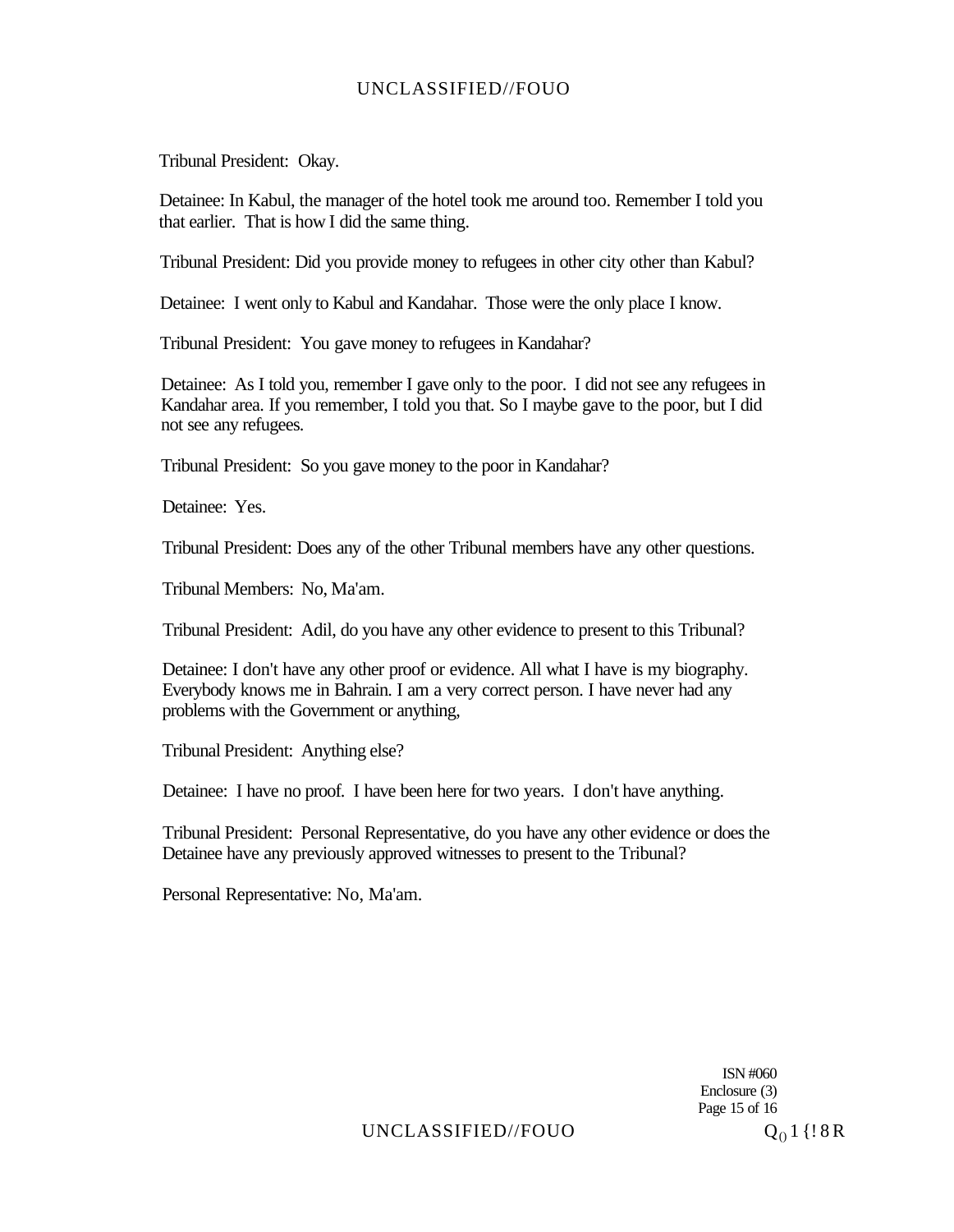Tribunal President: Okay.

Detainee: In Kabul, the manager of the hotel took me around too. Remember I told you that earlier. That is how I did the same thing.

Tribunal President: Did you provide money to refugees in other city other than Kabul?

Detainee: I went only to Kabul and Kandahar. Those were the only place I know.

Tribunal President: You gave money to refugees in Kandahar?

Detainee: As I told you, remember I gave only to the poor. I did not see any refugees in Kandahar area. If you remember, I told you that. So I maybe gave to the poor, but I did not see any refugees.

Tribunal President: So you gave money to the poor in Kandahar?

Detainee: Yes.

Tribunal President: Does any of the other Tribunal members have any other questions.

Tribunal Members: No, Ma'am.

Tribunal President: Adil, do you have any other evidence to present to this Tribunal?

Detainee: I don't have any other proof or evidence. All what I have is my biography. Everybody knows me in Bahrain. I am a very correct person. I have never had any problems with the Government or anything,

Tribunal President: Anything else?

Detainee: I have no proof. I have been here for two years. I don't have anything.

Tribunal President: Personal Representative, do you have any other evidence or does the Detainee have any previously approved witnesses to present to the Tribunal?

Personal Representative: No, Ma'am.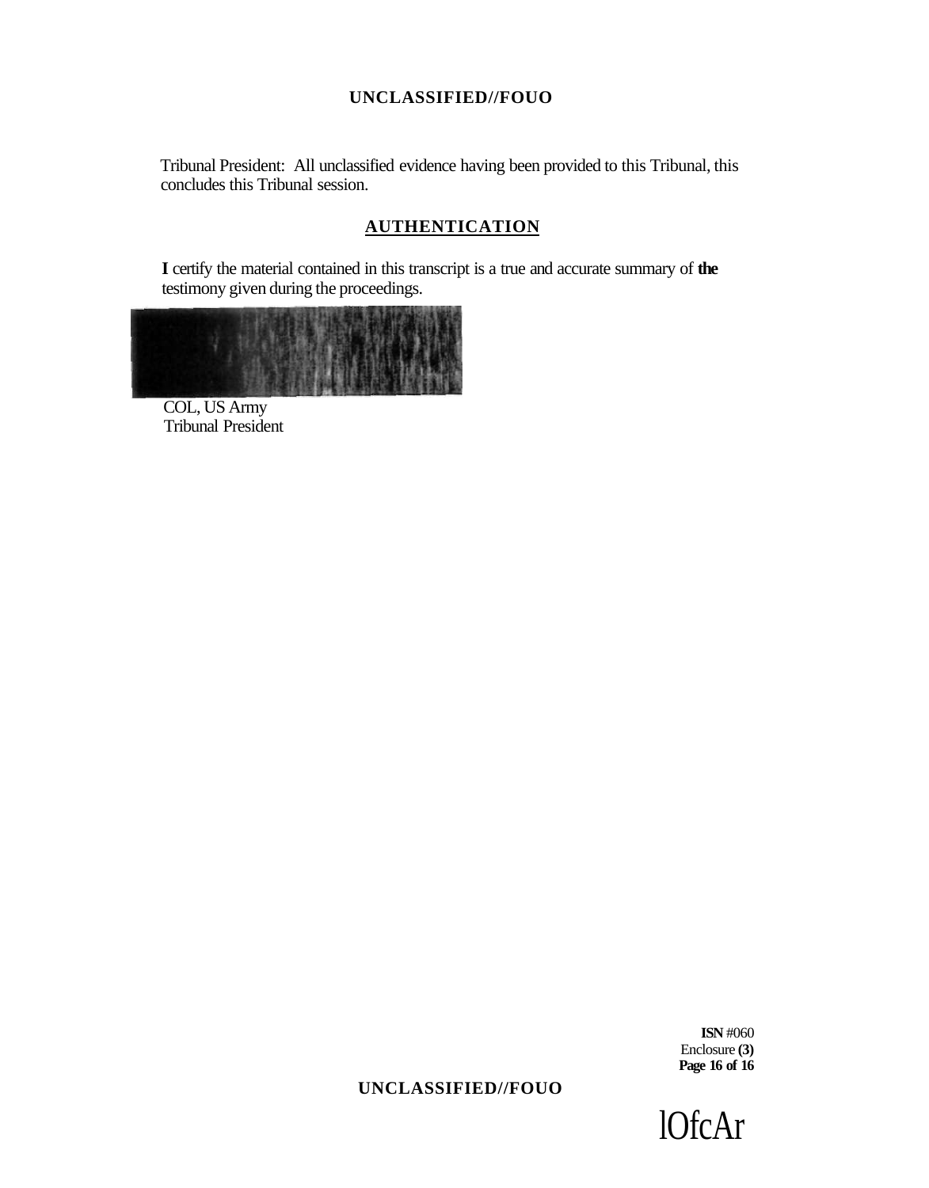Tribunal President: All unclassified evidence having been provided to this Tribunal, this concludes this Tribunal session.

## AUTHENTICATION

**I** certify the material contained in this transcript is a true and accurate summary of **the** testimony given during the proceedings.

COL, US Army
Tribunal President

**ISN** #060
Enclosure **(3)**

lOfcAr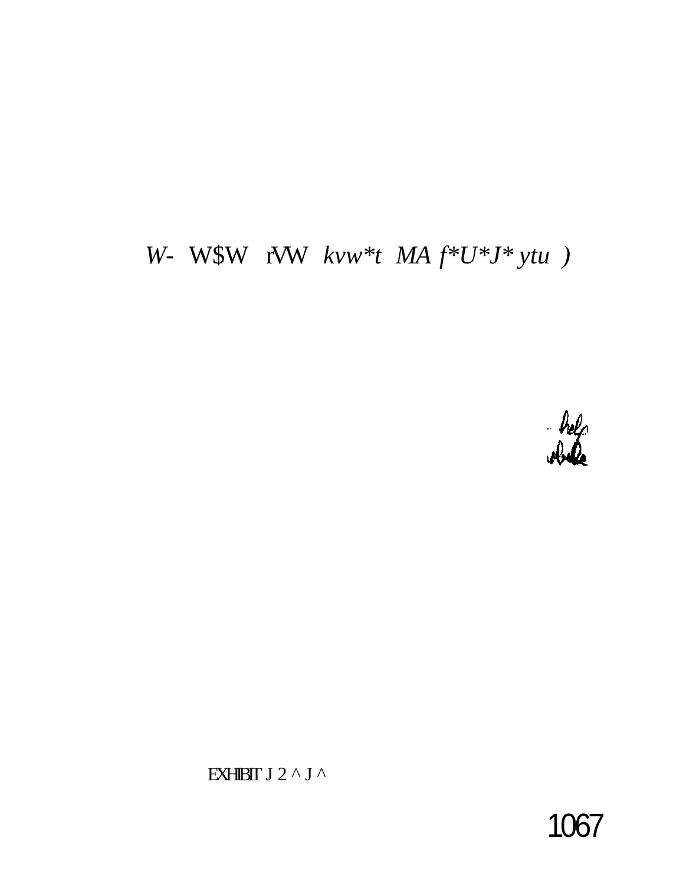*W-* W$W rVW *kvw*t MA f*U*J* ytu )*

help
while

EXHIBIT J 2 ^ J ^

1067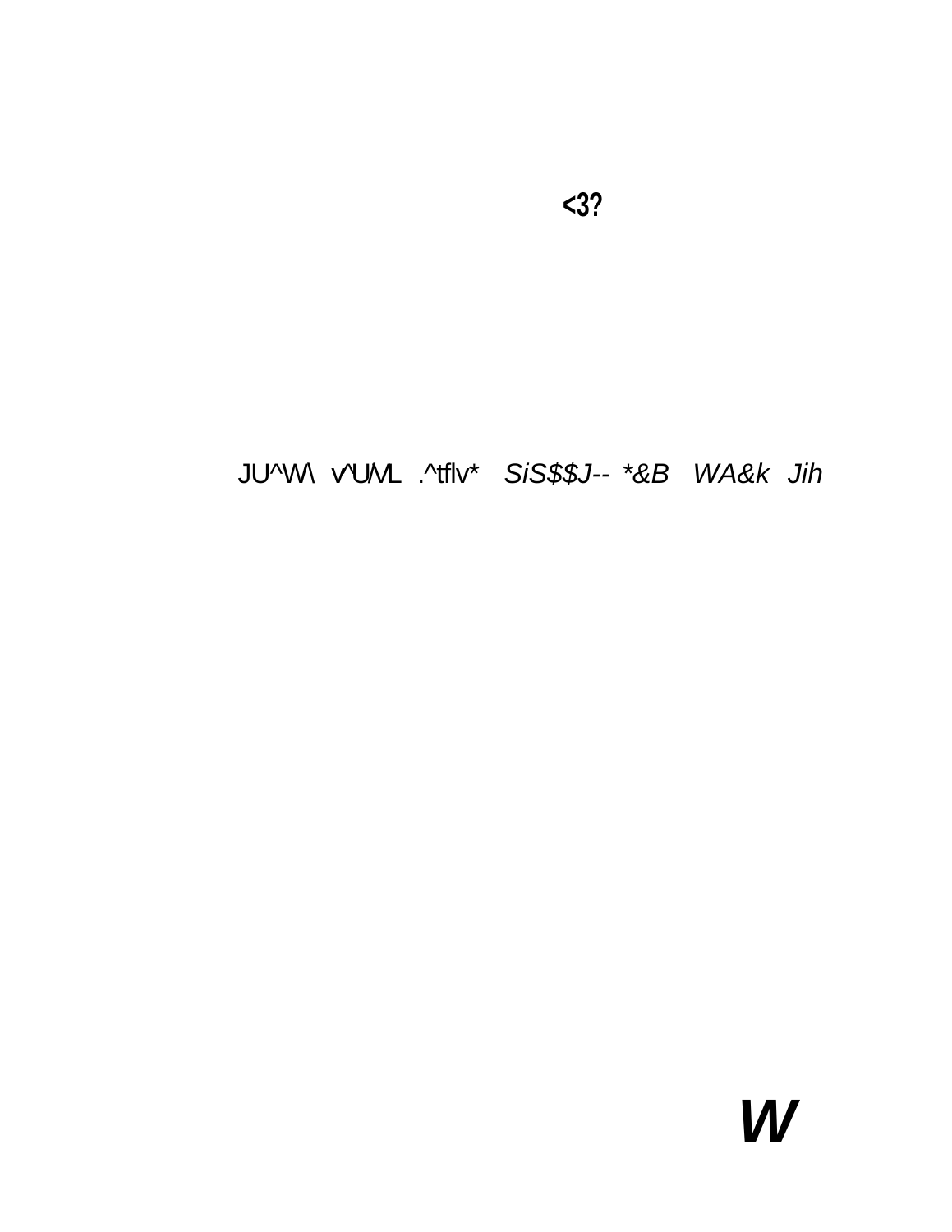<3?

JU^W\ v'UML .^tflv* *SiS$$J-- *&B WA&k Jih*

***W***